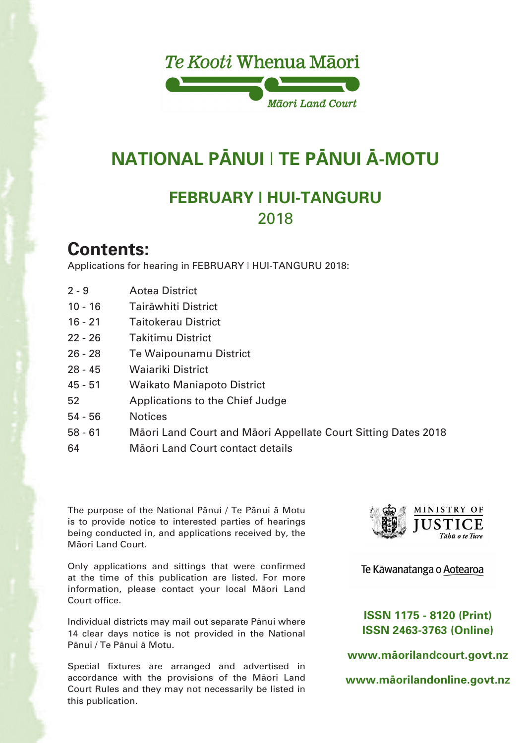Te Kooti Whenua Māori

Māori Land Court

# NATIONAL PĀNUI | TE PĀNUI Ā-MOTU

## FEBRUARY | HUI-TANGURU
## 2018

## Contents:

Applications for hearing in FEBRUARY | HUI-TANGURU 2018:

| | |
|---|---|
| 2 - 9 | Aotea District |
| 10 - 16 | Tairāwhiti District |
| 16 - 21 | Taitokerau District |
| 22 - 26 | Takitimu District |
| 26 - 28 | Te Waipounamu District |
| 28 - 45 | Waiariki District |
| 45 - 51 | Waikato Maniapoto District |
| 52 | Applications to the Chief Judge |
| 54 - 56 | Notices |
| 58 - 61 | Māori Land Court and Māori Appellate Court Sitting Dates 2018 |
| 64 | Māori Land Court contact details |

The purpose of the National Pānui / Te Pānui ā Motu is to provide notice to interested parties of hearings being conducted in, and applications received by, the Māori Land Court.

Only applications and sittings that were confirmed at the time of this publication are listed. For more information, please contact your local Māori Land Court office.

Individual districts may mail out separate Pānui where 14 clear days notice is not provided in the National Pānui / Te Pānui ā Motu.

Special fixtures are arranged and advertised in accordance with the provisions of the Māori Land Court Rules and they may not necessarily be listed in this publication.

MINISTRY OF JUSTICE
*Tāhū o te Ture*

Te Kāwanatanga o Aotearoa

**ISSN 1175 - 8120 (Print)**
**ISSN 2463-3763 (Online)**

**www.māorilandcourt.govt.nz**

**www.māorilandonline.govt.nz**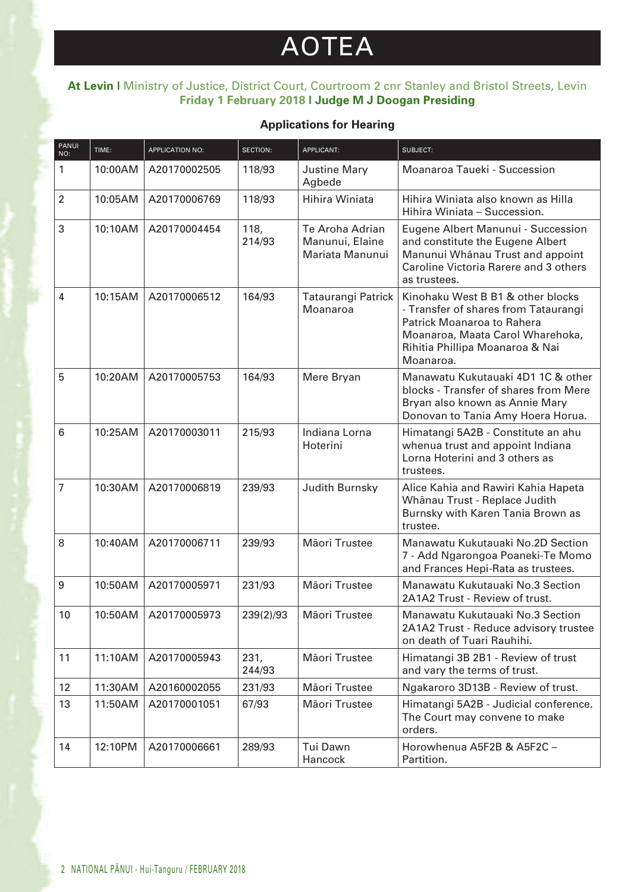# AOTEA

**At Levin |** Ministry of Justice, District Court, Courtroom 2 cnr Stanley and Bristol Streets, Levin
**Friday 1 February 2018 | Judge M J Doogan Presiding**

### Applications for Hearing

| PANUI NO: | TIME: | APPLICATION NO: | SECTION: | APPLICANT: | SUBJECT: |
|---|---|---|---|---|---|
| 1 | 10:00AM | A20170002505 | 118/93 | Justine Mary Agbede | Moanaroa Taueki - Succession |
| 2 | 10:05AM | A20170006769 | 118/93 | Hihira Winiata | Hihira Winiata also known as Hilla Hihira Winiata – Succession. |
| 3 | 10:10AM | A20170004454 | 118, 214/93 | Te Aroha Adrian Manunui, Elaine Mariata Manunui | Eugene Albert Manunui - Succession and constitute the Eugene Albert Manunui Whānau Trust and appoint Caroline Victoria Rarere and 3 others as trustees. |
| 4 | 10:15AM | A20170006512 | 164/93 | Tataurangi Patrick Moanaroa | Kinohaku West B B1 & other blocks - Transfer of shares from Tataurangi Patrick Moanaroa to Rahera Moanaroa, Maata Carol Wharehoka, Rihitia Phillipa Moanaroa & Nai Moanaroa. |
| 5 | 10:20AM | A20170005753 | 164/93 | Mere Bryan | Manawatu Kukutauaki 4D1 1C & other blocks - Transfer of shares from Mere Bryan also known as Annie Mary Donovan to Tania Amy Hoera Horua. |
| 6 | 10:25AM | A20170003011 | 215/93 | Indiana Lorna Hoterini | Himatangi 5A2B - Constitute an ahu whenua trust and appoint Indiana Lorna Hoterini and 3 others as trustees. |
| 7 | 10:30AM | A20170006819 | 239/93 | Judith Burnsky | Alice Kahia and Rawiri Kahia Hapeta Whānau Trust - Replace Judith Burnsky with Karen Tania Brown as trustee. |
| 8 | 10:40AM | A20170006711 | 239/93 | Māori Trustee | Manawatu Kukutauaki No.2D Section 7 - Add Ngarongoa Poaneki-Te Momo and Frances Hepi-Rata as trustees. |
| 9 | 10:50AM | A20170005971 | 231/93 | Māori Trustee | Manawatu Kukutauaki No.3 Section 2A1A2 Trust - Review of trust. |
| 10 | 10:50AM | A20170005973 | 239(2)/93 | Māori Trustee | Manawatu Kukutauaki No.3 Section 2A1A2 Trust - Reduce advisory trustee on death of Tuari Rauhihi. |
| 11 | 11:10AM | A20170005943 | 231, 244/93 | Māori Trustee | Himatangi 3B 2B1 - Review of trust and vary the terms of trust. |
| 12 | 11:30AM | A20160002055 | 231/93 | Māori Trustee | Ngakaroro 3D13B - Review of trust. |
| 13 | 11:50AM | A20170001051 | 67/93 | Māori Trustee | Himatangi 5A2B - Judicial conference. The Court may convene to make orders. |
| 14 | 12:10PM | A20170006661 | 289/93 | Tui Dawn Hancock | Horowhenua A5F2B & A5F2C – Partition. |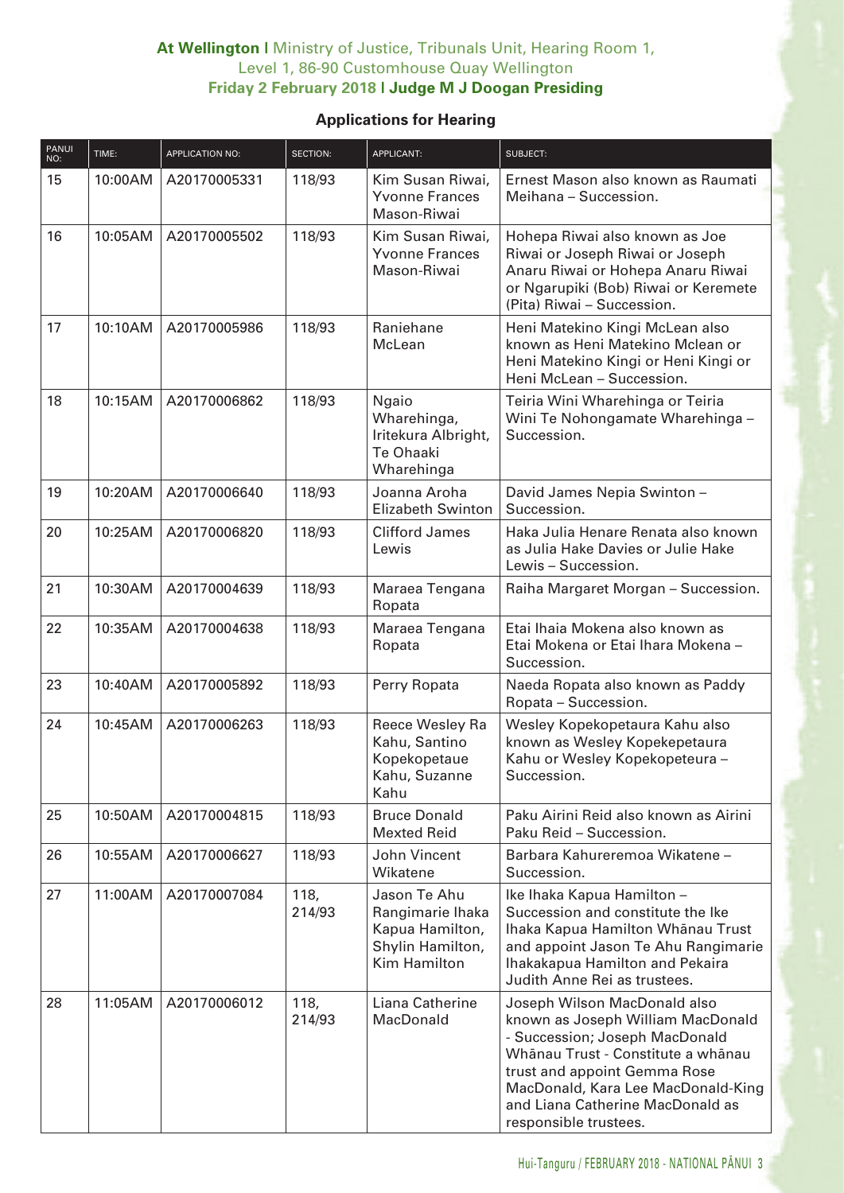**At Wellington |** Ministry of Justice, Tribunals Unit, Hearing Room 1, Level 1, 86-90 Customhouse Quay Wellington
**Friday 2 February 2018 | Judge M J Doogan Presiding**

**Applications for Hearing**

| PANUI NO: | TIME: | APPLICATION NO: | SECTION: | APPLICANT: | SUBJECT: |
|---|---|---|---|---|---|
| 15 | 10:00AM | A20170005331 | 118/93 | Kim Susan Riwai, Yvonne Frances Mason-Riwai | Ernest Mason also known as Raumati Meihana – Succession. |
| 16 | 10:05AM | A20170005502 | 118/93 | Kim Susan Riwai, Yvonne Frances Mason-Riwai | Hohepa Riwai also known as Joe Riwai or Joseph Riwai or Joseph Anaru Riwai or Hohepa Anaru Riwai or Ngarupiki (Bob) Riwai or Keremete (Pita) Riwai – Succession. |
| 17 | 10:10AM | A20170005986 | 118/93 | Raniehane McLean | Heni Matekino Kingi McLean also known as Heni Matekino Mclean or Heni Matekino Kingi or Heni Kingi or Heni McLean – Succession. |
| 18 | 10:15AM | A20170006862 | 118/93 | Ngaio Wharehinga, Iritekura Albright, Te Ohaaki Wharehinga | Teiria Wini Wharehinga or Teiria Wini Te Nohongamate Wharehinga – Succession. |
| 19 | 10:20AM | A20170006640 | 118/93 | Joanna Aroha Elizabeth Swinton | David James Nepia Swinton – Succession. |
| 20 | 10:25AM | A20170006820 | 118/93 | Clifford James Lewis | Haka Julia Henare Renata also known as Julia Hake Davies or Julie Hake Lewis – Succession. |
| 21 | 10:30AM | A20170004639 | 118/93 | Maraea Tengana Ropata | Raiha Margaret Morgan – Succession. |
| 22 | 10:35AM | A20170004638 | 118/93 | Maraea Tengana Ropata | Etai Ihaia Mokena also known as Etai Mokena or Etai Ihara Mokena – Succession. |
| 23 | 10:40AM | A20170005892 | 118/93 | Perry Ropata | Naeda Ropata also known as Paddy Ropata – Succession. |
| 24 | 10:45AM | A20170006263 | 118/93 | Reece Wesley Ra Kahu, Santino Kopekopetaue Kahu, Suzanne Kahu | Wesley Kopekopetaura Kahu also known as Wesley Kopekepetaura Kahu or Wesley Kopekopeteura – Succession. |
| 25 | 10:50AM | A20170004815 | 118/93 | Bruce Donald Mexted Reid | Paku Airini Reid also known as Airini Paku Reid – Succession. |
| 26 | 10:55AM | A20170006627 | 118/93 | John Vincent Wikatene | Barbara Kahureremoa Wikatene – Succession. |
| 27 | 11:00AM | A20170007084 | 118, 214/93 | Jason Te Ahu Rangimarie Ihaka Kapua Hamilton, Shylin Hamilton, Kim Hamilton | Ike Ihaka Kapua Hamilton – Succession and constitute the Ike Ihaka Kapua Hamilton Whānau Trust and appoint Jason Te Ahu Rangimarie Ihakakapua Hamilton and Pekaira Judith Anne Rei as trustees. |
| 28 | 11:05AM | A20170006012 | 118, 214/93 | Liana Catherine MacDonald | Joseph Wilson MacDonald also known as Joseph William MacDonald - Succession; Joseph MacDonald Whānau Trust - Constitute a whānau trust and appoint Gemma Rose MacDonald, Kara Lee MacDonald-King and Liana Catherine MacDonald as responsible trustees. |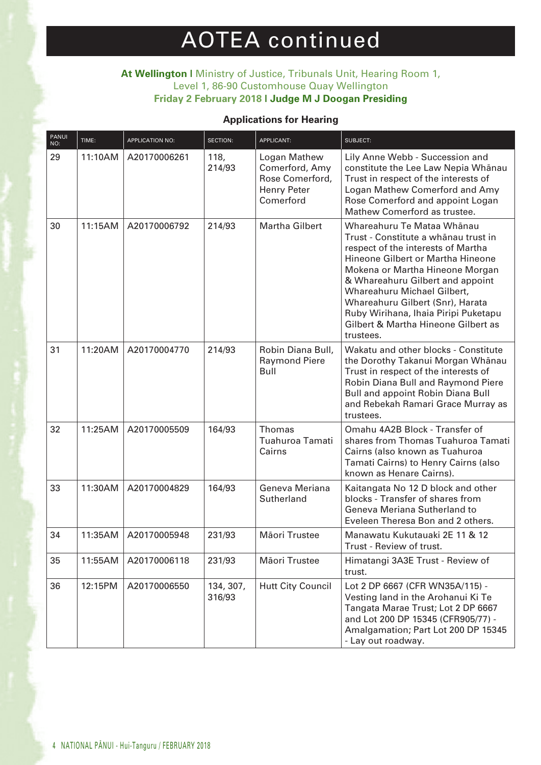# AOTEA continued

**At Wellington** | Ministry of Justice, Tribunals Unit, Hearing Room 1, Level 1, 86-90 Customhouse Quay Wellington
**Friday 2 February 2018 | Judge M J Doogan Presiding**

### Applications for Hearing

| PANUI NO: | TIME: | APPLICATION NO: | SECTION: | APPLICANT: | SUBJECT: |
|---|---|---|---|---|---|
| 29 | 11:10AM | A20170006261 | 118, 214/93 | Logan Mathew Comerford, Amy Rose Comerford, Henry Peter Comerford | Lily Anne Webb - Succession and constitute the Lee Law Nepia Whānau Trust in respect of the interests of Logan Mathew Comerford and Amy Rose Comerford and appoint Logan Mathew Comerford as trustee. |
| 30 | 11:15AM | A20170006792 | 214/93 | Martha Gilbert | Whareahuru Te Mataa Whānau Trust - Constitute a whānau trust in respect of the interests of Martha Hineone Gilbert or Martha Hineone Mokena or Martha Hineone Morgan & Whareahuru Gilbert and appoint Whareahuru Michael Gilbert, Whareahuru Gilbert (Snr), Harata Ruby Wirihana, Ihaia Piripi Puketapu Gilbert & Martha Hineone Gilbert as trustees. |
| 31 | 11:20AM | A20170004770 | 214/93 | Robin Diana Bull, Raymond Piere Bull | Wakatu and other blocks - Constitute the Dorothy Takanui Morgan Whānau Trust in respect of the interests of Robin Diana Bull and Raymond Piere Bull and appoint Robin Diana Bull and Rebekah Ramari Grace Murray as trustees. |
| 32 | 11:25AM | A20170005509 | 164/93 | Thomas Tuahuroa Tamati Cairns | Omahu 4A2B Block - Transfer of shares from Thomas Tuahuroa Tamati Cairns (also known as Tuahuroa Tamati Cairns) to Henry Cairns (also known as Henare Cairns). |
| 33 | 11:30AM | A20170004829 | 164/93 | Geneva Meriana Sutherland | Kaitangata No 12 D block and other blocks - Transfer of shares from Geneva Meriana Sutherland to Eveleen Theresa Bon and 2 others. |
| 34 | 11:35AM | A20170005948 | 231/93 | Māori Trustee | Manawatu Kukutauaki 2E 11 & 12 Trust - Review of trust. |
| 35 | 11:55AM | A20170006118 | 231/93 | Māori Trustee | Himatangi 3A3E Trust - Review of trust. |
| 36 | 12:15PM | A20170006550 | 134, 307, 316/93 | Hutt City Council | Lot 2 DP 6667 (CFR WN35A/115) - Vesting land in the Arohanui Ki Te Tangata Marae Trust; Lot 2 DP 6667 and Lot 200 DP 15345 (CFR905/77) - Amalgamation; Part Lot 200 DP 15345 - Lay out roadway. |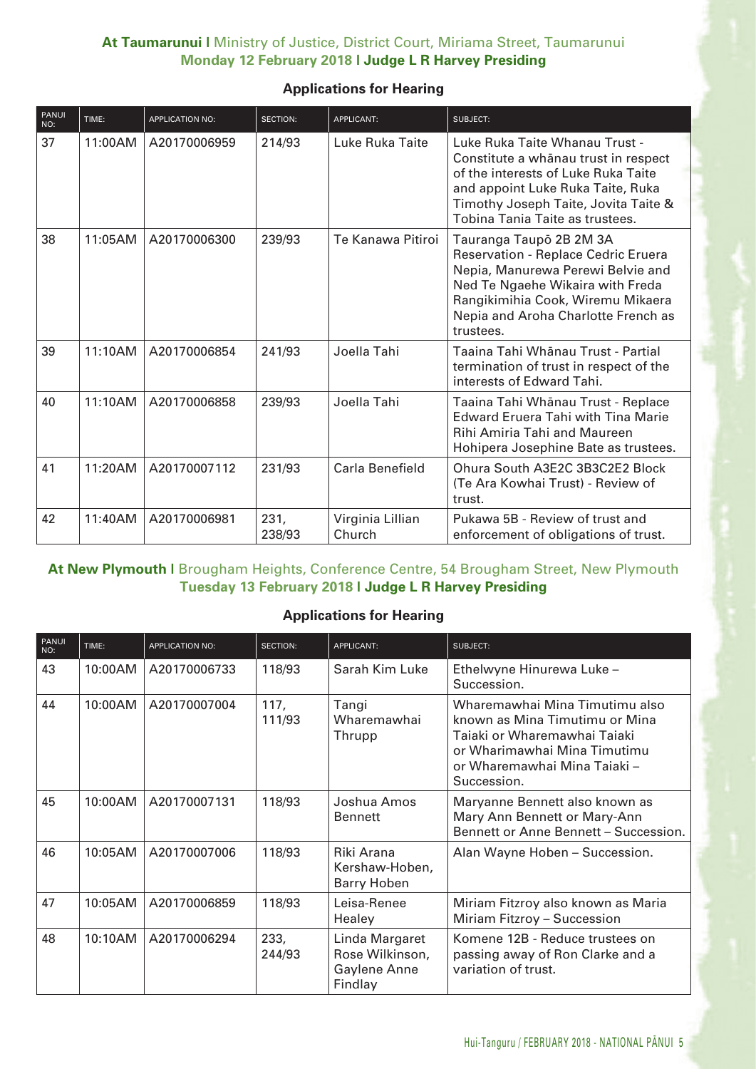**At Taumarunui |** Ministry of Justice, District Court, Miriama Street, Taumarunui
**Monday 12 February 2018 | Judge L R Harvey Presiding**

### Applications for Hearing

| PANUI NO: | TIME: | APPLICATION NO: | SECTION: | APPLICANT: | SUBJECT: |
|---|---|---|---|---|---|
| 37 | 11:00AM | A20170006959 | 214/93 | Luke Ruka Taite | Luke Ruka Taite Whanau Trust - Constitute a whānau trust in respect of the interests of Luke Ruka Taite and appoint Luke Ruka Taite, Ruka Timothy Joseph Taite, Jovita Taite & Tobina Tania Taite as trustees. |
| 38 | 11:05AM | A20170006300 | 239/93 | Te Kanawa Pitiroi | Tauranga Taupō 2B 2M 3A Reservation - Replace Cedric Eruera Nepia, Manurewa Perewi Belvie and Ned Te Ngaehe Wikaira with Freda Rangikimihia Cook, Wiremu Mikaera Nepia and Aroha Charlotte French as trustees. |
| 39 | 11:10AM | A20170006854 | 241/93 | Joella Tahi | Taaina Tahi Whānau Trust - Partial termination of trust in respect of the interests of Edward Tahi. |
| 40 | 11:10AM | A20170006858 | 239/93 | Joella Tahi | Taaina Tahi Whānau Trust - Replace Edward Eruera Tahi with Tina Marie Rihi Amiria Tahi and Maureen Hohipera Josephine Bate as trustees. |
| 41 | 11:20AM | A20170007112 | 231/93 | Carla Benefield | Ohura South A3E2C 3B3C2E2 Block (Te Ara Kowhai Trust) - Review of trust. |
| 42 | 11:40AM | A20170006981 | 231, 238/93 | Virginia Lillian Church | Pukawa 5B - Review of trust and enforcement of obligations of trust. |

**At New Plymouth |** Brougham Heights, Conference Centre, 54 Brougham Street, New Plymouth
**Tuesday 13 February 2018 | Judge L R Harvey Presiding**

### Applications for Hearing

| PANUI NO: | TIME: | APPLICATION NO: | SECTION: | APPLICANT: | SUBJECT: |
|---|---|---|---|---|---|
| 43 | 10:00AM | A20170006733 | 118/93 | Sarah Kim Luke | Ethelwyne Hinurewa Luke – Succession. |
| 44 | 10:00AM | A20170007004 | 117, 111/93 | Tangi Wharemawhai Thrupp | Wharemawhai Mina Timutimu also known as Mina Timutimu or Mina Taiaki or Wharemawhai Taiaki or Wharimawhai Mina Timutimu or Wharemawhai Mina Taiaki – Succession. |
| 45 | 10:00AM | A20170007131 | 118/93 | Joshua Amos Bennett | Maryanne Bennett also known as Mary Ann Bennett or Mary-Ann Bennett or Anne Bennett – Succession. |
| 46 | 10:05AM | A20170007006 | 118/93 | Riki Arana Kershaw-Hoben, Barry Hoben | Alan Wayne Hoben – Succession. |
| 47 | 10:05AM | A20170006859 | 118/93 | Leisa-Renee Healey | Miriam Fitzroy also known as Maria Miriam Fitzroy – Succession |
| 48 | 10:10AM | A20170006294 | 233, 244/93 | Linda Margaret Rose Wilkinson, Gaylene Anne Findlay | Komene 12B - Reduce trustees on passing away of Ron Clarke and a variation of trust. |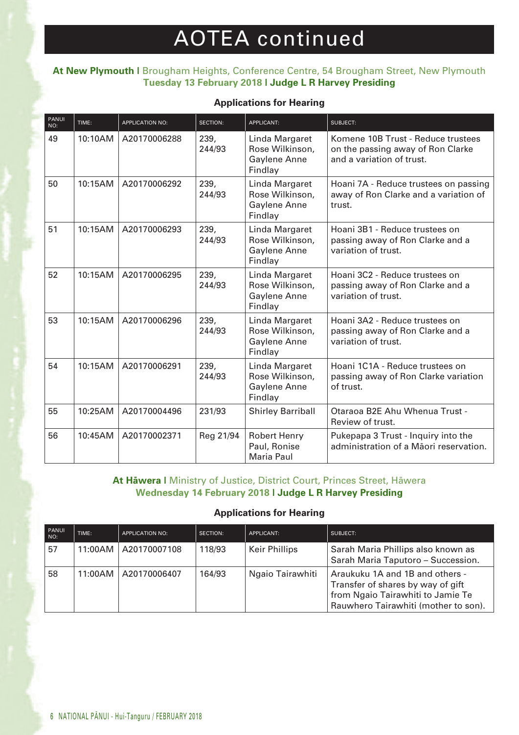# AOTEA continued

**At New Plymouth |** Brougham Heights, Conference Centre, 54 Brougham Street, New Plymouth
**Tuesday 13 February 2018 | Judge L R Harvey Presiding**

**Applications for Hearing**

| PANUI NO: | TIME: | APPLICATION NO: | SECTION: | APPLICANT: | SUBJECT: |
|---|---|---|---|---|---|
| 49 | 10:10AM | A20170006288 | 239, 244/93 | Linda Margaret Rose Wilkinson, Gaylene Anne Findlay | Komene 10B Trust - Reduce trustees on the passing away of Ron Clarke and a variation of trust. |
| 50 | 10:15AM | A20170006292 | 239, 244/93 | Linda Margaret Rose Wilkinson, Gaylene Anne Findlay | Hoani 7A - Reduce trustees on passing away of Ron Clarke and a variation of trust. |
| 51 | 10:15AM | A20170006293 | 239, 244/93 | Linda Margaret Rose Wilkinson, Gaylene Anne Findlay | Hoani 3B1 - Reduce trustees on passing away of Ron Clarke and a variation of trust. |
| 52 | 10:15AM | A20170006295 | 239, 244/93 | Linda Margaret Rose Wilkinson, Gaylene Anne Findlay | Hoani 3C2 - Reduce trustees on passing away of Ron Clarke and a variation of trust. |
| 53 | 10:15AM | A20170006296 | 239, 244/93 | Linda Margaret Rose Wilkinson, Gaylene Anne Findlay | Hoani 3A2 - Reduce trustees on passing away of Ron Clarke and a variation of trust. |
| 54 | 10:15AM | A20170006291 | 239, 244/93 | Linda Margaret Rose Wilkinson, Gaylene Anne Findlay | Hoani 1C1A - Reduce trustees on passing away of Ron Clarke variation of trust. |
| 55 | 10:25AM | A20170004496 | 231/93 | Shirley Barriball | Otaraoa B2E Ahu Whenua Trust - Review of trust. |
| 56 | 10:45AM | A20170002371 | Reg 21/94 | Robert Henry Paul, Ronise Maria Paul | Pukepapa 3 Trust - Inquiry into the administration of a Māori reservation. |

**At Hāwera |** Ministry of Justice, District Court, Princes Street, Hāwera
**Wednesday 14 February 2018 | Judge L R Harvey Presiding**

**Applications for Hearing**

| PANUI NO: | TIME: | APPLICATION NO: | SECTION: | APPLICANT: | SUBJECT: |
|---|---|---|---|---|---|
| 57 | 11:00AM | A20170007108 | 118/93 | Keir Phillips | Sarah Maria Phillips also known as Sarah Maria Taputoro – Succession. |
| 58 | 11:00AM | A20170006407 | 164/93 | Ngaio Tairawhiti | Araukuku 1A and 1B and others - Transfer of shares by way of gift from Ngaio Tairawhiti to Jamie Te Rauwhero Tairawhiti (mother to son). |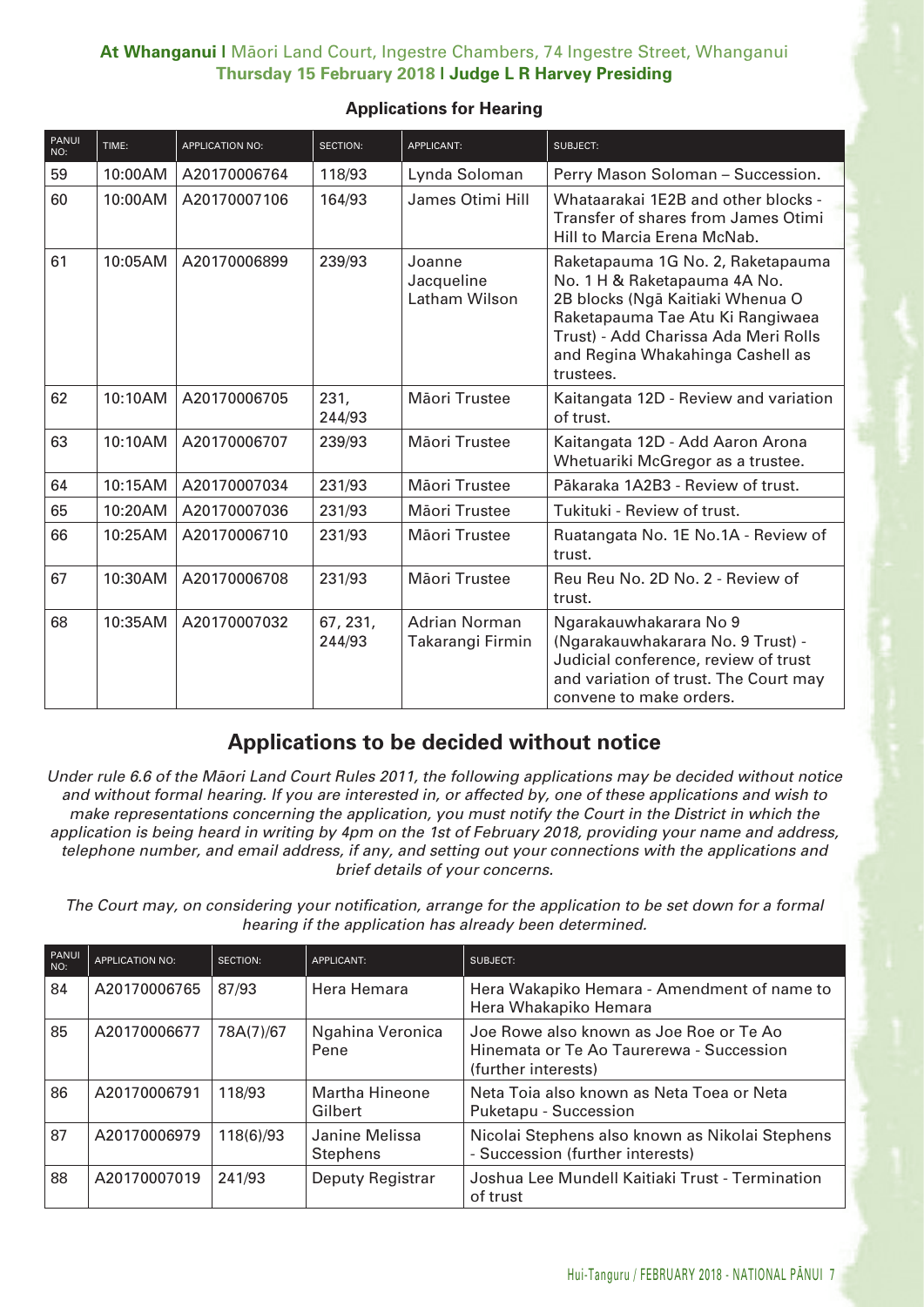**At Whanganui |** Māori Land Court, Ingestre Chambers, 74 Ingestre Street, Whanganui
**Thursday 15 February 2018 | Judge L R Harvey Presiding**

### Applications for Hearing

| PANUI NO: | TIME: | APPLICATION NO: | SECTION: | APPLICANT: | SUBJECT: |
|---|---|---|---|---|---|
| 59 | 10:00AM | A20170006764 | 118/93 | Lynda Soloman | Perry Mason Soloman – Succession. |
| 60 | 10:00AM | A20170007106 | 164/93 | James Otimi Hill | Whataarakai 1E2B and other blocks - Transfer of shares from James Otimi Hill to Marcia Erena McNab. |
| 61 | 10:05AM | A20170006899 | 239/93 | Joanne Jacqueline Latham Wilson | Raketapauma 1G No. 2, Raketapauma No. 1 H & Raketapauma 4A No. 2B blocks (Ngā Kaitiaki Whenua O Raketapauma Tae Atu Ki Rangiwaea Trust) - Add Charissa Ada Meri Rolls and Regina Whakahinga Cashell as trustees. |
| 62 | 10:10AM | A20170006705 | 231, 244/93 | Māori Trustee | Kaitangata 12D - Review and variation of trust. |
| 63 | 10:10AM | A20170006707 | 239/93 | Māori Trustee | Kaitangata 12D - Add Aaron Arona Whetuariki McGregor as a trustee. |
| 64 | 10:15AM | A20170007034 | 231/93 | Māori Trustee | Pākaraka 1A2B3 - Review of trust. |
| 65 | 10:20AM | A20170007036 | 231/93 | Māori Trustee | Tukituki - Review of trust. |
| 66 | 10:25AM | A20170006710 | 231/93 | Māori Trustee | Ruatangata No. 1E No.1A - Review of trust. |
| 67 | 10:30AM | A20170006708 | 231/93 | Māori Trustee | Reu Reu No. 2D No. 2 - Review of trust. |
| 68 | 10:35AM | A20170007032 | 67, 231, 244/93 | Adrian Norman Takarangi Firmin | Ngarakauwhakarara No 9 (Ngarakauwhakarara No. 9 Trust) - Judicial conference, review of trust and variation of trust. The Court may convene to make orders. |

## Applications to be decided without notice

*Under rule 6.6 of the Māori Land Court Rules 2011, the following applications may be decided without notice and without formal hearing. If you are interested in, or affected by, one of these applications and wish to make representations concerning the application, you must notify the Court in the District in which the application is being heard in writing by 4pm on the 1st of February 2018, providing your name and address, telephone number, and email address, if any, and setting out your connections with the applications and brief details of your concerns.*

*The Court may, on considering your notification, arrange for the application to be set down for a formal hearing if the application has already been determined.*

| PANUI NO: | APPLICATION NO: | SECTION: | APPLICANT: | SUBJECT: |
|---|---|---|---|---|
| 84 | A20170006765 | 87/93 | Hera Hemara | Hera Wakapiko Hemara - Amendment of name to Hera Whakapiko Hemara |
| 85 | A20170006677 | 78A(7)/67 | Ngahina Veronica Pene | Joe Rowe also known as Joe Roe or Te Ao Hinemata or Te Ao Taurerewa - Succession (further interests) |
| 86 | A20170006791 | 118/93 | Martha Hineone Gilbert | Neta Toia also known as Neta Toea or Neta Puketapu - Succession |
| 87 | A20170006979 | 118(6)/93 | Janine Melissa Stephens | Nicolai Stephens also known as Nikolai Stephens - Succession (further interests) |
| 88 | A20170007019 | 241/93 | Deputy Registrar | Joshua Lee Mundell Kaitiaki Trust - Termination of trust |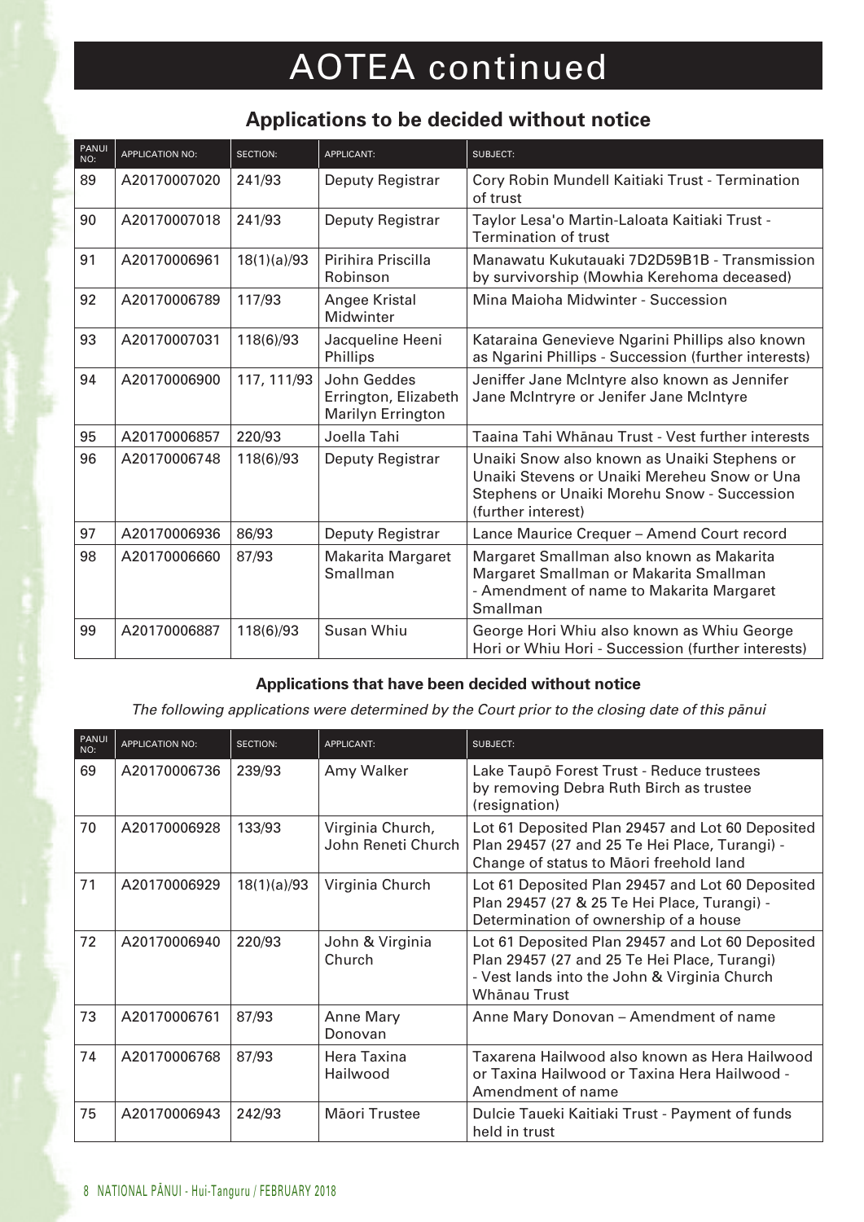# AOTEA continued

## Applications to be decided without notice

| PANUI NO: | APPLICATION NO: | SECTION: | APPLICANT: | SUBJECT: |
|---|---|---|---|---|
| 89 | A20170007020 | 241/93 | Deputy Registrar | Cory Robin Mundell Kaitiaki Trust - Termination of trust |
| 90 | A20170007018 | 241/93 | Deputy Registrar | Taylor Lesa'o Martin-Laloata Kaitiaki Trust - Termination of trust |
| 91 | A20170006961 | 18(1)(a)/93 | Pirihira Priscilla Robinson | Manawatu Kukutauaki 7D2D59B1B - Transmission by survivorship (Mowhia Kerehoma deceased) |
| 92 | A20170006789 | 117/93 | Angee Kristal Midwinter | Mina Maioha Midwinter - Succession |
| 93 | A20170007031 | 118(6)/93 | Jacqueline Heeni Phillips | Kataraina Genevieve Ngarini Phillips also known as Ngarini Phillips - Succession (further interests) |
| 94 | A20170006900 | 117, 111/93 | John Geddes Errington, Elizabeth Marilyn Errington | Jeniffer Jane McIntyre also known as Jennifer Jane McIntrye or Jenifer Jane McIntyre |
| 95 | A20170006857 | 220/93 | Joella Tahi | Taaina Tahi Whānau Trust - Vest further interests |
| 96 | A20170006748 | 118(6)/93 | Deputy Registrar | Unaiki Snow also known as Unaiki Stephens or Unaiki Stevens or Unaiki Mereheu Snow or Una Stephens or Unaiki Morehu Snow - Succession (further interest) |
| 97 | A20170006936 | 86/93 | Deputy Registrar | Lance Maurice Crequer – Amend Court record |
| 98 | A20170006660 | 87/93 | Makarita Margaret Smallman | Margaret Smallman also known as Makarita Margaret Smallman or Makarita Smallman - Amendment of name to Makarita Margaret Smallman |
| 99 | A20170006887 | 118(6)/93 | Susan Whiu | George Hori Whiu also known as Whiu George Hori or Whiu Hori - Succession (further interests) |

### Applications that have been decided without notice

*The following applications were determined by the Court prior to the closing date of this pānui*

| PANUI NO: | APPLICATION NO: | SECTION: | APPLICANT: | SUBJECT: |
|---|---|---|---|---|
| 69 | A20170006736 | 239/93 | Amy Walker | Lake Taupō Forest Trust - Reduce trustees by removing Debra Ruth Birch as trustee (resignation) |
| 70 | A20170006928 | 133/93 | Virginia Church, John Reneti Church | Lot 61 Deposited Plan 29457 and Lot 60 Deposited Plan 29457 (27 and 25 Te Hei Place, Turangi) - Change of status to Māori freehold land |
| 71 | A20170006929 | 18(1)(a)/93 | Virginia Church | Lot 61 Deposited Plan 29457 and Lot 60 Deposited Plan 29457 (27 & 25 Te Hei Place, Turangi) - Determination of ownership of a house |
| 72 | A20170006940 | 220/93 | John & Virginia Church | Lot 61 Deposited Plan 29457 and Lot 60 Deposited Plan 29457 (27 and 25 Te Hei Place, Turangi) - Vest lands into the John & Virginia Church Whānau Trust |
| 73 | A20170006761 | 87/93 | Anne Mary Donovan | Anne Mary Donovan – Amendment of name |
| 74 | A20170006768 | 87/93 | Hera Taxina Hailwood | Taxarena Hailwood also known as Hera Hailwood or Taxina Hailwood or Taxina Hera Hailwood - Amendment of name |
| 75 | A20170006943 | 242/93 | Māori Trustee | Dulcie Taueki Kaitiaki Trust - Payment of funds held in trust |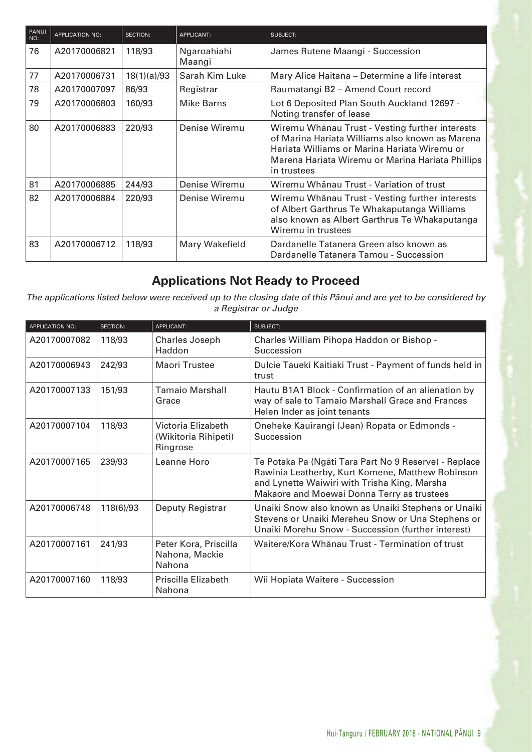| PANUI NO: | APPLICATION NO: | SECTION: | APPLICANT: | SUBJECT: |
|---|---|---|---|---|
| 76 | A20170006821 | 118/93 | Ngaroahiahi Maangi | James Rutene Maangi - Succession |
| 77 | A20170006731 | 18(1)(a)/93 | Sarah Kim Luke | Mary Alice Haitana – Determine a life interest |
| 78 | A20170007097 | 86/93 | Registrar | Raumatangi B2 – Amend Court record |
| 79 | A20170006803 | 160/93 | Mike Barns | Lot 6 Deposited Plan South Auckland 12697 - Noting transfer of lease |
| 80 | A20170006883 | 220/93 | Denise Wiremu | Wiremu Whānau Trust - Vesting further interests of Marina Hariata Williams also known as Marena Hariata Williams or Marina Hariata Wiremu or Marena Hariata Wiremu or Marina Hariata Phillips in trustees |
| 81 | A20170006885 | 244/93 | Denise Wiremu | Wiremu Whānau Trust - Variation of trust |
| 82 | A20170006884 | 220/93 | Denise Wiremu | Wiremu Whānau Trust - Vesting further interests of Albert Garthrus Te Whakaputanga Williams also known as Albert Garthrus Te Whakaputanga Wiremu in trustees |
| 83 | A20170006712 | 118/93 | Mary Wakefield | Dardanelle Tatanera Green also known as Dardanelle Tatanera Tamou - Succession |

## Applications Not Ready to Proceed

*The applications listed below were received up to the closing date of this Pānui and are yet to be considered by a Registrar or Judge*

| APPLICATION NO: | SECTION: | APPLICANT: | SUBJECT: |
|---|---|---|---|
| A20170007082 | 118/93 | Charles Joseph Haddon | Charles William Pihopa Haddon or Bishop - Succession |
| A20170006943 | 242/93 | Maori Trustee | Dulcie Taueki Kaitiaki Trust - Payment of funds held in trust |
| A20170007133 | 151/93 | Tamaio Marshall Grace | Hautu B1A1 Block - Confirmation of an alienation by way of sale to Tamaio Marshall Grace and Frances Helen Inder as joint tenants |
| A20170007104 | 118/93 | Victoria Elizabeth (Wikitoria Rihipeti) Ringrose | Oneheke Kauirangi (Jean) Ropata or Edmonds - Succession |
| A20170007165 | 239/93 | Leanne Horo | Te Potaka Pa (Ngāti Tara Part No 9 Reserve) - Replace Rawinia Leatherby, Kurt Komene, Matthew Robinson and Lynette Waiwiri with Trisha King, Marsha Makaore and Moewai Donna Terry as trustees |
| A20170006748 | 118(6)/93 | Deputy Registrar | Unaiki Snow also known as Unaiki Stephens or Unaiki Stevens or Unaiki Merehu Snow or Una Stephens or Unaiki Morehu Snow - Succession (further interest) |
| A20170007161 | 241/93 | Peter Kora, Priscilla Nahona, Mackie Nahona | Waitere/Kora Whānau Trust - Termination of trust |
| A20170007160 | 118/93 | Priscilla Elizabeth Nahona | Wii Hopiata Waitere - Succession |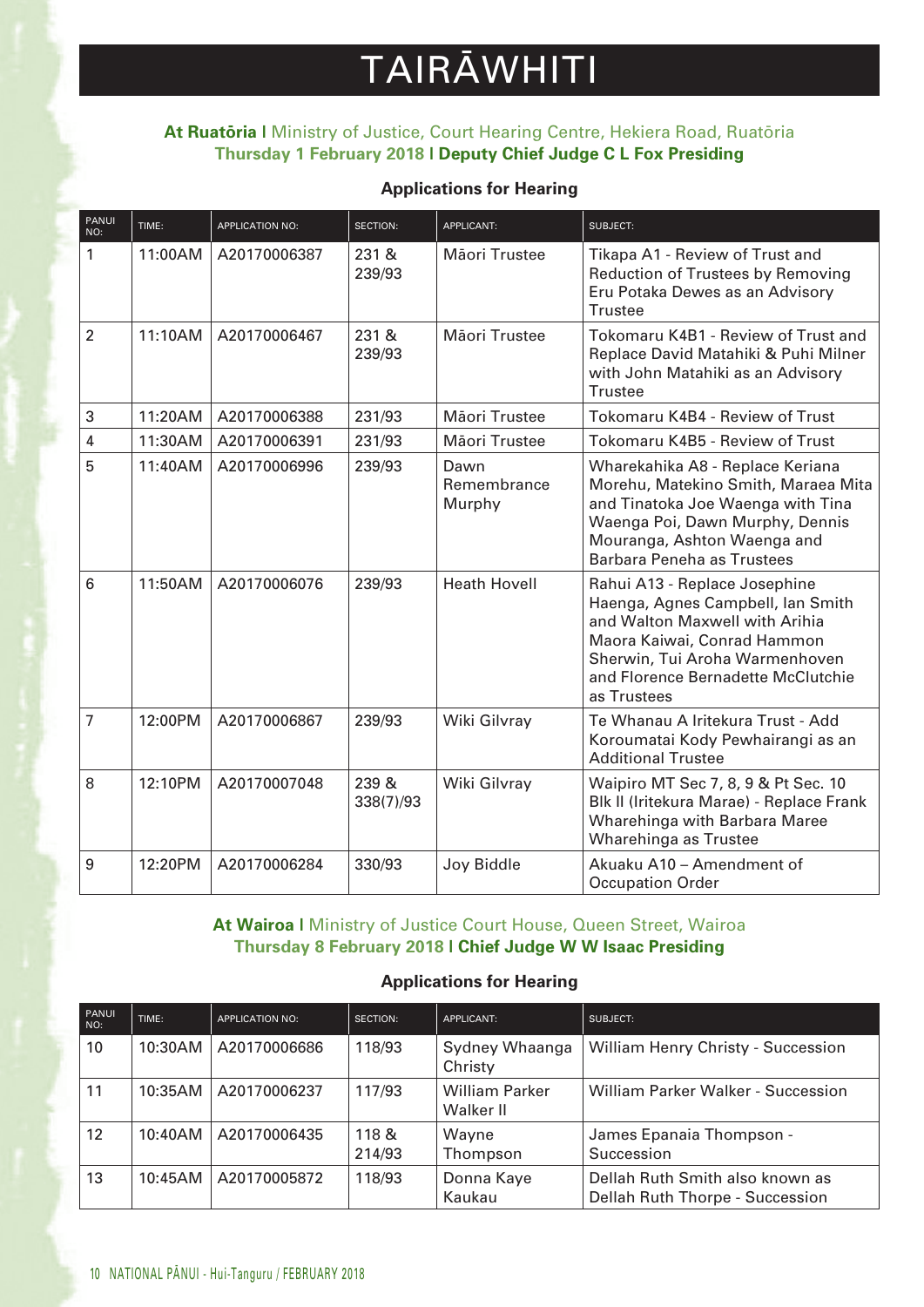# TAIRĀWHITI

**At Ruatōria** | Ministry of Justice, Court Hearing Centre, Hekiera Road, Ruatōria
**Thursday 1 February 2018** | **Deputy Chief Judge C L Fox Presiding**

### Applications for Hearing

| PANUI NO: | TIME: | APPLICATION NO: | SECTION: | APPLICANT: | SUBJECT: |
|---|---|---|---|---|---|
| 1 | 11:00AM | A20170006387 | 231 & 239/93 | Māori Trustee | Tikapa A1 - Review of Trust and Reduction of Trustees by Removing Eru Potaka Dewes as an Advisory Trustee |
| 2 | 11:10AM | A20170006467 | 231 & 239/93 | Māori Trustee | Tokomaru K4B1 - Review of Trust and Replace David Matahiki & Puhi Milner with John Matahiki as an Advisory Trustee |
| 3 | 11:20AM | A20170006388 | 231/93 | Māori Trustee | Tokomaru K4B4 - Review of Trust |
| 4 | 11:30AM | A20170006391 | 231/93 | Māori Trustee | Tokomaru K4B5 - Review of Trust |
| 5 | 11:40AM | A20170006996 | 239/93 | Dawn Remembrance Murphy | Wharekahika A8 - Replace Keriana Morehu, Matekino Smith, Maraea Mita and Tinatoka Joe Waenga with Tina Waenga Poi, Dawn Murphy, Dennis Mouranga, Ashton Waenga and Barbara Peneha as Trustees |
| 6 | 11:50AM | A20170006076 | 239/93 | Heath Hovell | Rahui A13 - Replace Josephine Haenga, Agnes Campbell, Ian Smith and Walton Maxwell with Arihia Maora Kaiwai, Conrad Hammon Sherwin, Tui Aroha Warmenhoven and Florence Bernadette McClutchie as Trustees |
| 7 | 12:00PM | A20170006867 | 239/93 | Wiki Gilvray | Te Whanau A Iritekura Trust - Add Koroumatai Kody Pewhairangi as an Additional Trustee |
| 8 | 12:10PM | A20170007048 | 239 & 338(7)/93 | Wiki Gilvray | Waipiro MT Sec 7, 8, 9 & Pt Sec. 10 Blk II (Iritekura Marae) - Replace Frank Wharehinga with Barbara Maree Wharehinga as Trustee |
| 9 | 12:20PM | A20170006284 | 330/93 | Joy Biddle | Akuaku A10 – Amendment of Occupation Order |

**At Wairoa** | Ministry of Justice Court House, Queen Street, Wairoa
**Thursday 8 February 2018** | **Chief Judge W W Isaac Presiding**

### Applications for Hearing

| PANUI NO: | TIME: | APPLICATION NO: | SECTION: | APPLICANT: | SUBJECT: |
|---|---|---|---|---|---|
| 10 | 10:30AM | A20170006686 | 118/93 | Sydney Whaanga Christy | William Henry Christy - Succession |
| 11 | 10:35AM | A20170006237 | 117/93 | William Parker Walker II | William Parker Walker - Succession |
| 12 | 10:40AM | A20170006435 | 118 & 214/93 | Wayne Thompson | James Epanaia Thompson - Succession |
| 13 | 10:45AM | A20170005872 | 118/93 | Donna Kaye Kaukau | Dellah Ruth Smith also known as Dellah Ruth Thorpe - Succession |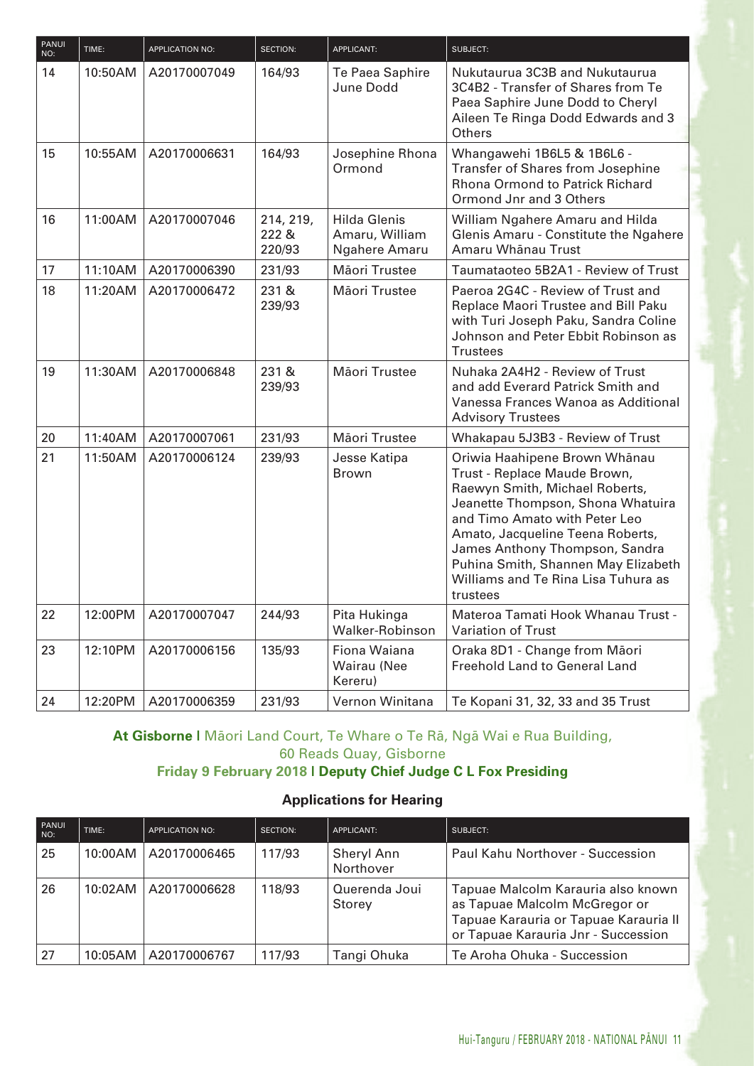| PANUI NO: | TIME: | APPLICATION NO: | SECTION: | APPLICANT: | SUBJECT: |
|---|---|---|---|---|---|
| 14 | 10:50AM | A20170007049 | 164/93 | Te Paea Saphire June Dodd | Nukutaurua 3C3B and Nukutaurua 3C4B2 - Transfer of Shares from Te Paea Saphire June Dodd to Cheryl Aileen Te Ringa Dodd Edwards and 3 Others |
| 15 | 10:55AM | A20170006631 | 164/93 | Josephine Rhona Ormond | Whangawehi 1B6L5 & 1B6L6 - Transfer of Shares from Josephine Rhona Ormond to Patrick Richard Ormond Jnr and 3 Others |
| 16 | 11:00AM | A20170007046 | 214, 219, 222 & 220/93 | Hilda Glenis Amaru, William Ngahere Amaru | William Ngahere Amaru and Hilda Glenis Amaru - Constitute the Ngahere Amaru Whānau Trust |
| 17 | 11:10AM | A20170006390 | 231/93 | Māori Trustee | Taumataoteo 5B2A1 - Review of Trust |
| 18 | 11:20AM | A20170006472 | 231 & 239/93 | Māori Trustee | Paeroa 2G4C - Review of Trust and Replace Maori Trustee and Bill Paku with Turi Joseph Paku, Sandra Coline Johnson and Peter Ebbit Robinson as Trustees |
| 19 | 11:30AM | A20170006848 | 231 & 239/93 | Māori Trustee | Nuhaka 2A4H2 - Review of Trust and add Everard Patrick Smith and Vanessa Frances Wanoa as Additional Advisory Trustees |
| 20 | 11:40AM | A20170007061 | 231/93 | Māori Trustee | Whakapau 5J3B3 - Review of Trust |
| 21 | 11:50AM | A20170006124 | 239/93 | Jesse Katipa Brown | Oriwia Haahipene Brown Whānau Trust - Replace Maude Brown, Raewyn Smith, Michael Roberts, Jeanette Thompson, Shona Whatuira and Timo Amato with Peter Leo Amato, Jacqueline Teena Roberts, James Anthony Thompson, Sandra Puhina Smith, Shannen May Elizabeth Williams and Te Rina Lisa Tuhura as trustees |
| 22 | 12:00PM | A20170007047 | 244/93 | Pita Hukinga Walker-Robinson | Materoa Tamati Hook Whanau Trust - Variation of Trust |
| 23 | 12:10PM | A20170006156 | 135/93 | Fiona Waiana Wairau (Nee Kereru) | Oraka 8D1 - Change from Māori Freehold Land to General Land |
| 24 | 12:20PM | A20170006359 | 231/93 | Vernon Winitana | Te Kopani 31, 32, 33 and 35 Trust |

**At Gisborne |** Māori Land Court, Te Whare o Te Rā, Ngā Wai e Rua Building, 60 Reads Quay, Gisborne
**Friday 9 February 2018 | Deputy Chief Judge C L Fox Presiding**

### Applications for Hearing

| PANUI NO: | TIME: | APPLICATION NO: | SECTION: | APPLICANT: | SUBJECT: |
|---|---|---|---|---|---|
| 25 | 10:00AM | A20170006465 | 117/93 | Sheryl Ann Northover | Paul Kahu Northover - Succession |
| 26 | 10:02AM | A20170006628 | 118/93 | Querenda Joui Storey | Tapuae Malcolm Karauria also known as Tapuae Malcolm McGregor or Tapuae Karauria or Tapuae Karauria II or Tapuae Karauria Jnr - Succession |
| 27 | 10:05AM | A20170006767 | 117/93 | Tangi Ohuka | Te Aroha Ohuka - Succession |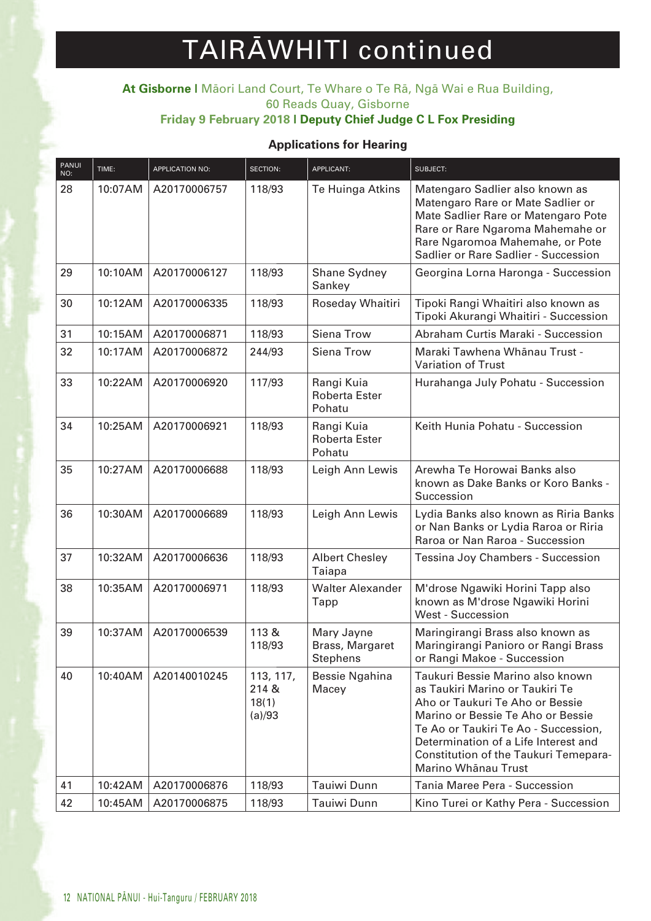# TAIRĀWHITI continued

**At Gisborne |** Māori Land Court, Te Whare o Te Rā, Ngā Wai e Rua Building, 60 Reads Quay, Gisborne

**Friday 9 February 2018 | Deputy Chief Judge C L Fox Presiding**

### Applications for Hearing

| PANUI NO: | TIME: | APPLICATION NO: | SECTION: | APPLICANT: | SUBJECT: |
|---|---|---|---|---|---|
| 28 | 10:07AM | A20170006757 | 118/93 | Te Huinga Atkins | Matengaro Sadlier also known as Matengaro Rare or Mate Sadlier or Mate Sadlier Rare or Matengaro Pote Rare or Rare Ngaroma Mahemahe or Rare Ngaromoa Mahemahe, or Pote Sadlier or Rare Sadlier - Succession |
| 29 | 10:10AM | A20170006127 | 118/93 | Shane Sydney Sankey | Georgina Lorna Haronga - Succession |
| 30 | 10:12AM | A20170006335 | 118/93 | Roseday Whaitiri | Tipoki Rangi Whaitiri also known as Tipoki Akurangi Whaitiri - Succession |
| 31 | 10:15AM | A20170006871 | 118/93 | Siena Trow | Abraham Curtis Maraki - Succession |
| 32 | 10:17AM | A20170006872 | 244/93 | Siena Trow | Maraki Tawhena Whānau Trust - Variation of Trust |
| 33 | 10:22AM | A20170006920 | 117/93 | Rangi Kuia Roberta Ester Pohatu | Hurahanga July Pohatu - Succession |
| 34 | 10:25AM | A20170006921 | 118/93 | Rangi Kuia Roberta Ester Pohatu | Keith Hunia Pohatu - Succession |
| 35 | 10:27AM | A20170006688 | 118/93 | Leigh Ann Lewis | Arewha Te Horowai Banks also known as Dake Banks or Koro Banks - Succession |
| 36 | 10:30AM | A20170006689 | 118/93 | Leigh Ann Lewis | Lydia Banks also known as Riria Banks or Nan Banks or Lydia Raroa or Riria Raroa or Nan Raroa - Succession |
| 37 | 10:32AM | A20170006636 | 118/93 | Albert Chesley Taiapa | Tessina Joy Chambers - Succession |
| 38 | 10:35AM | A20170006971 | 118/93 | Walter Alexander Tapp | M'drose Ngawiki Horini Tapp also known as M'drose Ngawiki Horini West - Succession |
| 39 | 10:37AM | A20170006539 | 113 & 118/93 | Mary Jayne Brass, Margaret Stephens | Maringirangi Brass also known as Maringirangi Panioro or Rangi Brass or Rangi Makoe - Succession |
| 40 | 10:40AM | A20140010245 | 113, 117, 214 & 18(1)(a)/93 | Bessie Ngahina Macey | Taukuri Bessie Marino also known as Taukiri Marino or Taukiri Te Aho or Taukuri Te Aho or Bessie Marino or Bessie Te Aho or Bessie Te Ao or Taukiri Te Ao - Succession, Determination of a Life Interest and Constitution of the Taukuri Temepara-Marino Whānau Trust |
| 41 | 10:42AM | A20170006876 | 118/93 | Tauiwi Dunn | Tania Maree Pera - Succession |
| 42 | 10:45AM | A20170006875 | 118/93 | Tauiwi Dunn | Kino Turei or Kathy Pera - Succession |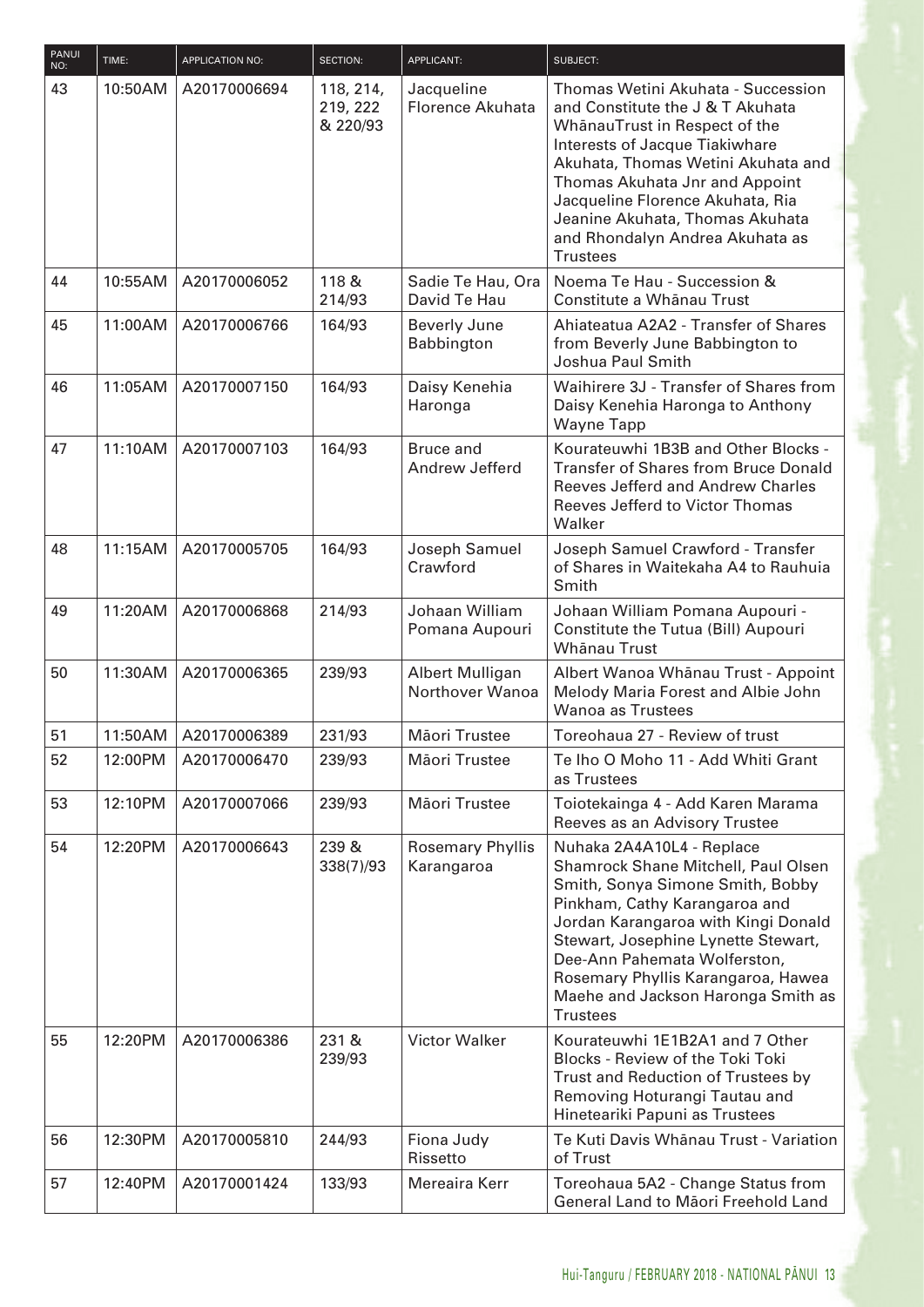| PANUI NO: | TIME: | APPLICATION NO: | SECTION: | APPLICANT: | SUBJECT: |
|---|---|---|---|---|---|
| 43 | 10:50AM | A20170006694 | 118, 214, 219, 222 & 220/93 | Jacqueline Florence Akuhata | Thomas Wetini Akuhata - Succession and Constitute the J & T Akuhata WhānauTrust in Respect of the Interests of Jacque Tiakiwhare Akuhata, Thomas Wetini Akuhata and Thomas Akuhata Jnr and Appoint Jacqueline Florence Akuhata, Ria Jeanine Akuhata, Thomas Akuhata and Rhondalyn Andrea Akuhata as Trustees |
| 44 | 10:55AM | A20170006052 | 118 & 214/93 | Sadie Te Hau, Ora David Te Hau | Noema Te Hau - Succession & Constitute a Whānau Trust |
| 45 | 11:00AM | A20170006766 | 164/93 | Beverly June Babbington | Ahiateatua A2A2 - Transfer of Shares from Beverly June Babbington to Joshua Paul Smith |
| 46 | 11:05AM | A20170007150 | 164/93 | Daisy Kenehia Haronga | Waihirere 3J - Transfer of Shares from Daisy Kenehia Haronga to Anthony Wayne Tapp |
| 47 | 11:10AM | A20170007103 | 164/93 | Bruce and Andrew Jefferd | Kourateuwhi 1B3B and Other Blocks - Transfer of Shares from Bruce Donald Reeves Jefferd and Andrew Charles Reeves Jefferd to Victor Thomas Walker |
| 48 | 11:15AM | A20170005705 | 164/93 | Joseph Samuel Crawford | Joseph Samuel Crawford - Transfer of Shares in Waitekaha A4 to Rauhuia Smith |
| 49 | 11:20AM | A20170006868 | 214/93 | Johaan William Pomana Aupouri | Johaan William Pomana Aupouri - Constitute the Tutua (Bill) Aupouri Whānau Trust |
| 50 | 11:30AM | A20170006365 | 239/93 | Albert Mulligan Northover Wanoa | Albert Wanoa Whānau Trust - Appoint Melody Maria Forest and Albie John Wanoa as Trustees |
| 51 | 11:50AM | A20170006389 | 231/93 | Māori Trustee | Toreohaua 27 - Review of trust |
| 52 | 12:00PM | A20170006470 | 239/93 | Māori Trustee | Te Iho O Moho 11 - Add Whiti Grant as Trustees |
| 53 | 12:10PM | A20170007066 | 239/93 | Māori Trustee | Toiotekainga 4 - Add Karen Marama Reeves as an Advisory Trustee |
| 54 | 12:20PM | A20170006643 | 239 & 338(7)/93 | Rosemary Phyllis Karangaroa | Nuhaka 2A4A10L4 - Replace Shamrock Shane Mitchell, Paul Olsen Smith, Sonya Simone Smith, Bobby Pinkham, Cathy Karangaroa and Jordan Karangaroa with Kingi Donald Stewart, Josephine Lynette Stewart, Dee-Ann Pahemata Wolferston, Rosemary Phyllis Karangaroa, Hawea Maehe and Jackson Haronga Smith as Trustees |
| 55 | 12:20PM | A20170006386 | 231 & 239/93 | Victor Walker | Kourateuwhi 1E1B2A1 and 7 Other Blocks - Review of the Toki Toki Trust and Reduction of Trustees by Removing Hoturangi Tautau and Hineteariki Papuni as Trustees |
| 56 | 12:30PM | A20170005810 | 244/93 | Fiona Judy Rissetto | Te Kuti Davis Whānau Trust - Variation of Trust |
| 57 | 12:40PM | A20170001424 | 133/93 | Mereaira Kerr | Toreohaua 5A2 - Change Status from General Land to Māori Freehold Land |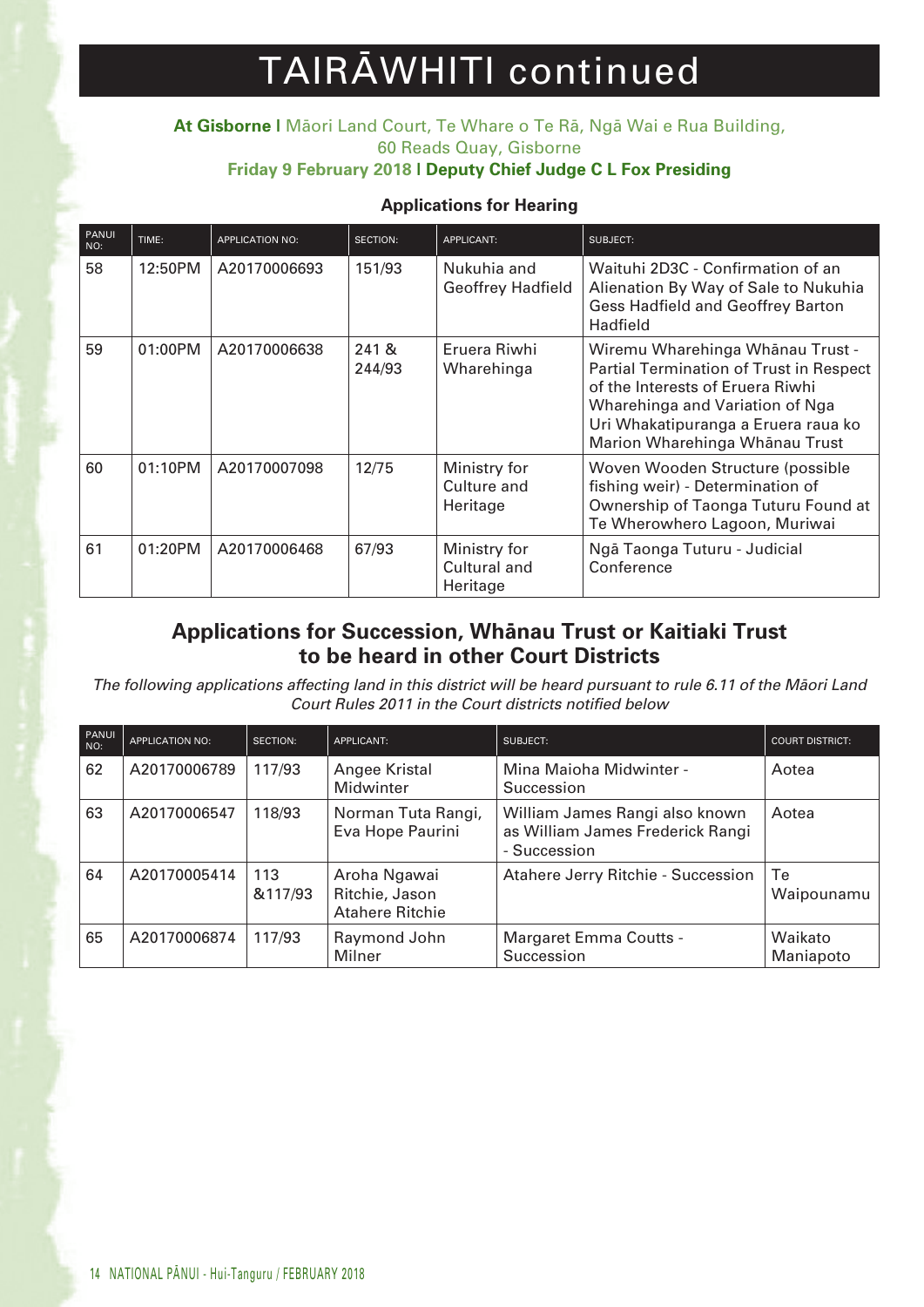# TAIRĀWHITI continued

**At Gisborne |** Māori Land Court, Te Whare o Te Rā, Ngā Wai e Rua Building, 60 Reads Quay, Gisborne

**Friday 9 February 2018 | Deputy Chief Judge C L Fox Presiding**

### Applications for Hearing

| PANUI NO: | TIME: | APPLICATION NO: | SECTION: | APPLICANT: | SUBJECT: |
|---|---|---|---|---|---|
| 58 | 12:50PM | A20170006693 | 151/93 | Nukuhia and Geoffrey Hadfield | Waituhi 2D3C - Confirmation of an Alienation By Way of Sale to Nukuhia Gess Hadfield and Geoffrey Barton Hadfield |
| 59 | 01:00PM | A20170006638 | 241 & 244/93 | Eruera Riwhi Wharehinga | Wiremu Wharehinga Whānau Trust - Partial Termination of Trust in Respect of the Interests of Eruera Riwhi Wharehinga and Variation of Nga Uri Whakatipuranga a Eruera raua ko Marion Wharehinga Whānau Trust |
| 60 | 01:10PM | A20170007098 | 12/75 | Ministry for Culture and Heritage | Woven Wooden Structure (possible fishing weir) - Determination of Ownership of Taonga Tuturu Found at Te Wherowhero Lagoon, Muriwai |
| 61 | 01:20PM | A20170006468 | 67/93 | Ministry for Cultural and Heritage | Ngā Taonga Tuturu - Judicial Conference |

## Applications for Succession, Whānau Trust or Kaitiaki Trust to be heard in other Court Districts

*The following applications affecting land in this district will be heard pursuant to rule 6.11 of the Māori Land Court Rules 2011 in the Court districts notified below*

| PANUI NO: | APPLICATION NO: | SECTION: | APPLICANT: | SUBJECT: | COURT DISTRICT: |
|---|---|---|---|---|---|
| 62 | A20170006789 | 117/93 | Angee Kristal Midwinter | Mina Maioha Midwinter - Succession | Aotea |
| 63 | A20170006547 | 118/93 | Norman Tuta Rangi, Eva Hope Paurini | William James Rangi also known as William James Frederick Rangi - Succession | Aotea |
| 64 | A20170005414 | 113 &117/93 | Aroha Ngawai Ritchie, Jason Atahere Ritchie | Atahere Jerry Ritchie - Succession | Te Waipounamu |
| 65 | A20170006874 | 117/93 | Raymond John Milner | Margaret Emma Coutts - Succession | Waikato Maniapoto |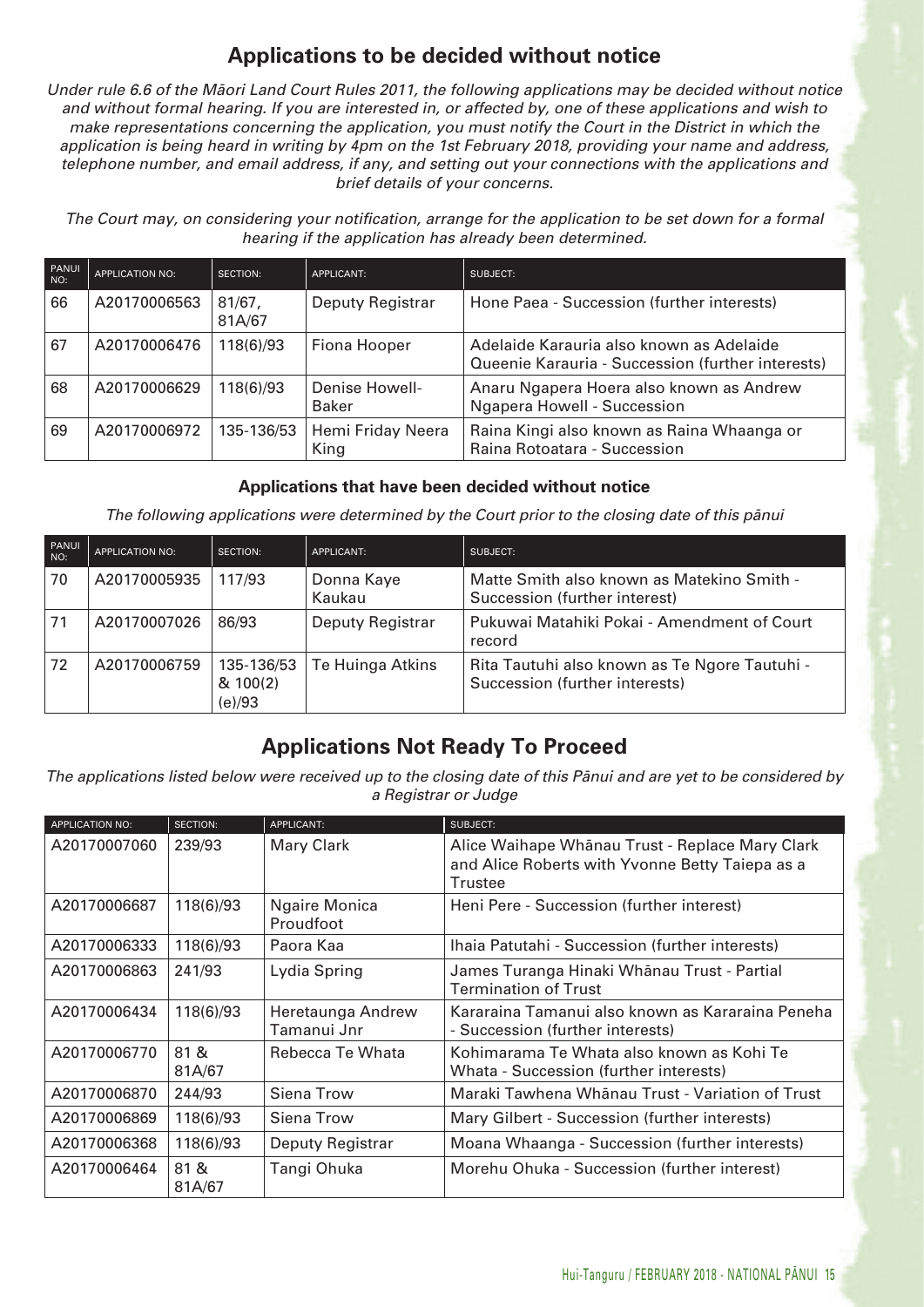## Applications to be decided without notice

*Under rule 6.6 of the Māori Land Court Rules 2011, the following applications may be decided without notice and without formal hearing. If you are interested in, or affected by, one of these applications and wish to make representations concerning the application, you must notify the Court in the District in which the application is being heard in writing by 4pm on the 1st February 2018, providing your name and address, telephone number, and email address, if any, and setting out your connections with the applications and brief details of your concerns.*

*The Court may, on considering your notification, arrange for the application to be set down for a formal hearing if the application has already been determined.*

| PANUI NO: | APPLICATION NO: | SECTION: | APPLICANT: | SUBJECT: |
|---|---|---|---|---|
| 66 | A20170006563 | 81/67, 81A/67 | Deputy Registrar | Hone Paea - Succession (further interests) |
| 67 | A20170006476 | 118(6)/93 | Fiona Hooper | Adelaide Karauria also known as Adelaide Queenie Karauria - Succession (further interests) |
| 68 | A20170006629 | 118(6)/93 | Denise Howell-Baker | Anaru Ngapera Hoera also known as Andrew Ngapera Howell - Succession |
| 69 | A20170006972 | 135-136/53 | Hemi Friday Neera King | Raina Kingi also known as Raina Whaanga or Raina Rotoatara - Succession |

### Applications that have been decided without notice

*The following applications were determined by the Court prior to the closing date of this pānui*

| PANUI NO: | APPLICATION NO: | SECTION: | APPLICANT: | SUBJECT: |
|---|---|---|---|---|
| 70 | A20170005935 | 117/93 | Donna Kaye Kaukau | Matte Smith also known as Matekino Smith - Succession (further interest) |
| 71 | A20170007026 | 86/93 | Deputy Registrar | Pukuwai Matahiki Pokai - Amendment of Court record |
| 72 | A20170006759 | 135-136/53 & 100(2)(e)/93 | Te Huinga Atkins | Rita Tautuhi also known as Te Ngore Tautuhi - Succession (further interests) |

## Applications Not Ready To Proceed

*The applications listed below were received up to the closing date of this Pānui and are yet to be considered by a Registrar or Judge*

| APPLICATION NO: | SECTION: | APPLICANT: | SUBJECT: |
|---|---|---|---|
| A20170007060 | 239/93 | Mary Clark | Alice Waihape Whānau Trust - Replace Mary Clark and Alice Roberts with Yvonne Betty Taiepa as a Trustee |
| A20170006687 | 118(6)/93 | Ngaire Monica Proudfoot | Heni Pere - Succession (further interest) |
| A20170006333 | 118(6)/93 | Paora Kaa | Ihaia Patutahi - Succession (further interests) |
| A20170006863 | 241/93 | Lydia Spring | James Turanga Hinaki Whānau Trust - Partial Termination of Trust |
| A20170006434 | 118(6)/93 | Heretaunga Andrew Tamanui Jnr | Kararaina Tamanui also known as Kararaina Peneha - Succession (further interests) |
| A20170006770 | 81 & 81A/67 | Rebecca Te Whata | Kohimarama Te Whata also known as Kohi Te Whata - Succession (further interests) |
| A20170006870 | 244/93 | Siena Trow | Maraki Tawhena Whānau Trust - Variation of Trust |
| A20170006869 | 118(6)/93 | Siena Trow | Mary Gilbert - Succession (further interests) |
| A20170006368 | 118(6)/93 | Deputy Registrar | Moana Whaanga - Succession (further interests) |
| A20170006464 | 81 & 81A/67 | Tangi Ohuka | Morehu Ohuka - Succession (further interest) |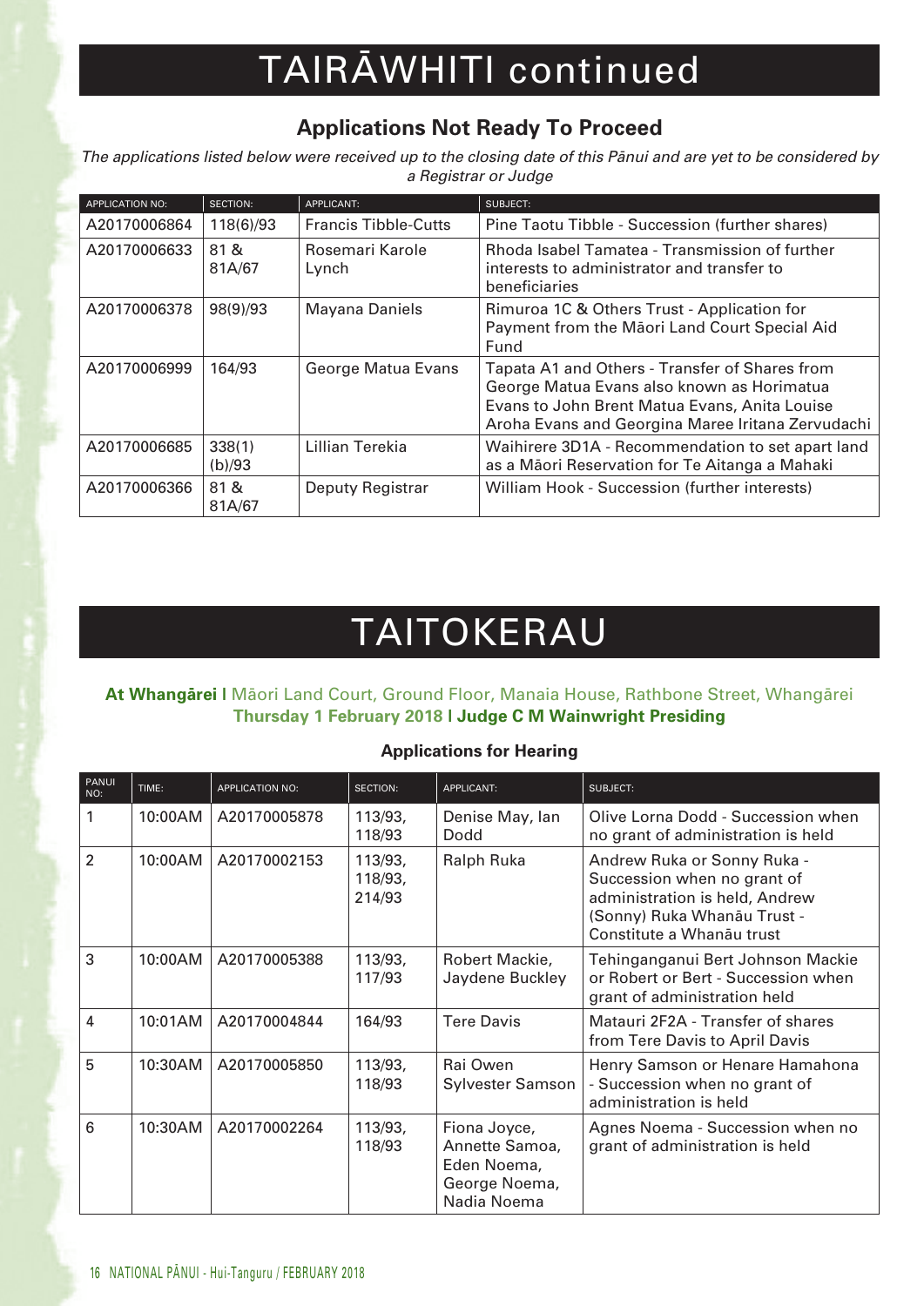# TAIRĀWHITI continued

### Applications Not Ready To Proceed

*The applications listed below were received up to the closing date of this Pānui and are yet to be considered by a Registrar or Judge*

| APPLICATION NO: | SECTION: | APPLICANT: | SUBJECT: |
|---|---|---|---|
| A20170006864 | 118(6)/93 | Francis Tibble-Cutts | Pine Taotu Tibble - Succession (further shares) |
| A20170006633 | 81 & 81A/67 | Rosemari Karole Lynch | Rhoda Isabel Tamatea - Transmission of further interests to administrator and transfer to beneficiaries |
| A20170006378 | 98(9)/93 | Mayana Daniels | Rimuroa 1C & Others Trust - Application for Payment from the Māori Land Court Special Aid Fund |
| A20170006999 | 164/93 | George Matua Evans | Tapata A1 and Others - Transfer of Shares from George Matua Evans also known as Horimatua Evans to John Brent Matua Evans, Anita Louise Aroha Evans and Georgina Maree Iritana Zervudachi |
| A20170006685 | 338(1)(b)/93 | Lillian Terekia | Waihirere 3D1A - Recommendation to set apart land as a Māori Reservation for Te Aitanga a Mahaki |
| A20170006366 | 81 & 81A/67 | Deputy Registrar | William Hook - Succession (further interests) |

# TAITOKERAU

**At Whangārei |** Māori Land Court, Ground Floor, Manaia House, Rathbone Street, Whangārei
**Thursday 1 February 2018 | Judge C M Wainwright Presiding**

### Applications for Hearing

| PANUI NO: | TIME: | APPLICATION NO: | SECTION: | APPLICANT: | SUBJECT: |
|---|---|---|---|---|---|
| 1 | 10:00AM | A20170005878 | 113/93, 118/93 | Denise May, Ian Dodd | Olive Lorna Dodd - Succession when no grant of administration is held |
| 2 | 10:00AM | A20170002153 | 113/93, 118/93, 214/93 | Ralph Ruka | Andrew Ruka or Sonny Ruka - Succession when no grant of administration is held, Andrew (Sonny) Ruka Whanāu Trust - Constitute a Whanāu trust |
| 3 | 10:00AM | A20170005388 | 113/93, 117/93 | Robert Mackie, Jaydene Buckley | Tehinganganui Bert Johnson Mackie or Robert or Bert - Succession when grant of administration held |
| 4 | 10:01AM | A20170004844 | 164/93 | Tere Davis | Matauri 2F2A - Transfer of shares from Tere Davis to April Davis |
| 5 | 10:30AM | A20170005850 | 113/93, 118/93 | Rai Owen Sylvester Samson | Henry Samson or Henare Hamahona - Succession when no grant of administration is held |
| 6 | 10:30AM | A20170002264 | 113/93, 118/93 | Fiona Joyce, Annette Samoa, Eden Noema, George Noema, Nadia Noema | Agnes Noema - Succession when no grant of administration is held |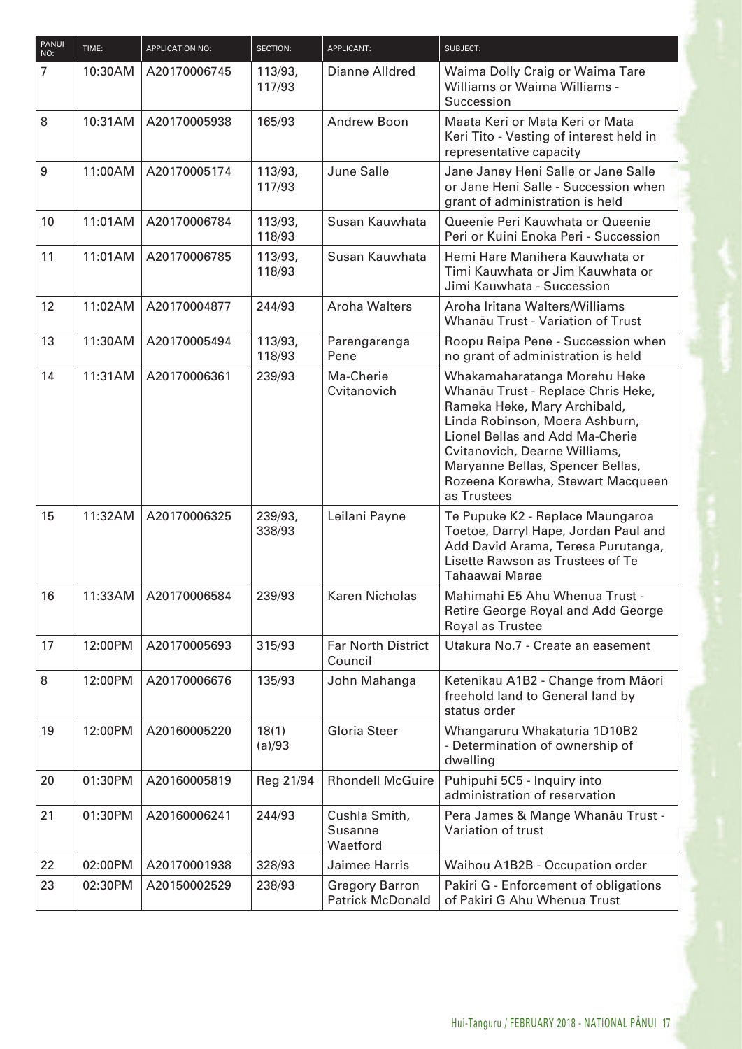| PANUI NO: | TIME: | APPLICATION NO: | SECTION: | APPLICANT: | SUBJECT: |
|---|---|---|---|---|---|
| 7 | 10:30AM | A20170006745 | 113/93, 117/93 | Dianne Alldred | Waima Dolly Craig or Waima Tare Williams or Waima Williams - Succession |
| 8 | 10:31AM | A20170005938 | 165/93 | Andrew Boon | Maata Keri or Mata Keri or Mata Keri Tito - Vesting of interest held in representative capacity |
| 9 | 11:00AM | A20170005174 | 113/93, 117/93 | June Salle | Jane Janey Heni Salle or Jane Salle or Jane Heni Salle - Succession when grant of administration is held |
| 10 | 11:01AM | A20170006784 | 113/93, 118/93 | Susan Kauwhata | Queenie Peri Kauwhata or Queenie Peri or Kuini Enoka Peri - Succession |
| 11 | 11:01AM | A20170006785 | 113/93, 118/93 | Susan Kauwhata | Hemi Hare Manihera Kauwhata or Timi Kauwhata or Jim Kauwhata or Jimi Kauwhata - Succession |
| 12 | 11:02AM | A20170004877 | 244/93 | Aroha Walters | Aroha Iritana Walters/Williams Whanāu Trust - Variation of Trust |
| 13 | 11:30AM | A20170005494 | 113/93, 118/93 | Parengarenga Pene | Roopu Reipa Pene - Succession when no grant of administration is held |
| 14 | 11:31AM | A20170006361 | 239/93 | Ma-Cherie Cvitanovich | Whakamaharatanga Morehu Heke Whanāu Trust - Replace Chris Heke, Rameka Heke, Mary Archibald, Linda Robinson, Moera Ashburn, Lionel Bellas and Add Ma-Cherie Cvitanovich, Dearne Williams, Maryanne Bellas, Spencer Bellas, Rozeena Korewha, Stewart Macqueen as Trustees |
| 15 | 11:32AM | A20170006325 | 239/93, 338/93 | Leilani Payne | Te Pupuke K2 - Replace Maungaroa Toetoe, Darryl Hape, Jordan Paul and Add David Arama, Teresa Purutanga, Lisette Rawson as Trustees of Te Tahaawai Marae |
| 16 | 11:33AM | A20170006584 | 239/93 | Karen Nicholas | Mahimahi E5 Ahu Whenua Trust - Retire George Royal and Add George Royal as Trustee |
| 17 | 12:00PM | A20170005693 | 315/93 | Far North District Council | Utakura No.7 - Create an easement |
| 8 | 12:00PM | A20170006676 | 135/93 | John Mahanga | Ketenikau A1B2 - Change from Māori freehold land to General land by status order |
| 19 | 12:00PM | A20160005220 | 18(1)(a)/93 | Gloria Steer | Whangaruru Whakaturia 1D10B2 - Determination of ownership of dwelling |
| 20 | 01:30PM | A20160005819 | Reg 21/94 | Rhondell McGuire | Puhipuhi 5C5 - Inquiry into administration of reservation |
| 21 | 01:30PM | A20160006241 | 244/93 | Cushla Smith, Susanne Waetford | Pera James & Mange Whanāu Trust - Variation of trust |
| 22 | 02:00PM | A20170001938 | 328/93 | Jaimee Harris | Waihou A1B2B - Occupation order |
| 23 | 02:30PM | A20150002529 | 238/93 | Gregory Barron Patrick McDonald | Pakiri G - Enforcement of obligations of Pakiri G Ahu Whenua Trust |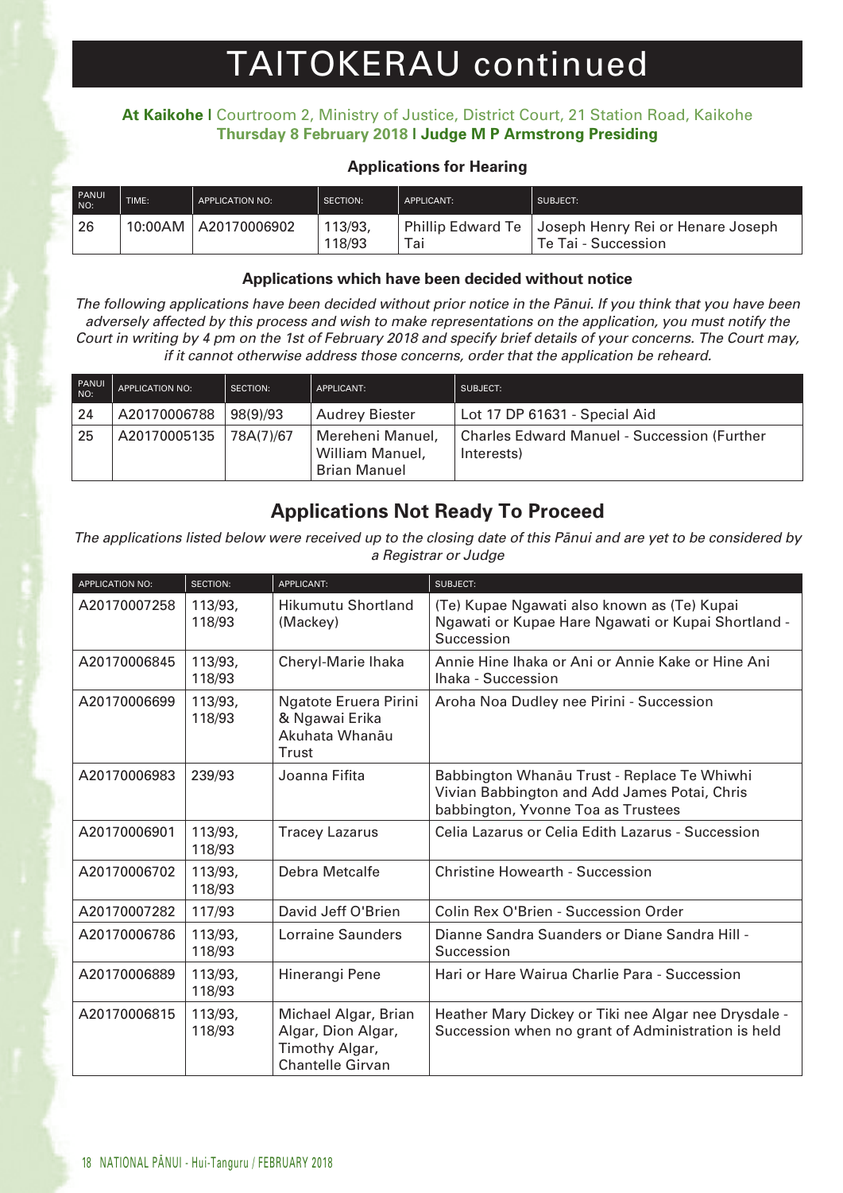# TAITOKERAU continued

**At Kaikohe** | Courtroom 2, Ministry of Justice, District Court, 21 Station Road, Kaikohe
**Thursday 8 February 2018** | **Judge M P Armstrong Presiding**

### Applications for Hearing

| PANUI NO: | TIME: | APPLICATION NO: | SECTION: | APPLICANT: | SUBJECT: |
|---|---|---|---|---|---|
| 26 | 10:00AM | A20170006902 | 113/93, 118/93 | Phillip Edward Te Tai | Joseph Henry Rei or Henare Joseph Te Tai - Succession |

### Applications which have been decided without notice

*The following applications have been decided without prior notice in the Pānui. If you think that you have been adversely affected by this process and wish to make representations on the application, you must notify the Court in writing by 4 pm on the 1st of February 2018 and specify brief details of your concerns. The Court may, if it cannot otherwise address those concerns, order that the application be reheard.*

| PANUI NO: | APPLICATION NO: | SECTION: | APPLICANT: | SUBJECT: |
|---|---|---|---|---|
| 24 | A20170006788 | 98(9)/93 | Audrey Biester | Lot 17 DP 61631 - Special Aid |
| 25 | A20170005135 | 78A(7)/67 | Mereheni Manuel, William Manuel, Brian Manuel | Charles Edward Manuel - Succession (Further Interests) |

## Applications Not Ready To Proceed

*The applications listed below were received up to the closing date of this Pānui and are yet to be considered by a Registrar or Judge*

| APPLICATION NO: | SECTION: | APPLICANT: | SUBJECT: |
|---|---|---|---|
| A20170007258 | 113/93, 118/93 | Hikumutu Shortland (Mackey) | (Te) Kupae Ngawati also known as (Te) Kupai Ngawati or Kupae Hare Ngawati or Kupai Shortland - Succession |
| A20170006845 | 113/93, 118/93 | Cheryl-Marie Ihaka | Annie Hine Ihaka or Ani or Annie Kake or Hine Ani Ihaka - Succession |
| A20170006699 | 113/93, 118/93 | Ngatote Eruera Pirini & Ngawai Erika Akuhata Whanāu Trust | Aroha Noa Dudley nee Pirini - Succession |
| A20170006983 | 239/93 | Joanna Fifita | Babbington Whanāu Trust - Replace Te Whiwhi Vivian Babbington and Add James Potai, Chris babbington, Yvonne Toa as Trustees |
| A20170006901 | 113/93, 118/93 | Tracey Lazarus | Celia Lazarus or Celia Edith Lazarus - Succession |
| A20170006702 | 113/93, 118/93 | Debra Metcalfe | Christine Howearth - Succession |
| A20170007282 | 117/93 | David Jeff O'Brien | Colin Rex O'Brien - Succession Order |
| A20170006786 | 113/93, 118/93 | Lorraine Saunders | Dianne Sandra Suanders or Diane Sandra Hill - Succession |
| A20170006889 | 113/93, 118/93 | Hinerangi Pene | Hari or Hare Wairua Charlie Para - Succession |
| A20170006815 | 113/93, 118/93 | Michael Algar, Brian Algar, Dion Algar, Timothy Algar, Chantelle Girvan | Heather Mary Dickey or Tiki nee Algar nee Drysdale - Succession when no grant of Administration is held |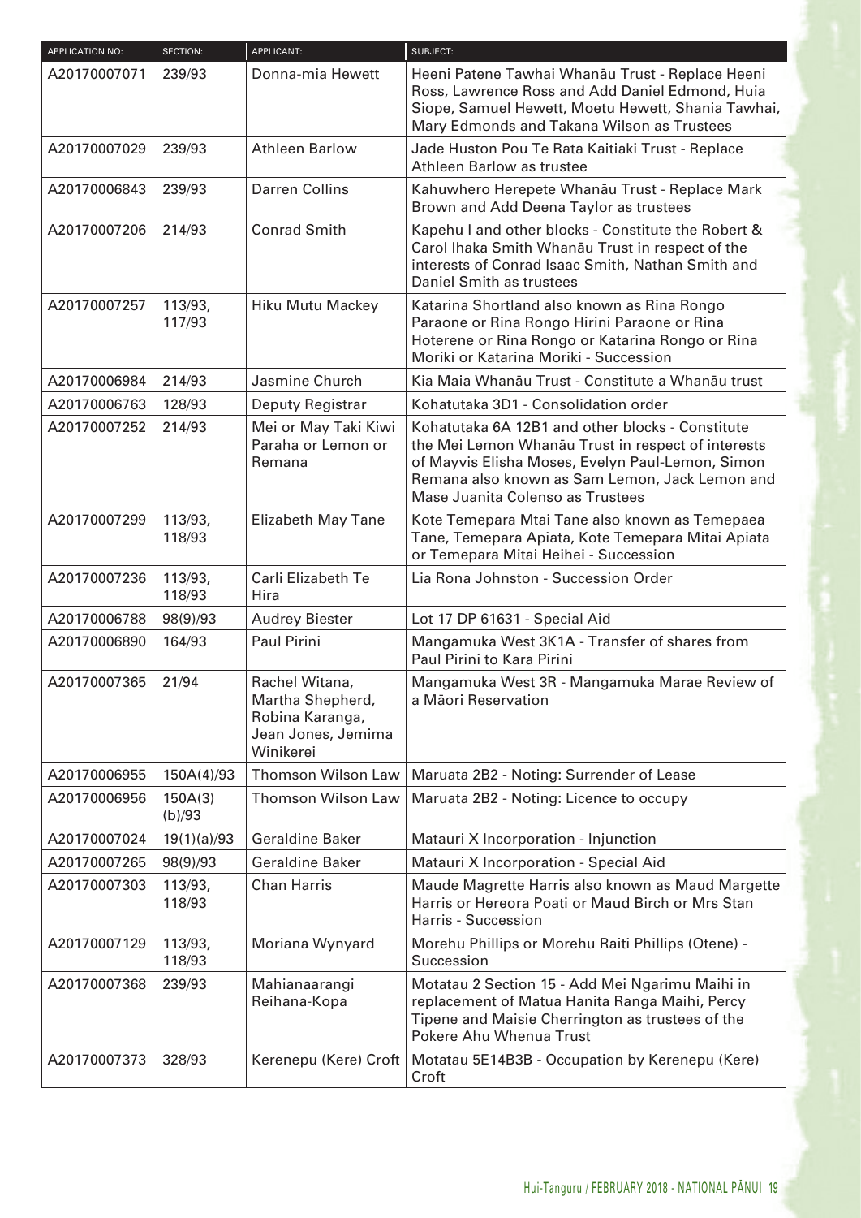| APPLICATION NO: | SECTION: | APPLICANT: | SUBJECT: |
|---|---|---|---|
| A20170007071 | 239/93 | Donna-mia Hewett | Heeni Patene Tawhai Whanāu Trust - Replace Heeni Ross, Lawrence Ross and Add Daniel Edmond, Huia Siope, Samuel Hewett, Moetu Hewett, Shania Tawhai, Mary Edmonds and Takana Wilson as Trustees |
| A20170007029 | 239/93 | Athleen Barlow | Jade Huston Pou Te Rata Kaitiaki Trust - Replace Athleen Barlow as trustee |
| A20170006843 | 239/93 | Darren Collins | Kahuwhero Herepete Whanāu Trust - Replace Mark Brown and Add Deena Taylor as trustees |
| A20170007206 | 214/93 | Conrad Smith | Kapehu I and other blocks - Constitute the Robert & Carol Ihaka Smith Whanāu Trust in respect of the interests of Conrad Isaac Smith, Nathan Smith and Daniel Smith as trustees |
| A20170007257 | 113/93, 117/93 | Hiku Mutu Mackey | Katarina Shortland also known as Rina Rongo Paraone or Rina Rongo Hirini Paraone or Rina Hoterene or Rina Rongo or Katarina Rongo or Rina Moriki or Katarina Moriki - Succession |
| A20170006984 | 214/93 | Jasmine Church | Kia Maia Whanāu Trust - Constitute a Whanāu trust |
| A20170006763 | 128/93 | Deputy Registrar | Kohatutaka 3D1 - Consolidation order |
| A20170007252 | 214/93 | Mei or May Taki Kiwi Paraha or Lemon or Remana | Kohatutaka 6A 12B1 and other blocks - Constitute the Mei Lemon Whanāu Trust in respect of interests of Mayvis Elisha Moses, Evelyn Paul-Lemon, Simon Remana also known as Sam Lemon, Jack Lemon and Mase Juanita Colenso as Trustees |
| A20170007299 | 113/93, 118/93 | Elizabeth May Tane | Kote Temepara Mtai Tane also known as Temepaea Tane, Temepara Apiata, Kote Temepara Mitai Apiata or Temepara Mitai Heihei - Succession |
| A20170007236 | 113/93, 118/93 | Carli Elizabeth Te Hira | Lia Rona Johnston - Succession Order |
| A20170006788 | 98(9)/93 | Audrey Biester | Lot 17 DP 61631 - Special Aid |
| A20170006890 | 164/93 | Paul Pirini | Mangamuka West 3K1A - Transfer of shares from Paul Pirini to Kara Pirini |
| A20170007365 | 21/94 | Rachel Witana, Martha Shepherd, Robina Karanga, Jean Jones, Jemima Winikerei | Mangamuka West 3R - Mangamuka Marae Review of a Māori Reservation |
| A20170006955 | 150A(4)/93 | Thomson Wilson Law | Maruata 2B2 - Noting: Surrender of Lease |
| A20170006956 | 150A(3)(b)/93 | Thomson Wilson Law | Maruata 2B2 - Noting: Licence to occupy |
| A20170007024 | 19(1)(a)/93 | Geraldine Baker | Matauri X Incorporation - Injunction |
| A20170007265 | 98(9)/93 | Geraldine Baker | Matauri X Incorporation - Special Aid |
| A20170007303 | 113/93, 118/93 | Chan Harris | Maude Magrette Harris also known as Maud Margette Harris or Hereora Poati or Maud Birch or Mrs Stan Harris - Succession |
| A20170007129 | 113/93, 118/93 | Moriana Wynyard | Morehu Phillips or Morehu Raiti Phillips (Otene) - Succession |
| A20170007368 | 239/93 | Mahianaarangi Reihana-Kopa | Motatau 2 Section 15 - Add Mei Ngarimu Maihi in replacement of Matua Hanita Ranga Maihi, Percy Tipene and Maisie Cherrington as trustees of the Pokere Ahu Whenua Trust |
| A20170007373 | 328/93 | Kerenepu (Kere) Croft | Motatau 5E14B3B - Occupation by Kerenepu (Kere) Croft |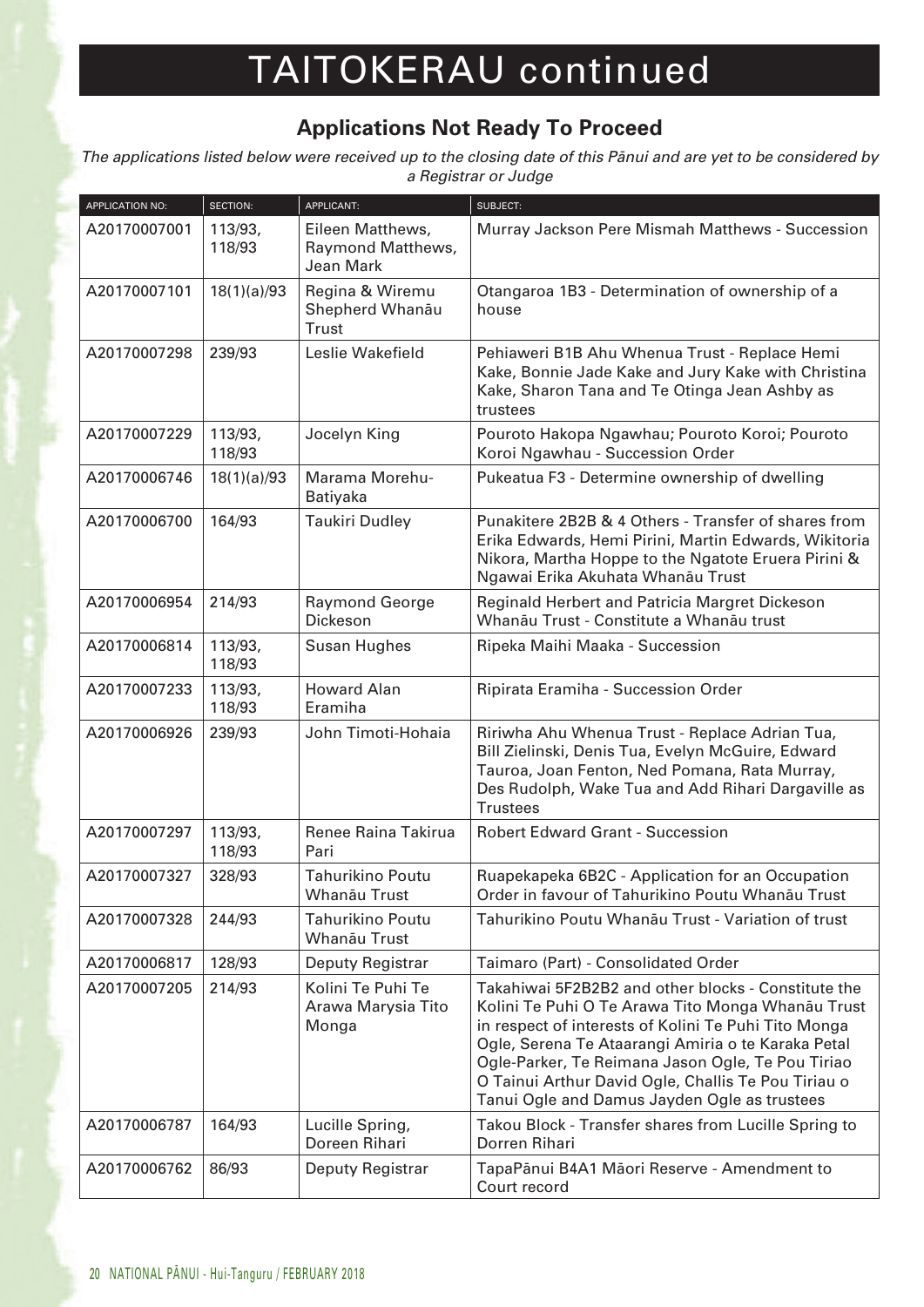# TAITOKERAU continued

## Applications Not Ready To Proceed

*The applications listed below were received up to the closing date of this Pānui and are yet to be considered by a Registrar or Judge*

| APPLICATION NO: | SECTION: | APPLICANT: | SUBJECT: |
|---|---|---|---|
| A20170007001 | 113/93, 118/93 | Eileen Matthews, Raymond Matthews, Jean Mark | Murray Jackson Pere Mismah Matthews - Succession |
| A20170007101 | 18(1)(a)/93 | Regina & Wiremu Shepherd Whanāu Trust | Otangaroa 1B3 - Determination of ownership of a house |
| A20170007298 | 239/93 | Leslie Wakefield | Pehiaweri B1B Ahu Whenua Trust - Replace Hemi Kake, Bonnie Jade Kake and Jury Kake with Christina Kake, Sharon Tana and Te Otinga Jean Ashby as trustees |
| A20170007229 | 113/93, 118/93 | Jocelyn King | Pouroto Hakopa Ngawhau; Pouroto Koroi; Pouroto Koroi Ngawhau - Succession Order |
| A20170006746 | 18(1)(a)/93 | Marama Morehu-Batiyaka | Pukeatua F3 - Determine ownership of dwelling |
| A20170006700 | 164/93 | Taukiri Dudley | Punakitere 2B2B & 4 Others - Transfer of shares from Erika Edwards, Hemi Pirini, Martin Edwards, Wikitoria Nikora, Martha Hoppe to the Ngatote Eruera Pirini & Ngawai Erika Akuhata Whanāu Trust |
| A20170006954 | 214/93 | Raymond George Dickeson | Reginald Herbert and Patricia Margret Dickeson Whanāu Trust - Constitute a Whanāu trust |
| A20170006814 | 113/93, 118/93 | Susan Hughes | Ripeka Maihi Maaka - Succession |
| A20170007233 | 113/93, 118/93 | Howard Alan Eramiha | Ripirata Eramiha - Succession Order |
| A20170006926 | 239/93 | John Timoti-Hohaia | Ririwha Ahu Whenua Trust - Replace Adrian Tua, Bill Zielinski, Denis Tua, Evelyn McGuire, Edward Tauroa, Joan Fenton, Ned Pomana, Rata Murray, Des Rudolph, Wake Tua and Add Rihari Dargaville as Trustees |
| A20170007297 | 113/93, 118/93 | Renee Raina Takirua Pari | Robert Edward Grant - Succession |
| A20170007327 | 328/93 | Tahurikino Poutu Whanāu Trust | Ruapekapeka 6B2C - Application for an Occupation Order in favour of Tahurikino Poutu Whanāu Trust |
| A20170007328 | 244/93 | Tahurikino Poutu Whanāu Trust | Tahurikino Poutu Whanāu Trust - Variation of trust |
| A20170006817 | 128/93 | Deputy Registrar | Taimaro (Part) - Consolidated Order |
| A20170007205 | 214/93 | Kolini Te Puhi Te Arawa Marysia Tito Monga | Takahiwai 5F2B2B2 and other blocks - Constitute the Kolini Te Puhi O Te Arawa Tito Monga Whanāu Trust in respect of interests of Kolini Te Puhi Tito Monga Ogle, Serena Te Ataarangi Amiria o te Karaka Petal Ogle-Parker, Te Reimana Jason Ogle, Te Pou Tiriao O Tainui Arthur David Ogle, Challis Te Pou Tiriau o Tanui Ogle and Damus Jayden Ogle as trustees |
| A20170006787 | 164/93 | Lucille Spring, Doreen Rihari | Takou Block - Transfer shares from Lucille Spring to Dorren Rihari |
| A20170006762 | 86/93 | Deputy Registrar | TapaPānui B4A1 Māori Reserve - Amendment to Court record |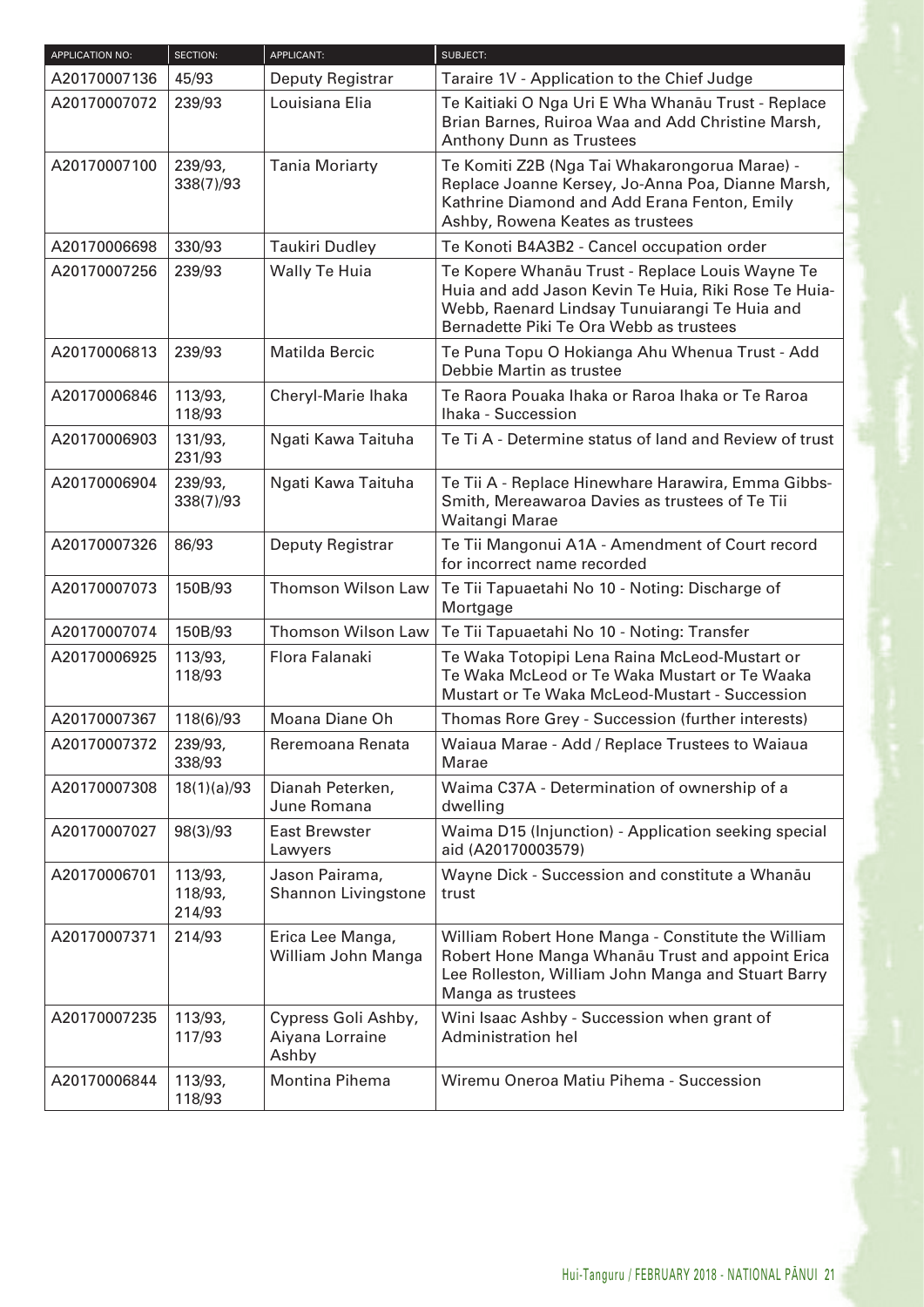| APPLICATION NO: | SECTION: | APPLICANT: | SUBJECT: |
|---|---|---|---|
| A20170007136 | 45/93 | Deputy Registrar | Taraire 1V - Application to the Chief Judge |
| A20170007072 | 239/93 | Louisiana Elia | Te Kaitiaki O Nga Uri E Wha Whanāu Trust - Replace Brian Barnes, Ruiroa Waa and Add Christine Marsh, Anthony Dunn as Trustees |
| A20170007100 | 239/93, 338(7)/93 | Tania Moriarty | Te Komiti Z2B (Nga Tai Whakarongorua Marae) - Replace Joanne Kersey, Jo-Anna Poa, Dianne Marsh, Kathrine Diamond and Add Erana Fenton, Emily Ashby, Rowena Keates as trustees |
| A20170006698 | 330/93 | Taukiri Dudley | Te Konoti B4A3B2 - Cancel occupation order |
| A20170007256 | 239/93 | Wally Te Huia | Te Kopere Whanāu Trust - Replace Louis Wayne Te Huia and add Jason Kevin Te Huia, Riki Rose Te Huia-Webb, Raenard Lindsay Tunuiarangi Te Huia and Bernadette Piki Te Ora Webb as trustees |
| A20170006813 | 239/93 | Matilda Bercic | Te Puna Topu O Hokianga Ahu Whenua Trust - Add Debbie Martin as trustee |
| A20170006846 | 113/93, 118/93 | Cheryl-Marie Ihaka | Te Raora Pouaka Ihaka or Raroa Ihaka or Te Raroa Ihaka - Succession |
| A20170006903 | 131/93, 231/93 | Ngati Kawa Taituha | Te Ti A - Determine status of land and Review of trust |
| A20170006904 | 239/93, 338(7)/93 | Ngati Kawa Taituha | Te Tii A - Replace Hinewhare Harawira, Emma Gibbs-Smith, Mereawaroa Davies as trustees of Te Tii Waitangi Marae |
| A20170007326 | 86/93 | Deputy Registrar | Te Tii Mangonui A1A - Amendment of Court record for incorrect name recorded |
| A20170007073 | 150B/93 | Thomson Wilson Law | Te Tii Tapuaetahi No 10 - Noting: Discharge of Mortgage |
| A20170007074 | 150B/93 | Thomson Wilson Law | Te Tii Tapuaetahi No 10 - Noting: Transfer |
| A20170006925 | 113/93, 118/93 | Flora Falanaki | Te Waka Totopipi Lena Raina McLeod-Mustart or Te Waka McLeod or Te Waka Mustart or Te Waaka Mustart or Te Waka McLeod-Mustart - Succession |
| A20170007367 | 118(6)/93 | Moana Diane Oh | Thomas Rore Grey - Succession (further interests) |
| A20170007372 | 239/93, 338/93 | Reremoana Renata | Waiaua Marae - Add / Replace Trustees to Waiaua Marae |
| A20170007308 | 18(1)(a)/93 | Dianah Peterken, June Romana | Waima C37A - Determination of ownership of a dwelling |
| A20170007027 | 98(3)/93 | East Brewster Lawyers | Waima D15 (Injunction) - Application seeking special aid (A20170003579) |
| A20170006701 | 113/93, 118/93, 214/93 | Jason Pairama, Shannon Livingstone | Wayne Dick - Succession and constitute a Whanāu trust |
| A20170007371 | 214/93 | Erica Lee Manga, William John Manga | William Robert Hone Manga - Constitute the William Robert Hone Manga Whanāu Trust and appoint Erica Lee Rolleston, William John Manga and Stuart Barry Manga as trustees |
| A20170007235 | 113/93, 117/93 | Cypress Goli Ashby, Aiyana Lorraine Ashby | Wini Isaac Ashby - Succession when grant of Administration hel |
| A20170006844 | 113/93, 118/93 | Montina Pihema | Wiremu Oneroa Matiu Pihema - Succession |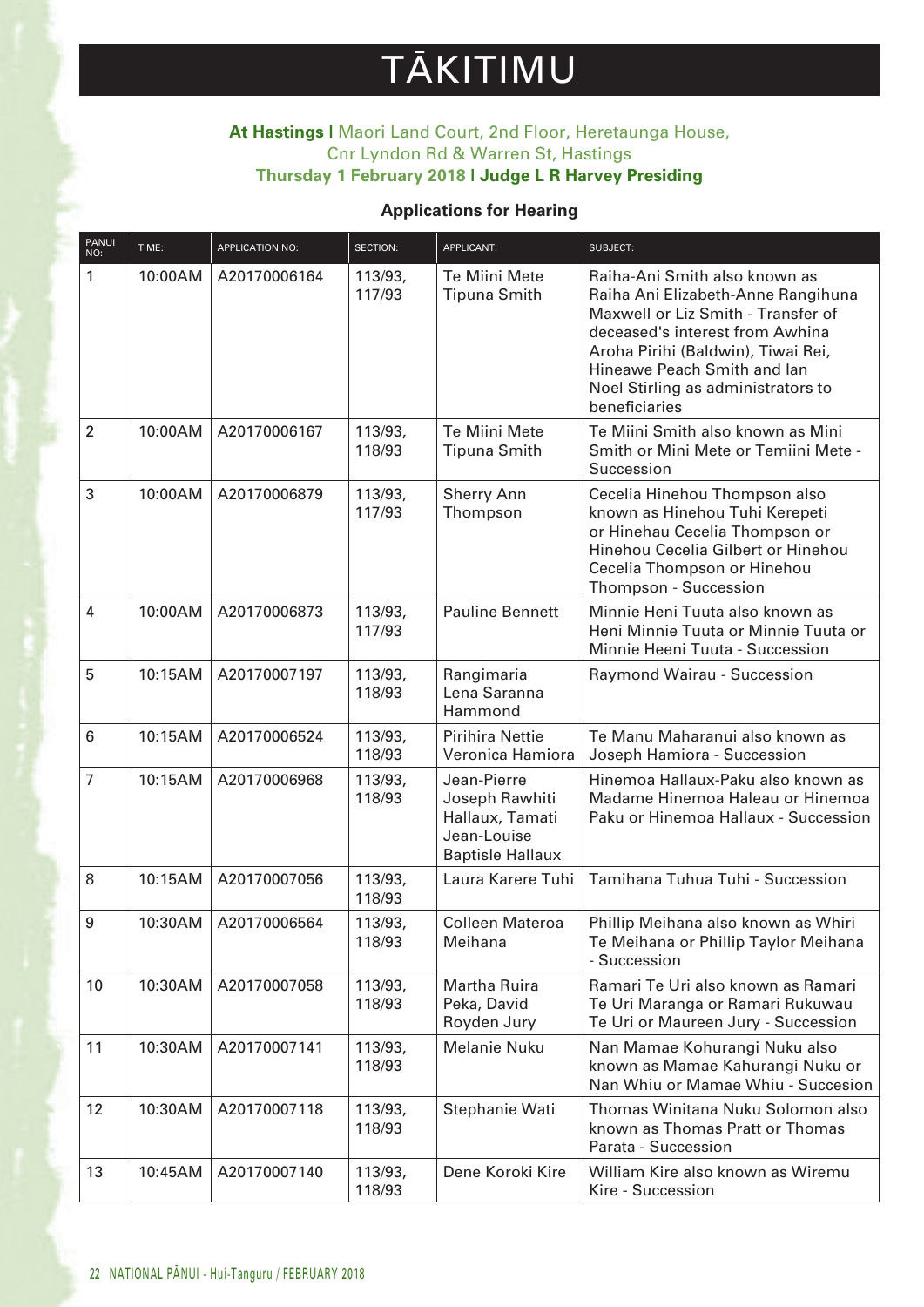# TĀKITIMU

**At Hastings |** Maori Land Court, 2nd Floor, Heretaunga House, Cnr Lyndon Rd & Warren St, Hastings
**Thursday 1 February 2018 | Judge L R Harvey Presiding**

### Applications for Hearing

| PANUI NO: | TIME: | APPLICATION NO: | SECTION: | APPLICANT: | SUBJECT: |
|---|---|---|---|---|---|
| 1 | 10:00AM | A20170006164 | 113/93, 117/93 | Te Miini Mete Tipuna Smith | Raiha-Ani Smith also known as Raiha Ani Elizabeth-Anne Rangihuna Maxwell or Liz Smith - Transfer of deceased's interest from Awhina Aroha Pirihi (Baldwin), Tiwai Rei, Hineawe Peach Smith and Ian Noel Stirling as administrators to beneficiaries |
| 2 | 10:00AM | A20170006167 | 113/93, 118/93 | Te Miini Mete Tipuna Smith | Te Miini Smith also known as Mini Smith or Mini Mete or Temiini Mete - Succession |
| 3 | 10:00AM | A20170006879 | 113/93, 117/93 | Sherry Ann Thompson | Cecelia Hinehou Thompson also known as Hinehou Tuhi Kerepeti or Hinehau Cecelia Thompson or Hinehou Cecelia Gilbert or Hinehou Cecelia Thompson or Hinehou Thompson - Succession |
| 4 | 10:00AM | A20170006873 | 113/93, 117/93 | Pauline Bennett | Minnie Heni Tuuta also known as Heni Minnie Tuuta or Minnie Tuuta or Minnie Heeni Tuuta - Succession |
| 5 | 10:15AM | A20170007197 | 113/93, 118/93 | Rangimaria Lena Saranna Hammond | Raymond Wairau - Succession |
| 6 | 10:15AM | A20170006524 | 113/93, 118/93 | Pirihira Nettie Veronica Hamiora | Te Manu Maharanui also known as Joseph Hamiora - Succession |
| 7 | 10:15AM | A20170006968 | 113/93, 118/93 | Jean-Pierre Joseph Rawhiti Hallaux, Tamati Jean-Louise Baptisle Hallaux | Hinemoa Hallaux-Paku also known as Madame Hinemoa Haleau or Hinemoa Paku or Hinemoa Hallaux - Succession |
| 8 | 10:15AM | A20170007056 | 113/93, 118/93 | Laura Karere Tuhi | Tamihana Tuhua Tuhi - Succession |
| 9 | 10:30AM | A20170006564 | 113/93, 118/93 | Colleen Materoa Meihana | Phillip Meihana also known as Whiri Te Meihana or Phillip Taylor Meihana - Succession |
| 10 | 10:30AM | A20170007058 | 113/93, 118/93 | Martha Ruira Peka, David Royden Jury | Ramari Te Uri also known as Ramari Te Uri Maranga or Ramari Rukuwau Te Uri or Maureen Jury - Succession |
| 11 | 10:30AM | A20170007141 | 113/93, 118/93 | Melanie Nuku | Nan Mamae Kohurangi Nuku also known as Mamae Kahurangi Nuku or Nan Whiu or Mamae Whiu - Succesion |
| 12 | 10:30AM | A20170007118 | 113/93, 118/93 | Stephanie Wati | Thomas Winitana Nuku Solomon also known as Thomas Pratt or Thomas Parata - Succession |
| 13 | 10:45AM | A20170007140 | 113/93, 118/93 | Dene Koroki Kire | William Kire also known as Wiremu Kire - Succession |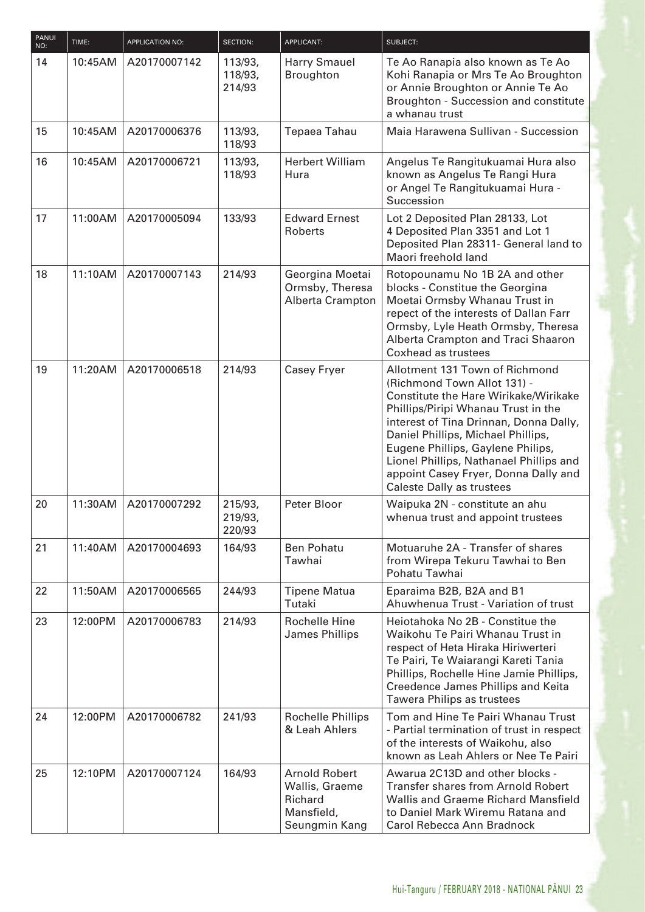| PANUI NO: | TIME: | APPLICATION NO: | SECTION: | APPLICANT: | SUBJECT: |
|---|---|---|---|---|---|
| 14 | 10:45AM | A20170007142 | 113/93, 118/93, 214/93 | Harry Smauel Broughton | Te Ao Ranapia also known as Te Ao Kohi Ranapia or Mrs Te Ao Broughton or Annie Broughton or Annie Te Ao Broughton - Succession and constitute a whanau trust |
| 15 | 10:45AM | A20170006376 | 113/93, 118/93 | Tepaea Tahau | Maia Harawena Sullivan - Succession |
| 16 | 10:45AM | A20170006721 | 113/93, 118/93 | Herbert William Hura | Angelus Te Rangitukuamai Hura also known as Angelus Te Rangi Hura or Angel Te Rangitukuamai Hura - Succession |
| 17 | 11:00AM | A20170005094 | 133/93 | Edward Ernest Roberts | Lot 2 Deposited Plan 28133, Lot 4 Deposited Plan 3351 and Lot 1 Deposited Plan 28311- General land to Maori freehold land |
| 18 | 11:10AM | A20170007143 | 214/93 | Georgina Moetai Ormsby, Theresa Alberta Crampton | Rotopounamu No 1B 2A and other blocks - Constitue the Georgina Moetai Ormsby Whanau Trust in repect of the interests of Dallan Farr Ormsby, Lyle Heath Ormsby, Theresa Alberta Crampton and Traci Shaaron Coxhead as trustees |
| 19 | 11:20AM | A20170006518 | 214/93 | Casey Fryer | Allotment 131 Town of Richmond (Richmond Town Allot 131) - Constitute the Hare Wirikake/Wirikake Phillips/Piripi Whanau Trust in the interest of Tina Drinnan, Donna Dally, Daniel Phillips, Michael Phillips, Eugene Phillips, Gaylene Philips, Lionel Phillips, Nathanael Phillips and appoint Casey Fryer, Donna Dally and Caleste Dally as trustees |
| 20 | 11:30AM | A20170007292 | 215/93, 219/93, 220/93 | Peter Bloor | Waipuka 2N - constitute an ahu whenua trust and appoint trustees |
| 21 | 11:40AM | A20170004693 | 164/93 | Ben Pohatu Tawhai | Motuaruhe 2A - Transfer of shares from Wirepa Tekuru Tawhai to Ben Pohatu Tawhai |
| 22 | 11:50AM | A20170006565 | 244/93 | Tipene Matua Tutaki | Eparaima B2B, B2A and B1 Ahuwhenua Trust - Variation of trust |
| 23 | 12:00PM | A20170006783 | 214/93 | Rochelle Hine James Phillips | Heiotahoka No 2B - Constitue the Waikohu Te Pairi Whanau Trust in respect of Heta Hiraka Hiriwerteri Te Pairi, Te Waiarangi Kareti Tania Phillips, Rochelle Hine Jamie Phillips, Creedence James Phillips and Keita Tawera Philips as trustees |
| 24 | 12:00PM | A20170006782 | 241/93 | Rochelle Phillips & Leah Ahlers | Tom and Hine Te Pairi Whanau Trust - Partial termination of trust in respect of the interests of Waikohu, also known as Leah Ahlers or Nee Te Pairi |
| 25 | 12:10PM | A20170007124 | 164/93 | Arnold Robert Wallis, Graeme Richard Mansfield, Seungmin Kang | Awarua 2C13D and other blocks - Transfer shares from Arnold Robert Wallis and Graeme Richard Mansfield to Daniel Mark Wiremu Ratana and Carol Rebecca Ann Bradnock |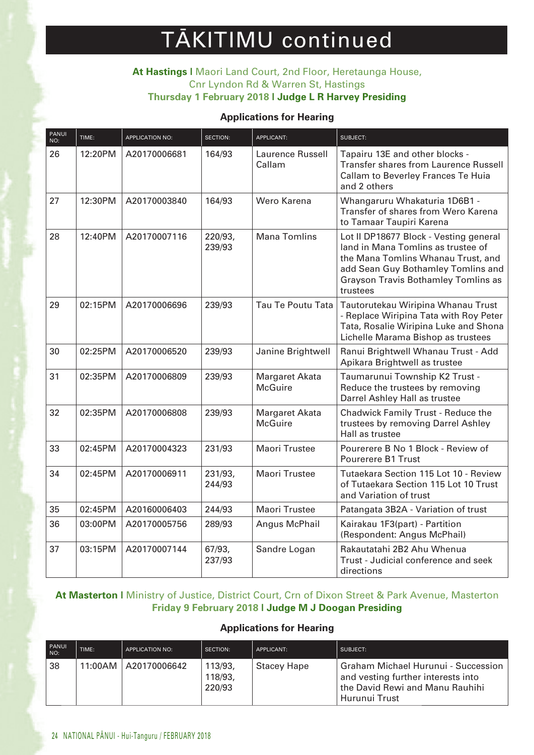# TĀKITIMU continued

**At Hastings |** Maori Land Court, 2nd Floor, Heretaunga House, Cnr Lyndon Rd & Warren St, Hastings
**Thursday 1 February 2018 | Judge L R Harvey Presiding**

### Applications for Hearing

| PANUI NO: | TIME: | APPLICATION NO: | SECTION: | APPLICANT: | SUBJECT: |
|---|---|---|---|---|---|
| 26 | 12:20PM | A20170006681 | 164/93 | Laurence Russell Callam | Tapairu 13E and other blocks - Transfer shares from Laurence Russell Callam to Beverley Frances Te Huia and 2 others |
| 27 | 12:30PM | A20170003840 | 164/93 | Wero Karena | Whangaruru Whakaturia 1D6B1 - Transfer of shares from Wero Karena to Tamaar Taupiri Karena |
| 28 | 12:40PM | A20170007116 | 220/93, 239/93 | Mana Tomlins | Lot II DP18677 Block - Vesting general land in Mana Tomlins as trustee of the Mana Tomlins Whanau Trust, and add Sean Guy Bothamley Tomlins and Grayson Travis Bothamley Tomlins as trustees |
| 29 | 02:15PM | A20170006696 | 239/93 | Tau Te Poutu Tata | Tautorutekau Wiripina Whanau Trust - Replace Wiripina Tata with Roy Peter Tata, Rosalie Wiripina Luke and Shona Lichelle Marama Bishop as trustees |
| 30 | 02:25PM | A20170006520 | 239/93 | Janine Brightwell | Ranui Brightwell Whanau Trust - Add Apikara Brightwell as trustee |
| 31 | 02:35PM | A20170006809 | 239/93 | Margaret Akata McGuire | Taumarunui Township K2 Trust - Reduce the trustees by removing Darrel Ashley Hall as trustee |
| 32 | 02:35PM | A20170006808 | 239/93 | Margaret Akata McGuire | Chadwick Family Trust - Reduce the trustees by removing Darrel Ashley Hall as trustee |
| 33 | 02:45PM | A20170004323 | 231/93 | Maori Trustee | Pourerere B No 1 Block - Review of Pourerere B1 Trust |
| 34 | 02:45PM | A20170006911 | 231/93, 244/93 | Maori Trustee | Tutaekara Section 115 Lot 10 - Review of Tutaekara Section 115 Lot 10 Trust and Variation of trust |
| 35 | 02:45PM | A20160006403 | 244/93 | Maori Trustee | Patangata 3B2A - Variation of trust |
| 36 | 03:00PM | A20170005756 | 289/93 | Angus McPhail | Kairakau 1F3(part) - Partition (Respondent: Angus McPhail) |
| 37 | 03:15PM | A20170007144 | 67/93, 237/93 | Sandre Logan | Rakautatahi 2B2 Ahu Whenua Trust - Judicial conference and seek directions |

**At Masterton |** Ministry of Justice, District Court, Crn of Dixon Street & Park Avenue, Masterton
**Friday 9 February 2018 | Judge M J Doogan Presiding**

### Applications for Hearing

| PANUI NO: | TIME: | APPLICATION NO: | SECTION: | APPLICANT: | SUBJECT: |
|---|---|---|---|---|---|
| 38 | 11:00AM | A20170006642 | 113/93, 118/93, 220/93 | Stacey Hape | Graham Michael Hurunui - Succession and vesting further interests into the David Rewi and Manu Rauhihi Hurunui Trust |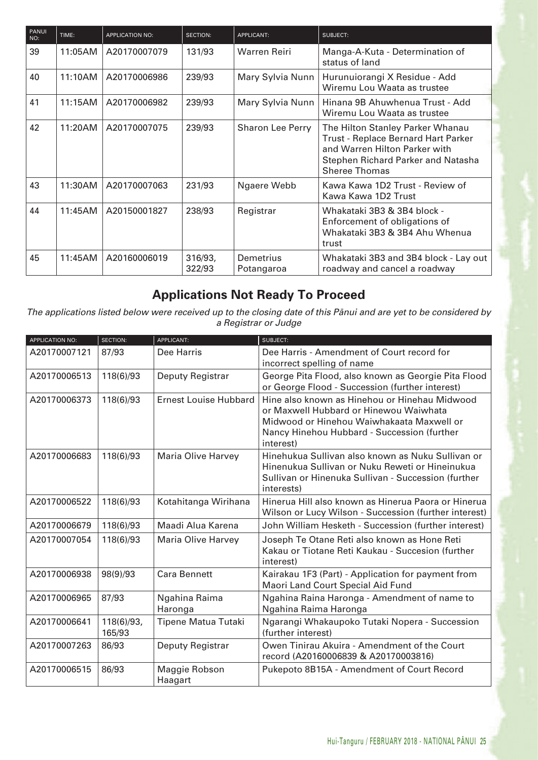| PANUI NO: | TIME: | APPLICATION NO: | SECTION: | APPLICANT: | SUBJECT: |
|---|---|---|---|---|---|
| 39 | 11:05AM | A20170007079 | 131/93 | Warren Reiri | Manga-A-Kuta - Determination of status of land |
| 40 | 11:10AM | A20170006986 | 239/93 | Mary Sylvia Nunn | Hurunuiorangi X Residue - Add Wiremu Lou Waata as trustee |
| 41 | 11:15AM | A20170006982 | 239/93 | Mary Sylvia Nunn | Hinana 9B Ahuwhenua Trust - Add Wiremu Lou Waata as trustee |
| 42 | 11:20AM | A20170007075 | 239/93 | Sharon Lee Perry | The Hilton Stanley Parker Whanau Trust - Replace Bernard Hart Parker and Warren Hilton Parker with Stephen Richard Parker and Natasha Sheree Thomas |
| 43 | 11:30AM | A20170007063 | 231/93 | Ngaere Webb | Kawa Kawa 1D2 Trust - Review of Kawa Kawa 1D2 Trust |
| 44 | 11:45AM | A20150001827 | 238/93 | Registrar | Whakataki 3B3 & 3B4 block - Enforcement of obligations of Whakataki 3B3 & 3B4 Ahu Whenua trust |
| 45 | 11:45AM | A20160006019 | 316/93, 322/93 | Demetrius Potangaroa | Whakataki 3B3 and 3B4 block - Lay out roadway and cancel a roadway |

## Applications Not Ready To Proceed

*The applications listed below were received up to the closing date of this Pānui and are yet to be considered by a Registrar or Judge*

| APPLICATION NO: | SECTION: | APPLICANT: | SUBJECT: |
|---|---|---|---|
| A20170007121 | 87/93 | Dee Harris | Dee Harris - Amendment of Court record for incorrect spelling of name |
| A20170006513 | 118(6)/93 | Deputy Registrar | George Pita Flood, also known as Georgie Pita Flood or George Flood - Succession (further interest) |
| A20170006373 | 118(6)/93 | Ernest Louise Hubbard | Hine also known as Hinehou or Hinehau Midwood or Maxwell Hubbard or Hinewou Waiwhata Midwood or Hinehou Waiwhakaata Maxwell or Nancy Hinehou Hubbard - Succession (further interest) |
| A20170006683 | 118(6)/93 | Maria Olive Harvey | Hinehukua Sullivan also known as Nuku Sullivan or Hinenukua Sullivan or Nuku Reweti or Hineinukua Sullivan or Hinenuka Sullivan - Succession (further interests) |
| A20170006522 | 118(6)/93 | Kotahitanga Wirihana | Hinerua Hill also known as Hinerua Paora or Hinerua Wilson or Lucy Wilson - Succession (further interest) |
| A20170006679 | 118(6)/93 | Maadi Alua Karena | John William Hesketh - Succession (further interest) |
| A20170007054 | 118(6)/93 | Maria Olive Harvey | Joseph Te Otane Reti also known as Hone Reti Kakau or Tiotane Reti Kaukau - Succesion (further interest) |
| A20170006938 | 98(9)/93 | Cara Bennett | Kairakau 1F3 (Part) - Application for payment from Maori Land Court Special Aid Fund |
| A20170006965 | 87/93 | Ngahina Raima Haronga | Ngahina Raina Haronga - Amendment of name to Ngahina Raima Haronga |
| A20170006641 | 118(6)/93, 165/93 | Tipene Matua Tutaki | Ngarangi Whakaupoko Tutaki Nopera - Succession (further interest) |
| A20170007263 | 86/93 | Deputy Registrar | Owen Tinirau Akuira - Amendment of the Court record (A20160006839 & A20170003816) |
| A20170006515 | 86/93 | Maggie Robson Haagart | Pukepoto 8B15A - Amendment of Court Record |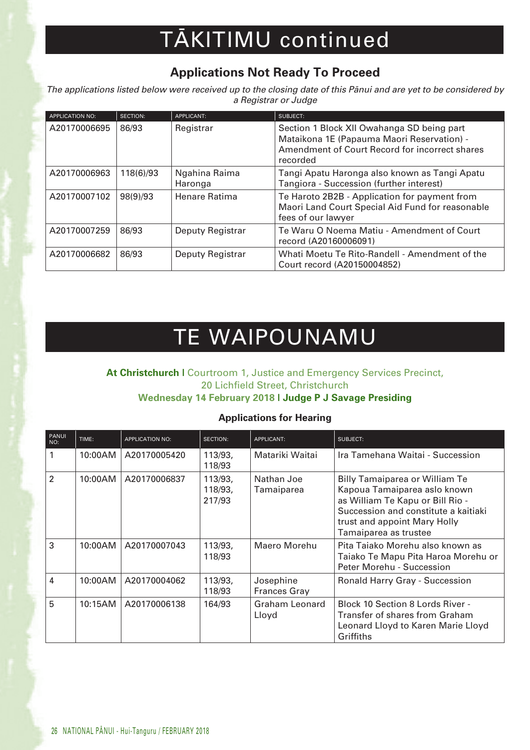# TĀKITIMU continued

## Applications Not Ready To Proceed

*The applications listed below were received up to the closing date of this Pānui and are yet to be considered by a Registrar or Judge*

| APPLICATION NO: | SECTION: | APPLICANT: | SUBJECT: |
|---|---|---|---|
| A20170006695 | 86/93 | Registrar | Section 1 Block XII Owahanga SD being part Mataikona 1E (Papauma Maori Reservation) - Amendment of Court Record for incorrect shares recorded |
| A20170006963 | 118(6)/93 | Ngahina Raima Haronga | Tangi Apatu Haronga also known as Tangi Apatu Tangiora - Succession (further interest) |
| A20170007102 | 98(9)/93 | Henare Ratima | Te Haroto 2B2B - Application for payment from Maori Land Court Special Aid Fund for reasonable fees of our lawyer |
| A20170007259 | 86/93 | Deputy Registrar | Te Waru O Noema Matiu - Amendment of Court record (A20160006091) |
| A20170006682 | 86/93 | Deputy Registrar | Whati Moetu Te Rito-Randell - Amendment of the Court record (A20150004852) |

# TE WAIPOUNAMU

**At Christchurch |** Courtroom 1, Justice and Emergency Services Precinct, 20 Lichfield Street, Christchurch
**Wednesday 14 February 2018 | Judge P J Savage Presiding**

### Applications for Hearing

| PANUI NO: | TIME: | APPLICATION NO: | SECTION: | APPLICANT: | SUBJECT: |
|---|---|---|---|---|---|
| 1 | 10:00AM | A20170005420 | 113/93, 118/93 | Matariki Waitai | Ira Tamehana Waitai - Succession |
| 2 | 10:00AM | A20170006837 | 113/93, 118/93, 217/93 | Nathan Joe Tamaiparea | Billy Tamaiparea or William Te Kapoua Tamaiparea aslo known as William Te Kapu or Bill Rio - Succession and constitute a kaitiaki trust and appoint Mary Holly Tamaiparea as trustee |
| 3 | 10:00AM | A20170007043 | 113/93, 118/93 | Maero Morehu | Pita Taiako Morehu also known as Taiako Te Mapu Pita Haroa Morehu or Peter Morehu - Succession |
| 4 | 10:00AM | A20170004062 | 113/93, 118/93 | Josephine Frances Gray | Ronald Harry Gray - Succession |
| 5 | 10:15AM | A20170006138 | 164/93 | Graham Leonard Lloyd | Block 10 Section 8 Lords River - Transfer of shares from Graham Leonard Lloyd to Karen Marie Lloyd Griffiths |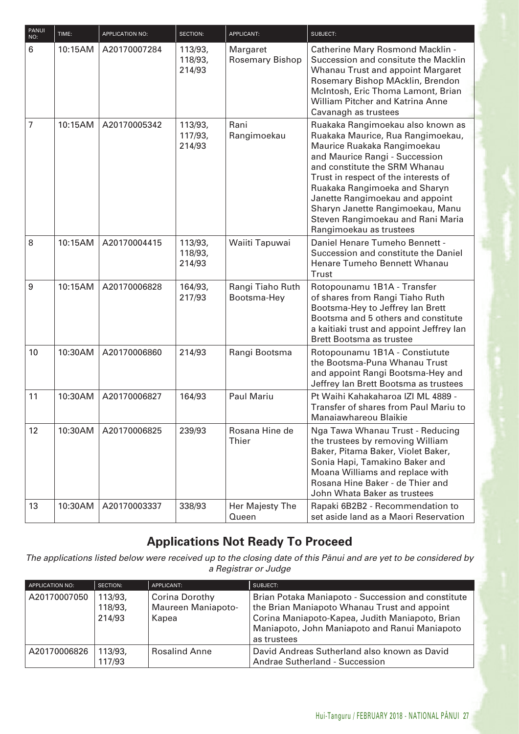| PANUI NO: | TIME: | APPLICATION NO: | SECTION: | APPLICANT: | SUBJECT: |
|---|---|---|---|---|---|
| 6 | 10:15AM | A20170007284 | 113/93, 118/93, 214/93 | Margaret Rosemary Bishop | Catherine Mary Rosmond Macklin - Succession and consitute the Macklin Whanau Trust and appoint Margaret Rosemary Bishop MAcklin, Brendon McIntosh, Eric Thoma Lamont, Brian William Pitcher and Katrina Anne Cavanagh as trustees |
| 7 | 10:15AM | A20170005342 | 113/93, 117/93, 214/93 | Rani Rangimoekau | Ruakaka Rangimoekau also known as Ruakaka Maurice, Rua Rangimoekau, Maurice Ruakaka Rangimoekau and Maurice Rangi - Succession and constitute the SRM Whanau Trust in respect of the interests of Ruakaka Rangimoeka and Sharyn Janette Rangimoekau and appoint Sharyn Janette Rangimoekau, Manu Steven Rangimoekau and Rani Maria Rangimoekau as trustees |
| 8 | 10:15AM | A20170004415 | 113/93, 118/93, 214/93 | Waiiti Tapuwai | Daniel Henare Tumeho Bennett - Succession and constitute the Daniel Henare Tumeho Bennett Whanau Trust |
| 9 | 10:15AM | A20170006828 | 164/93, 217/93 | Rangi Tiaho Ruth Bootsma-Hey | Rotopounamu 1B1A - Transfer of shares from Rangi Tiaho Ruth Bootsma-Hey to Jeffrey Ian Brett Bootsma and 5 others and constitute a kaitiaki trust and appoint Jeffrey Ian Brett Bootsma as trustee |
| 10 | 10:30AM | A20170006860 | 214/93 | Rangi Bootsma | Rotopounamu 1B1A - Constiutute the Bootsma-Puna Whanau Trust and appoint Rangi Bootsma-Hey and Jeffrey Ian Brett Bootsma as trustees |
| 11 | 10:30AM | A20170006827 | 164/93 | Paul Mariu | Pt Waihi Kahakaharoa IZI ML 4889 - Transfer of shares from Paul Mariu to Manaiawhareou Blaikie |
| 12 | 10:30AM | A20170006825 | 239/93 | Rosana Hine de Thier | Nga Tawa Whanau Trust - Reducing the trustees by removing William Baker, Pitama Baker, Violet Baker, Sonia Hapi, Tamakino Baker and Moana Williams and replace with Rosana Hine Baker - de Thier and John Whata Baker as trustees |
| 13 | 10:30AM | A20170003337 | 338/93 | Her Majesty The Queen | Rapaki 6B2B2 - Recommendation to set aside land as a Maori Reservation |

## Applications Not Ready To Proceed

*The applications listed below were received up to the closing date of this Pānui and are yet to be considered by a Registrar or Judge*

| APPLICATION NO: | SECTION: | APPLICANT: | SUBJECT: |
|---|---|---|---|
| A20170007050 | 113/93, 118/93, 214/93 | Corina Dorothy Maureen Maniapoto-Kapea | Brian Potaka Maniapoto - Succession and constitute the Brian Maniapoto Whanau Trust and appoint Corina Maniapoto-Kapea, Judith Maniapoto, Brian Maniapoto, John Maniapoto and Ranui Maniapoto as trustees |
| A20170006826 | 113/93, 117/93 | Rosalind Anne | David Andreas Sutherland also known as David Andrae Sutherland - Succession |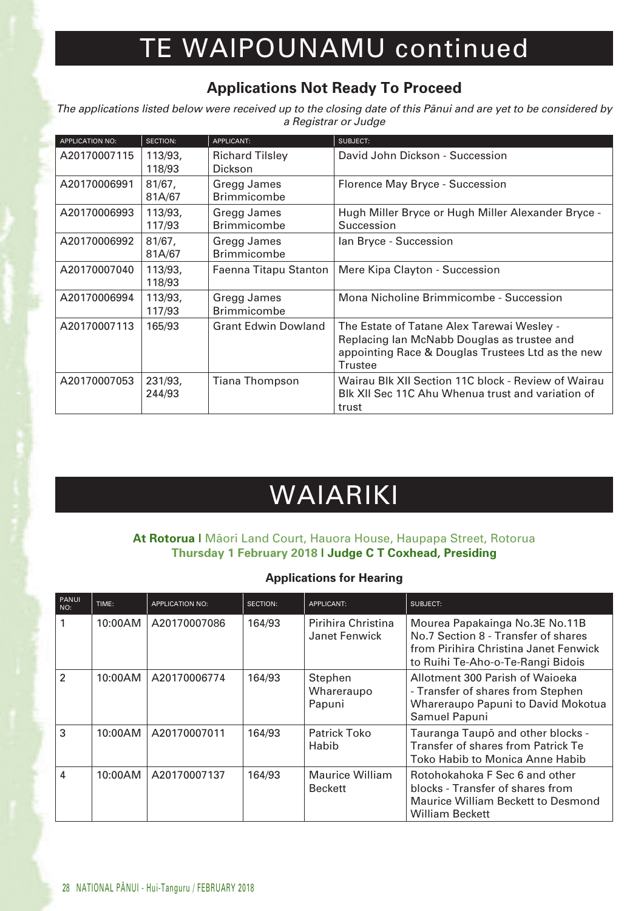# TE WAIPOUNAMU continued

### Applications Not Ready To Proceed

*The applications listed below were received up to the closing date of this Pānui and are yet to be considered by a Registrar or Judge*

| APPLICATION NO: | SECTION: | APPLICANT: | SUBJECT: |
|---|---|---|---|
| A20170007115 | 113/93, 118/93 | Richard Tilsley Dickson | David John Dickson - Succession |
| A20170006991 | 81/67, 81A/67 | Gregg James Brimmicombe | Florence May Bryce - Succession |
| A20170006993 | 113/93, 117/93 | Gregg James Brimmicombe | Hugh Miller Bryce or Hugh Miller Alexander Bryce - Succession |
| A20170006992 | 81/67, 81A/67 | Gregg James Brimmicombe | Ian Bryce - Succession |
| A20170007040 | 113/93, 118/93 | Faenna Titapu Stanton | Mere Kipa Clayton - Succession |
| A20170006994 | 113/93, 117/93 | Gregg James Brimmicombe | Mona Nicholine Brimmicombe - Succession |
| A20170007113 | 165/93 | Grant Edwin Dowland | The Estate of Tatane Alex Tarewai Wesley - Replacing Ian McNabb Douglas as trustee and appointing Race & Douglas Trustees Ltd as the new Trustee |
| A20170007053 | 231/93, 244/93 | Tiana Thompson | Wairau Blk XII Section 11C block - Review of Wairau Blk XII Sec 11C Ahu Whenua trust and variation of trust |

# WAIARIKI

**At Rotorua** | Māori Land Court, Hauora House, Haupapa Street, Rotorua
**Thursday 1 February 2018** | **Judge C T Coxhead, Presiding**

### Applications for Hearing

| PANUI NO: | TIME: | APPLICATION NO: | SECTION: | APPLICANT: | SUBJECT: |
|---|---|---|---|---|---|
| 1 | 10:00AM | A20170007086 | 164/93 | Pirihira Christina Janet Fenwick | Mourea Papakainga No.3E No.11B No.7 Section 8 - Transfer of shares from Pirihira Christina Janet Fenwick to Ruihi Te-Aho-o-Te-Rangi Bidois |
| 2 | 10:00AM | A20170006774 | 164/93 | Stephen Whareraupo Papuni | Allotment 300 Parish of Waioeka - Transfer of shares from Stephen Whareraupo Papuni to David Mokotua Samuel Papuni |
| 3 | 10:00AM | A20170007011 | 164/93 | Patrick Toko Habib | Tauranga Taupō and other blocks - Transfer of shares from Patrick Te Toko Habib to Monica Anne Habib |
| 4 | 10:00AM | A20170007137 | 164/93 | Maurice William Beckett | Rotohokahoka F Sec 6 and other blocks - Transfer of shares from Maurice William Beckett to Desmond William Beckett |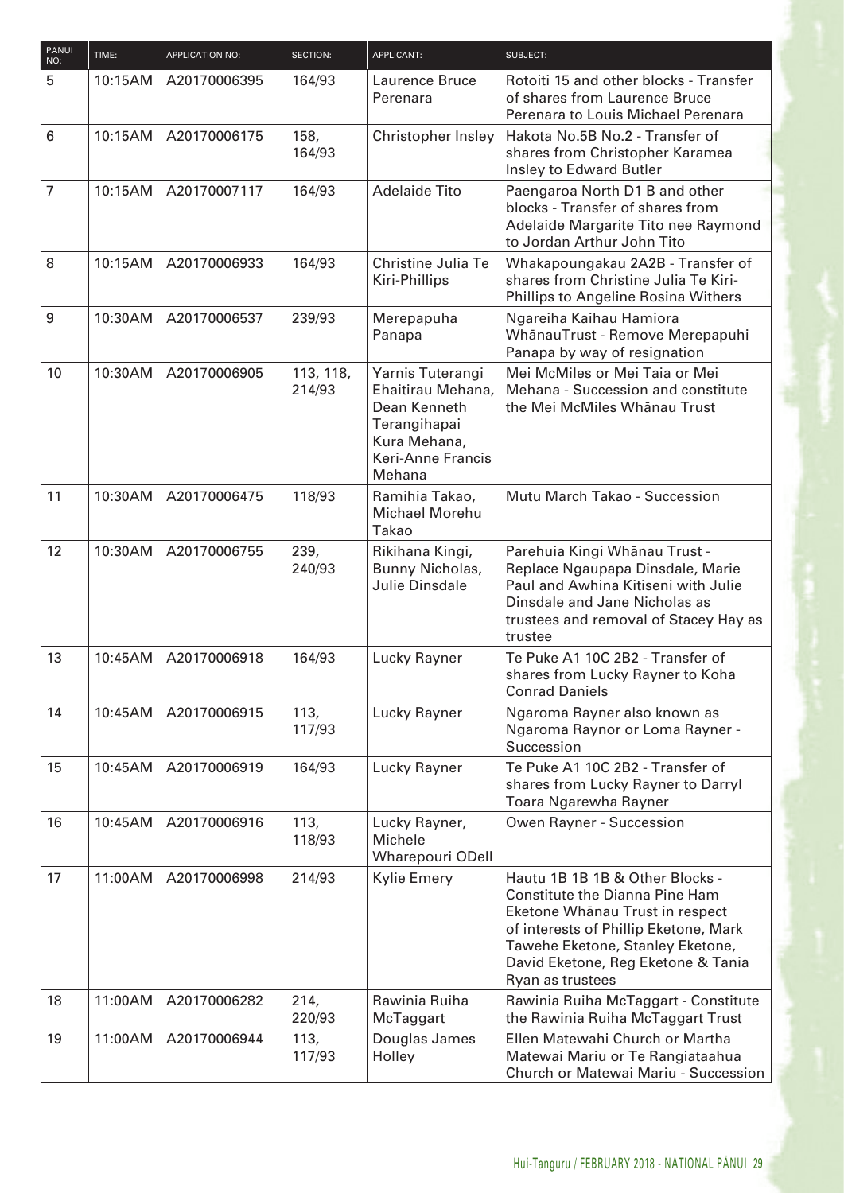| PANUI NO: | TIME: | APPLICATION NO: | SECTION: | APPLICANT: | SUBJECT: |
|---|---|---|---|---|---|
| 5 | 10:15AM | A20170006395 | 164/93 | Laurence Bruce Perenara | Rotoiti 15 and other blocks - Transfer of shares from Laurence Bruce Perenara to Louis Michael Perenara |
| 6 | 10:15AM | A20170006175 | 158, 164/93 | Christopher Insley | Hakota No.5B No.2 - Transfer of shares from Christopher Karamea Insley to Edward Butler |
| 7 | 10:15AM | A20170007117 | 164/93 | Adelaide Tito | Paengaroa North D1 B and other blocks - Transfer of shares from Adelaide Margarite Tito nee Raymond to Jordan Arthur John Tito |
| 8 | 10:15AM | A20170006933 | 164/93 | Christine Julia Te Kiri-Phillips | Whakapoungakau 2A2B - Transfer of shares from Christine Julia Te Kiri-Phillips to Angeline Rosina Withers |
| 9 | 10:30AM | A20170006537 | 239/93 | Merepapuha Panapa | Ngareiha Kaihau Hamiora WhānauTrust - Remove Merepapuhi Panapa by way of resignation |
| 10 | 10:30AM | A20170006905 | 113, 118, 214/93 | Yarnis Tuterangi Ehaitirau Mehana, Dean Kenneth Terangihapai Kura Mehana, Keri-Anne Francis Mehana | Mei McMiles or Mei Taia or Mei Mehana - Succession and constitute the Mei McMiles Whānau Trust |
| 11 | 10:30AM | A20170006475 | 118/93 | Ramihia Takao, Michael Morehu Takao | Mutu March Takao - Succession |
| 12 | 10:30AM | A20170006755 | 239, 240/93 | Rikihana Kingi, Bunny Nicholas, Julie Dinsdale | Parehuia Kingi Whānau Trust - Replace Ngaupapa Dinsdale, Marie Paul and Awhina Kitiseni with Julie Dinsdale and Jane Nicholas as trustees and removal of Stacey Hay as trustee |
| 13 | 10:45AM | A20170006918 | 164/93 | Lucky Rayner | Te Puke A1 10C 2B2 - Transfer of shares from Lucky Rayner to Koha Conrad Daniels |
| 14 | 10:45AM | A20170006915 | 113, 117/93 | Lucky Rayner | Ngaroma Rayner also known as Ngaroma Raynor or Loma Rayner - Succession |
| 15 | 10:45AM | A20170006919 | 164/93 | Lucky Rayner | Te Puke A1 10C 2B2 - Transfer of shares from Lucky Rayner to Darryl Toara Ngarewha Rayner |
| 16 | 10:45AM | A20170006916 | 113, 118/93 | Lucky Rayner, Michele Wharepouri ODell | Owen Rayner - Succession |
| 17 | 11:00AM | A20170006998 | 214/93 | Kylie Emery | Hautu 1B 1B 1B & Other Blocks - Constitute the Dianna Pine Ham Eketone Whānau Trust in respect of interests of Phillip Eketone, Mark Tawehe Eketone, Stanley Eketone, David Eketone, Reg Eketone & Tania Ryan as trustees |
| 18 | 11:00AM | A20170006282 | 214, 220/93 | Rawinia Ruiha McTaggart | Rawinia Ruiha McTaggart - Constitute the Rawinia Ruiha McTaggart Trust |
| 19 | 11:00AM | A20170006944 | 113, 117/93 | Douglas James Holley | Ellen Matewahi Church or Martha Matewai Mariu or Te Rangiataahua Church or Matewai Mariu - Succession |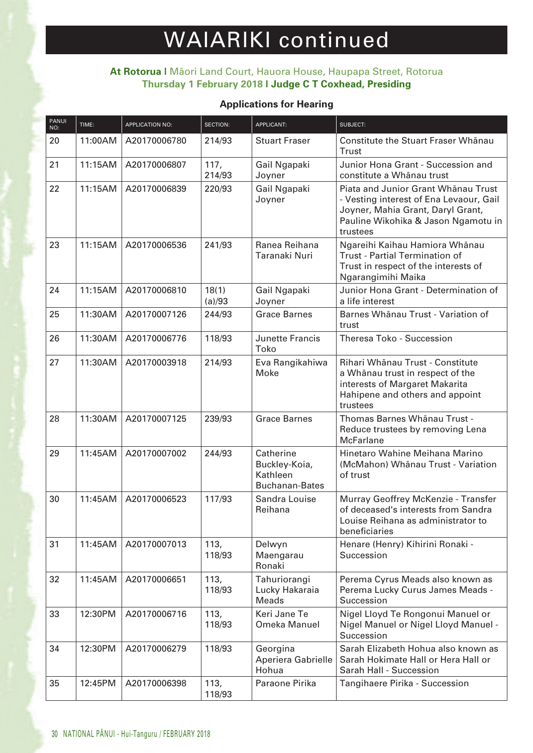# WAIARIKI continued

**At Rotorua** | Māori Land Court, Hauora House, Haupapa Street, Rotorua
**Thursday 1 February 2018** | **Judge C T Coxhead, Presiding**

### Applications for Hearing

| PANUI NO: | TIME: | APPLICATION NO: | SECTION: | APPLICANT: | SUBJECT: |
|---|---|---|---|---|---|
| 20 | 11:00AM | A20170006780 | 214/93 | Stuart Fraser | Constitute the Stuart Fraser Whānau Trust |
| 21 | 11:15AM | A20170006807 | 117, 214/93 | Gail Ngapaki Joyner | Junior Hona Grant - Succession and constitute a Whānau trust |
| 22 | 11:15AM | A20170006839 | 220/93 | Gail Ngapaki Joyner | Piata and Junior Grant Whānau Trust - Vesting interest of Ena Levaour, Gail Joyner, Mahia Grant, Daryl Grant, Pauline Wikohika & Jason Ngamotu in trustees |
| 23 | 11:15AM | A20170006536 | 241/93 | Ranea Reihana Taranaki Nuri | Ngareihi Kaihau Hamiora Whānau Trust - Partial Termination of Trust in respect of the interests of Ngarangimihi Maika |
| 24 | 11:15AM | A20170006810 | 18(1)(a)/93 | Gail Ngapaki Joyner | Junior Hona Grant - Determination of a life interest |
| 25 | 11:30AM | A20170007126 | 244/93 | Grace Barnes | Barnes Whānau Trust - Variation of trust |
| 26 | 11:30AM | A20170006776 | 118/93 | Junette Francis Toko | Theresa Toko - Succession |
| 27 | 11:30AM | A20170003918 | 214/93 | Eva Rangikahiwa Moke | Rihari Whānau Trust - Constitute a Whānau trust in respect of the interests of Margaret Makarita Hahipene and others and appoint trustees |
| 28 | 11:30AM | A20170007125 | 239/93 | Grace Barnes | Thomas Barnes Whānau Trust - Reduce trustees by removing Lena McFarlane |
| 29 | 11:45AM | A20170007002 | 244/93 | Catherine Buckley-Koia, Kathleen Buchanan-Bates | Hinetaro Wahine Meihana Marino (McMahon) Whānau Trust - Variation of trust |
| 30 | 11:45AM | A20170006523 | 117/93 | Sandra Louise Reihana | Murray Geoffrey McKenzie - Transfer of deceased's interests from Sandra Louise Reihana as administrator to beneficiaries |
| 31 | 11:45AM | A20170007013 | 113, 118/93 | Delwyn Maengarau Ronaki | Henare (Henry) Kihirini Ronaki - Succession |
| 32 | 11:45AM | A20170006651 | 113, 118/93 | Tahuriorangi Lucky Hakaraia Meads | Perema Cyrus Meads also known as Perema Lucky Curus James Meads - Succession |
| 33 | 12:30PM | A20170006716 | 113, 118/93 | Keri Jane Te Omeka Manuel | Nigel Lloyd Te Rongonui Manuel or Nigel Manuel or Nigel Lloyd Manuel - Succession |
| 34 | 12:30PM | A20170006279 | 118/93 | Georgina Aperiera Gabrielle Hohua | Sarah Elizabeth Hohua also known as Sarah Hokimate Hall or Hera Hall or Sarah Hall - Succession |
| 35 | 12:45PM | A20170006398 | 113, 118/93 | Paraone Pirika | Tangihaere Pirika - Succession |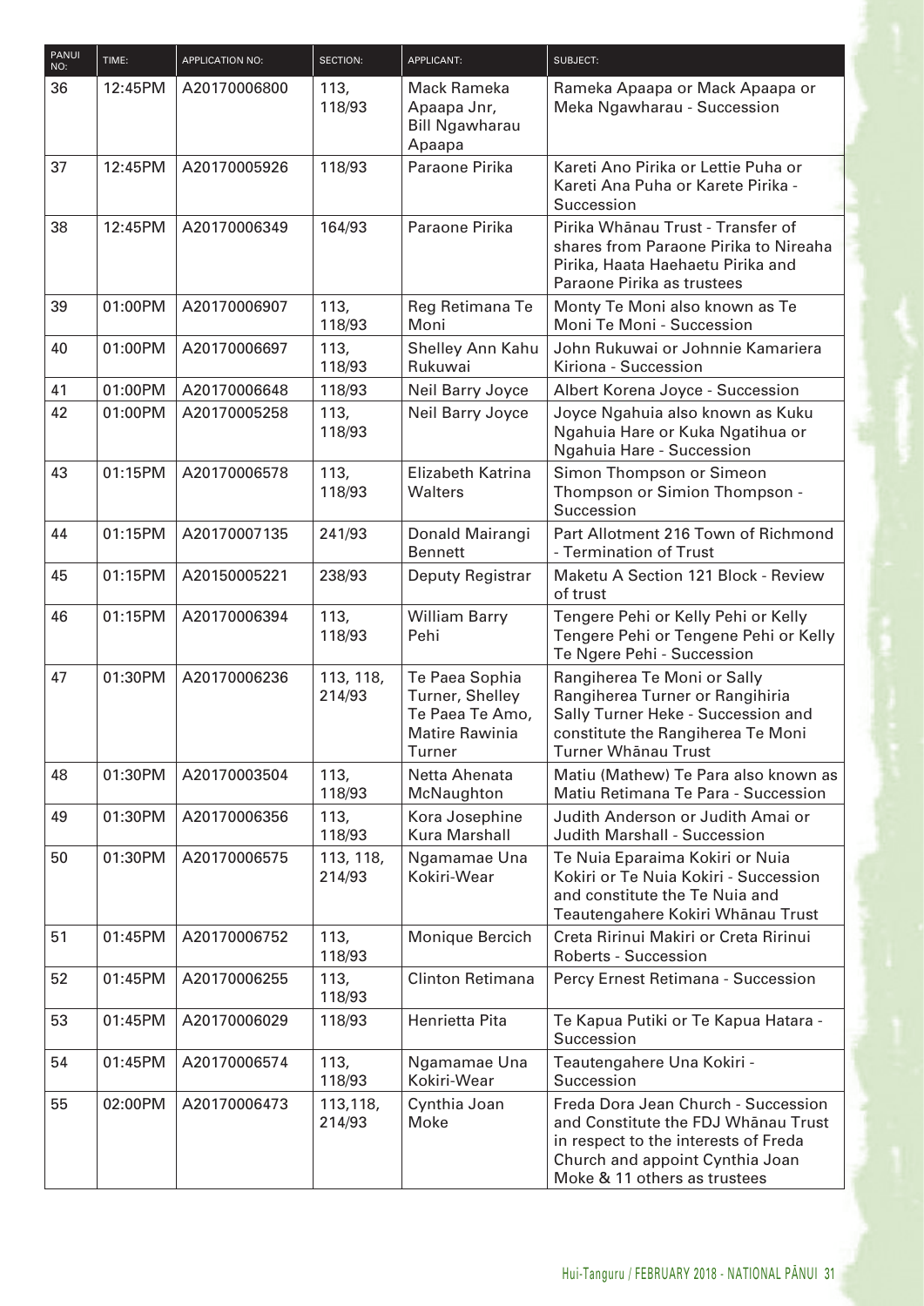| PANUI NO: | TIME: | APPLICATION NO: | SECTION: | APPLICANT: | SUBJECT: |
|---|---|---|---|---|---|
| 36 | 12:45PM | A20170006800 | 113, 118/93 | Mack Rameka Apaapa Jnr, Bill Ngawharau Apaapa | Rameka Apaapa or Mack Apaapa or Meka Ngawharau - Succession |
| 37 | 12:45PM | A20170005926 | 118/93 | Paraone Pirika | Kareti Ano Pirika or Lettie Puha or Kareti Ana Puha or Karete Pirika - Succession |
| 38 | 12:45PM | A20170006349 | 164/93 | Paraone Pirika | Pirika Whānau Trust - Transfer of shares from Paraone Pirika to Nireaha Pirika, Haata Haehaetu Pirika and Paraone Pirika as trustees |
| 39 | 01:00PM | A20170006907 | 113, 118/93 | Reg Retimana Te Moni | Monty Te Moni also known as Te Moni Te Moni - Succession |
| 40 | 01:00PM | A20170006697 | 113, 118/93 | Shelley Ann Kahu Rukuwai | John Rukuwai or Johnnie Kamariera Kiriona - Succession |
| 41 | 01:00PM | A20170006648 | 118/93 | Neil Barry Joyce | Albert Korena Joyce - Succession |
| 42 | 01:00PM | A20170005258 | 113, 118/93 | Neil Barry Joyce | Joyce Ngahuia also known as Kuku Ngahuia Hare or Kuka Ngatihua or Ngahuia Hare - Succession |
| 43 | 01:15PM | A20170006578 | 113, 118/93 | Elizabeth Katrina Walters | Simon Thompson or Simeon Thompson or Simion Thompson - Succession |
| 44 | 01:15PM | A20170007135 | 241/93 | Donald Mairangi Bennett | Part Allotment 216 Town of Richmond - Termination of Trust |
| 45 | 01:15PM | A20150005221 | 238/93 | Deputy Registrar | Maketu A Section 121 Block - Review of trust |
| 46 | 01:15PM | A20170006394 | 113, 118/93 | William Barry Pehi | Tengere Pehi or Kelly Pehi or Kelly Tengere Pehi or Tengene Pehi or Kelly Te Ngere Pehi - Succession |
| 47 | 01:30PM | A20170006236 | 113, 118, 214/93 | Te Paea Sophia Turner, Shelley Te Paea Te Amo, Matire Rawinia Turner | Rangiherea Te Moni or Sally Rangiherea Turner or Rangihiria Sally Turner Heke - Succession and constitute the Rangiherea Te Moni Turner Whānau Trust |
| 48 | 01:30PM | A20170003504 | 113, 118/93 | Netta Ahenata McNaughton | Matiu (Mathew) Te Para also known as Matiu Retimana Te Para - Succession |
| 49 | 01:30PM | A20170006356 | 113, 118/93 | Kora Josephine Kura Marshall | Judith Anderson or Judith Amai or Judith Marshall - Succession |
| 50 | 01:30PM | A20170006575 | 113, 118, 214/93 | Ngamamae Una Kokiri-Wear | Te Nuia Eparaima Kokiri or Nuia Kokiri or Te Nuia Kokiri - Succession and constitute the Te Nuia and Teautengahere Kokiri Whānau Trust |
| 51 | 01:45PM | A20170006752 | 113, 118/93 | Monique Bercich | Creta Ririnui Makiri or Creta Ririnui Roberts - Succession |
| 52 | 01:45PM | A20170006255 | 113, 118/93 | Clinton Retimana | Percy Ernest Retimana - Succession |
| 53 | 01:45PM | A20170006029 | 118/93 | Henrietta Pita | Te Kapua Putiki or Te Kapua Hatara - Succession |
| 54 | 01:45PM | A20170006574 | 113, 118/93 | Ngamamae Una Kokiri-Wear | Teautengahere Una Kokiri - Succession |
| 55 | 02:00PM | A20170006473 | 113,118, 214/93 | Cynthia Joan Moke | Freda Dora Jean Church - Succession and Constitute the FDJ Whānau Trust in respect to the interests of Freda Church and appoint Cynthia Joan Moke & 11 others as trustees |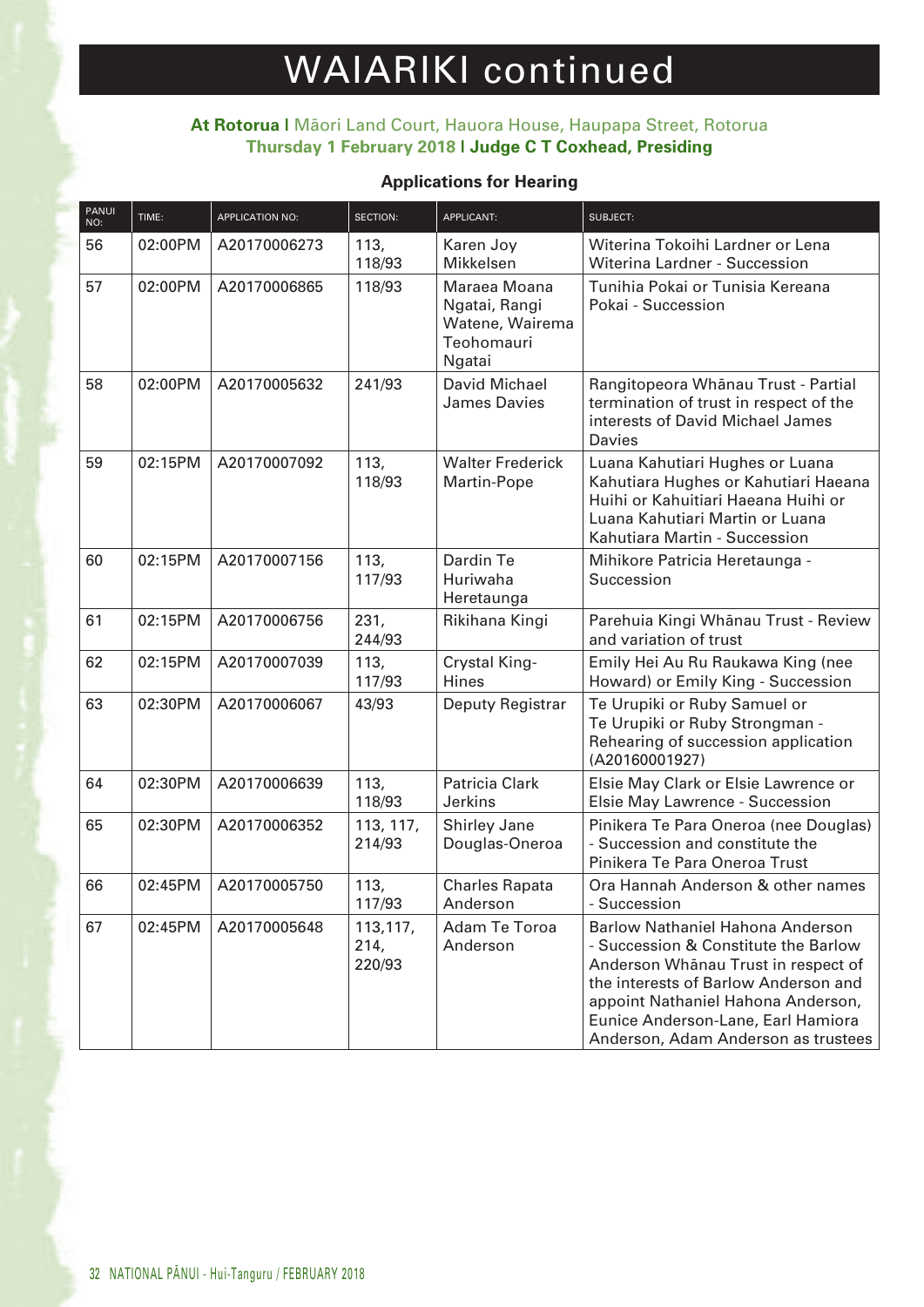# WAIARIKI continued

**At Rotorua** | Māori Land Court, Hauora House, Haupapa Street, Rotorua
**Thursday 1 February 2018** | **Judge C T Coxhead, Presiding**

### Applications for Hearing

| PANUI NO: | TIME: | APPLICATION NO: | SECTION: | APPLICANT: | SUBJECT: |
|---|---|---|---|---|---|
| 56 | 02:00PM | A20170006273 | 113, 118/93 | Karen Joy Mikkelsen | Witerina Tokoihi Lardner or Lena Witerina Lardner - Succession |
| 57 | 02:00PM | A20170006865 | 118/93 | Maraea Moana Ngatai, Rangi Watene, Wairema Teohomauri Ngatai | Tunihia Pokai or Tunisia Kereana Pokai - Succession |
| 58 | 02:00PM | A20170005632 | 241/93 | David Michael James Davies | Rangitopeora Whānau Trust - Partial termination of trust in respect of the interests of David Michael James Davies |
| 59 | 02:15PM | A20170007092 | 113, 118/93 | Walter Frederick Martin-Pope | Luana Kahutiari Hughes or Luana Kahutiara Hughes or Kahutiari Haeana Huihi or Kahuitiari Haeana Huihi or Luana Kahutiari Martin or Luana Kahutiara Martin - Succession |
| 60 | 02:15PM | A20170007156 | 113, 117/93 | Dardin Te Huriwaha Heretaunga | Mihikore Patricia Heretaunga - Succession |
| 61 | 02:15PM | A20170006756 | 231, 244/93 | Rikihana Kingi | Parehuia Kingi Whānau Trust - Review and variation of trust |
| 62 | 02:15PM | A20170007039 | 113, 117/93 | Crystal King-Hines | Emily Hei Au Ru Raukawa King (nee Howard) or Emily King - Succession |
| 63 | 02:30PM | A20170006067 | 43/93 | Deputy Registrar | Te Urupiki or Ruby Samuel or Te Urupiki or Ruby Strongman - Rehearing of succession application (A20160001927) |
| 64 | 02:30PM | A20170006639 | 113, 118/93 | Patricia Clark Jerkins | Elsie May Clark or Elsie Lawrence or Elsie May Lawrence - Succession |
| 65 | 02:30PM | A20170006352 | 113, 117, 214/93 | Shirley Jane Douglas-Oneroa | Pinikera Te Para Oneroa (nee Douglas) - Succession and constitute the Pinikera Te Para Oneroa Trust |
| 66 | 02:45PM | A20170005750 | 113, 117/93 | Charles Rapata Anderson | Ora Hannah Anderson & other names - Succession |
| 67 | 02:45PM | A20170005648 | 113,117, 214, 220/93 | Adam Te Toroa Anderson | Barlow Nathaniel Hahona Anderson - Succession & Constitute the Barlow Anderson Whānau Trust in respect of the interests of Barlow Anderson and appoint Nathaniel Hahona Anderson, Eunice Anderson-Lane, Earl Hamiora Anderson, Adam Anderson as trustees |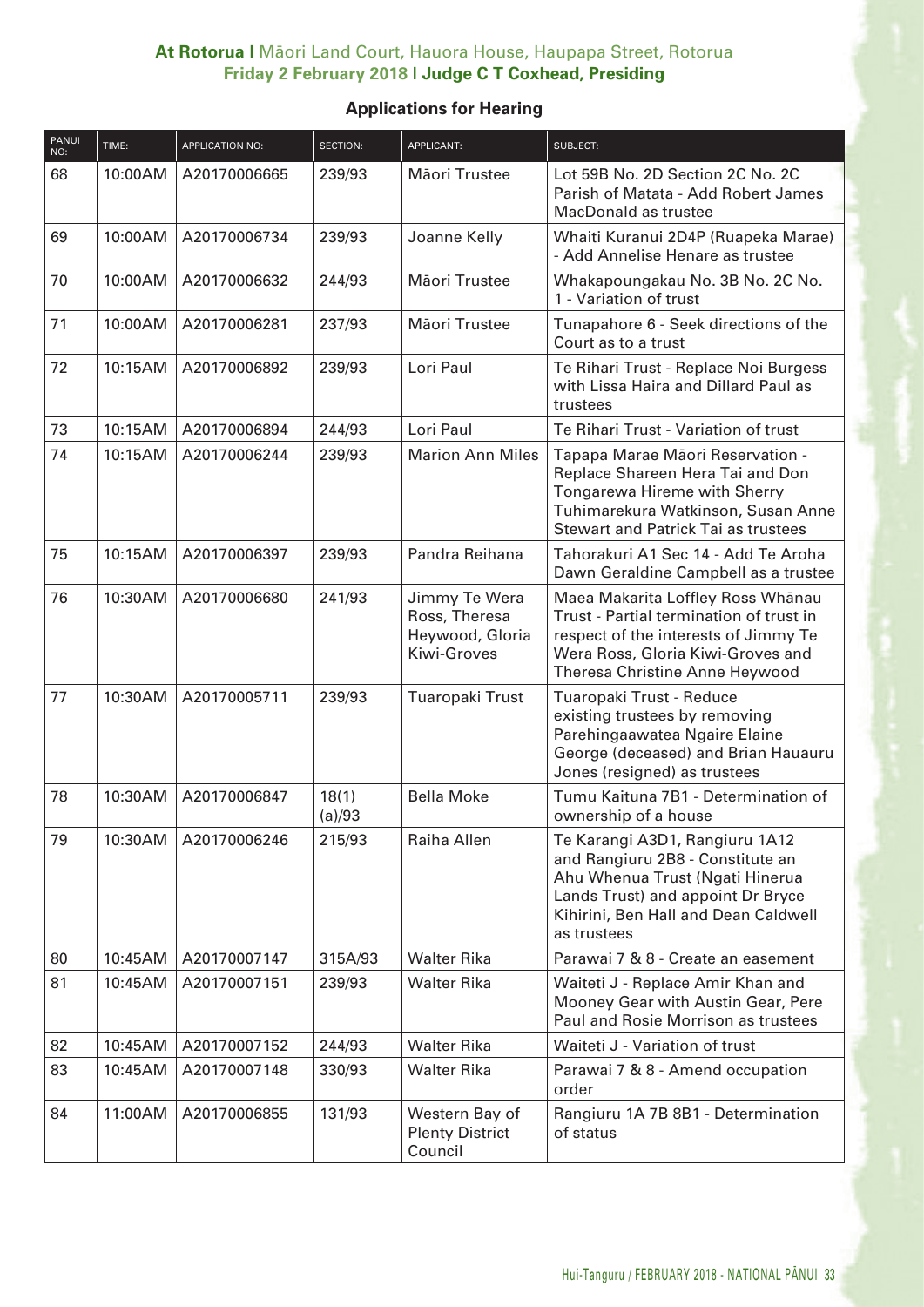**At Rotorua** | Māori Land Court, Hauora House, Haupapa Street, Rotorua
**Friday 2 February 2018 | Judge C T Coxhead, Presiding**

### Applications for Hearing

| PANUI NO: | TIME: | APPLICATION NO: | SECTION: | APPLICANT: | SUBJECT: |
|---|---|---|---|---|---|
| 68 | 10:00AM | A20170006665 | 239/93 | Māori Trustee | Lot 59B No. 2D Section 2C No. 2C Parish of Matata - Add Robert James MacDonald as trustee |
| 69 | 10:00AM | A20170006734 | 239/93 | Joanne Kelly | Whaiti Kuranui 2D4P (Ruapeka Marae) - Add Annelise Henare as trustee |
| 70 | 10:00AM | A20170006632 | 244/93 | Māori Trustee | Whakapoungakau No. 3B No. 2C No. 1 - Variation of trust |
| 71 | 10:00AM | A20170006281 | 237/93 | Māori Trustee | Tunapahore 6 - Seek directions of the Court as to a trust |
| 72 | 10:15AM | A20170006892 | 239/93 | Lori Paul | Te Rihari Trust - Replace Noi Burgess with Lissa Haira and Dillard Paul as trustees |
| 73 | 10:15AM | A20170006894 | 244/93 | Lori Paul | Te Rihari Trust - Variation of trust |
| 74 | 10:15AM | A20170006244 | 239/93 | Marion Ann Miles | Tapapa Marae Māori Reservation - Replace Shareen Hera Tai and Don Tongarewa Hireme with Sherry Tuhimarekura Watkinson, Susan Anne Stewart and Patrick Tai as trustees |
| 75 | 10:15AM | A20170006397 | 239/93 | Pandra Reihana | Tahorakuri A1 Sec 14 - Add Te Aroha Dawn Geraldine Campbell as a trustee |
| 76 | 10:30AM | A20170006680 | 241/93 | Jimmy Te Wera Ross, Theresa Heywood, Gloria Kiwi-Groves | Maea Makarita Loffley Ross Whānau Trust - Partial termination of trust in respect of the interests of Jimmy Te Wera Ross, Gloria Kiwi-Groves and Theresa Christine Anne Heywood |
| 77 | 10:30AM | A20170005711 | 239/93 | Tuaropaki Trust | Tuaropaki Trust - Reduce existing trustees by removing Parehingaawatea Ngaire Elaine George (deceased) and Brian Hauauru Jones (resigned) as trustees |
| 78 | 10:30AM | A20170006847 | 18(1)(a)/93 | Bella Moke | Tumu Kaituna 7B1 - Determination of ownership of a house |
| 79 | 10:30AM | A20170006246 | 215/93 | Raiha Allen | Te Karangi A3D1, Rangiuru 1A12 and Rangiuru 2B8 - Constitute an Ahu Whenua Trust (Ngati Hinerua Lands Trust) and appoint Dr Bryce Kihirini, Ben Hall and Dean Caldwell as trustees |
| 80 | 10:45AM | A20170007147 | 315A/93 | Walter Rika | Parawai 7 & 8 - Create an easement |
| 81 | 10:45AM | A20170007151 | 239/93 | Walter Rika | Waiteti J - Replace Amir Khan and Mooney Gear with Austin Gear, Pere Paul and Rosie Morrison as trustees |
| 82 | 10:45AM | A20170007152 | 244/93 | Walter Rika | Waiteti J - Variation of trust |
| 83 | 10:45AM | A20170007148 | 330/93 | Walter Rika | Parawai 7 & 8 - Amend occupation order |
| 84 | 11:00AM | A20170006855 | 131/93 | Western Bay of Plenty District Council | Rangiuru 1A 7B 8B1 - Determination of status |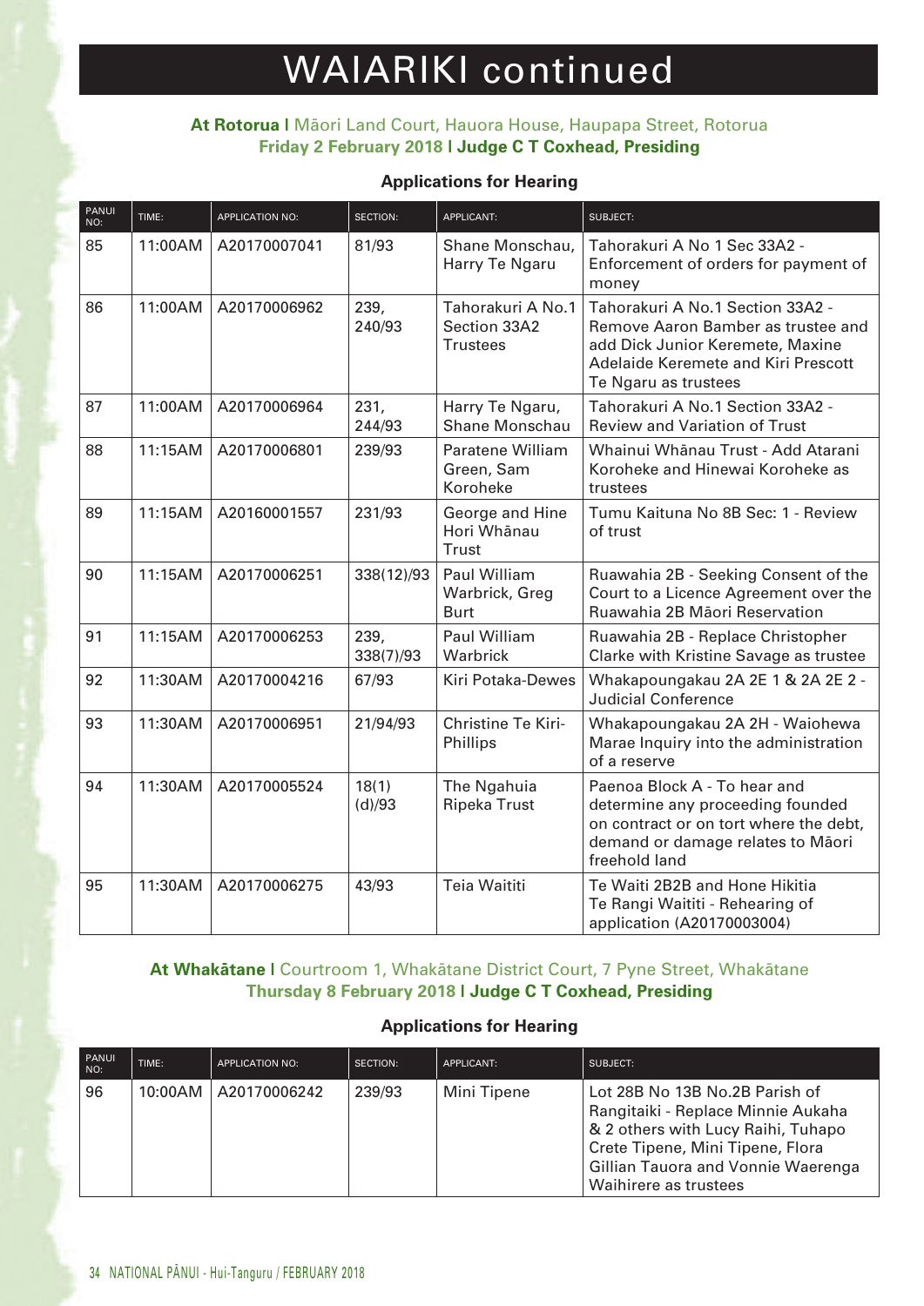# WAIARIKI continued

**At Rotorua** | Māori Land Court, Hauora House, Haupapa Street, Rotorua
**Friday 2 February 2018 | Judge C T Coxhead, Presiding**

### Applications for Hearing

| PANUI NO: | TIME: | APPLICATION NO: | SECTION: | APPLICANT: | SUBJECT: |
|---|---|---|---|---|---|
| 85 | 11:00AM | A20170007041 | 81/93 | Shane Monschau, Harry Te Ngaru | Tahorakuri A No 1 Sec 33A2 - Enforcement of orders for payment of money |
| 86 | 11:00AM | A20170006962 | 239, 240/93 | Tahorakuri A No.1 Section 33A2 Trustees | Tahorakuri A No.1 Section 33A2 - Remove Aaron Bamber as trustee and add Dick Junior Keremete, Maxine Adelaide Keremete and Kiri Prescott Te Ngaru as trustees |
| 87 | 11:00AM | A20170006964 | 231, 244/93 | Harry Te Ngaru, Shane Monschau | Tahorakuri A No.1 Section 33A2 - Review and Variation of Trust |
| 88 | 11:15AM | A20170006801 | 239/93 | Paratene William Green, Sam Koroheke | Whainui Whānau Trust - Add Atarani Koroheke and Hinewai Koroheke as trustees |
| 89 | 11:15AM | A20160001557 | 231/93 | George and Hine Hori Whānau Trust | Tumu Kaituna No 8B Sec: 1 - Review of trust |
| 90 | 11:15AM | A20170006251 | 338(12)/93 | Paul William Warbrick, Greg Burt | Ruawahia 2B - Seeking Consent of the Court to a Licence Agreement over the Ruawahia 2B Māori Reservation |
| 91 | 11:15AM | A20170006253 | 239, 338(7)/93 | Paul William Warbrick | Ruawahia 2B - Replace Christopher Clarke with Kristine Savage as trustee |
| 92 | 11:30AM | A20170004216 | 67/93 | Kiri Potaka-Dewes | Whakapoungakau 2A 2E 1 & 2A 2E 2 - Judicial Conference |
| 93 | 11:30AM | A20170006951 | 21/94/93 | Christine Te Kiri-Phillips | Whakapoungakau 2A 2H - Waiohewa Marae Inquiry into the administration of a reserve |
| 94 | 11:30AM | A20170005524 | 18(1)(d)/93 | The Ngahuia Ripeka Trust | Paenoa Block A - To hear and determine any proceeding founded on contract or on tort where the debt, demand or damage relates to Māori freehold land |
| 95 | 11:30AM | A20170006275 | 43/93 | Teia Waititi | Te Waiti 2B2B and Hone Hikitia Te Rangi Waititi - Rehearing of application (A20170003004) |

**At Whakātane** | Courtroom 1, Whakātane District Court, 7 Pyne Street, Whakātane
**Thursday 8 February 2018 | Judge C T Coxhead, Presiding**

### Applications for Hearing

| PANUI NO: | TIME: | APPLICATION NO: | SECTION: | APPLICANT: | SUBJECT: |
|---|---|---|---|---|---|
| 96 | 10:00AM | A20170006242 | 239/93 | Mini Tipene | Lot 28B No 13B No.2B Parish of Rangitaiki - Replace Minnie Aukaha & 2 others with Lucy Raihi, Tuhapo Crete Tipene, Mini Tipene, Flora Gillian Tauora and Vonnie Waerenga Waihirere as trustees |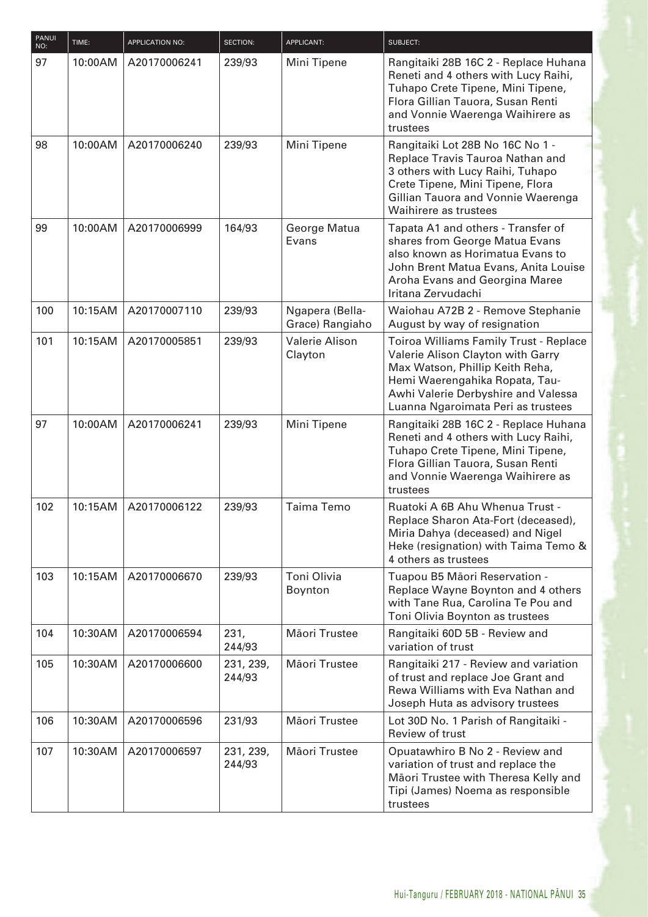| PANUI NO: | TIME: | APPLICATION NO: | SECTION: | APPLICANT: | SUBJECT: |
|---|---|---|---|---|---|
| 97 | 10:00AM | A20170006241 | 239/93 | Mini Tipene | Rangitaiki 28B 16C 2 - Replace Huhana Reneti and 4 others with Lucy Raihi, Tuhapo Crete Tipene, Mini Tipene, Flora Gillian Tauora, Susan Renti and Vonnie Waerenga Waihirere as trustees |
| 98 | 10:00AM | A20170006240 | 239/93 | Mini Tipene | Rangitaiki Lot 28B No 16C No 1 - Replace Travis Tauroa Nathan and 3 others with Lucy Raihi, Tuhapo Crete Tipene, Mini Tipene, Flora Gillian Tauora and Vonnie Waerenga Waihirere as trustees |
| 99 | 10:00AM | A20170006999 | 164/93 | George Matua Evans | Tapata A1 and others - Transfer of shares from George Matua Evans also known as Horimatua Evans to John Brent Matua Evans, Anita Louise Aroha Evans and Georgina Maree Iritana Zervudachi |
| 100 | 10:15AM | A20170007110 | 239/93 | Ngapera (Bella-Grace) Rangiaho | Waiohau A72B 2 - Remove Stephanie August by way of resignation |
| 101 | 10:15AM | A20170005851 | 239/93 | Valerie Alison Clayton | Toiroa Williams Family Trust - Replace Valerie Alison Clayton with Garry Max Watson, Phillip Keith Reha, Hemi Waerengahika Ropata, Tau-Awhi Valerie Derbyshire and Valessa Luanna Ngaroimata Peri as trustees |
| 97 | 10:00AM | A20170006241 | 239/93 | Mini Tipene | Rangitaiki 28B 16C 2 - Replace Huhana Reneti and 4 others with Lucy Raihi, Tuhapo Crete Tipene, Mini Tipene, Flora Gillian Tauora, Susan Renti and Vonnie Waerenga Waihirere as trustees |
| 102 | 10:15AM | A20170006122 | 239/93 | Taima Temo | Ruatoki A 6B Ahu Whenua Trust - Replace Sharon Ata-Fort (deceased), Miria Dahya (deceased) and Nigel Heke (resignation) with Taima Temo & 4 others as trustees |
| 103 | 10:15AM | A20170006670 | 239/93 | Toni Olivia Boynton | Tuapou B5 Māori Reservation - Replace Wayne Boynton and 4 others with Tane Rua, Carolina Te Pou and Toni Olivia Boynton as trustees |
| 104 | 10:30AM | A20170006594 | 231, 244/93 | Māori Trustee | Rangitaiki 60D 5B - Review and variation of trust |
| 105 | 10:30AM | A20170006600 | 231, 239, 244/93 | Māori Trustee | Rangitaiki 217 - Review and variation of trust and replace Joe Grant and Rewa Williams with Eva Nathan and Joseph Huta as advisory trustees |
| 106 | 10:30AM | A20170006596 | 231/93 | Māori Trustee | Lot 30D No. 1 Parish of Rangitaiki - Review of trust |
| 107 | 10:30AM | A20170006597 | 231, 239, 244/93 | Māori Trustee | Opuatawhiro B No 2 - Review and variation of trust and replace the Māori Trustee with Theresa Kelly and Tipi (James) Noema as responsible trustees |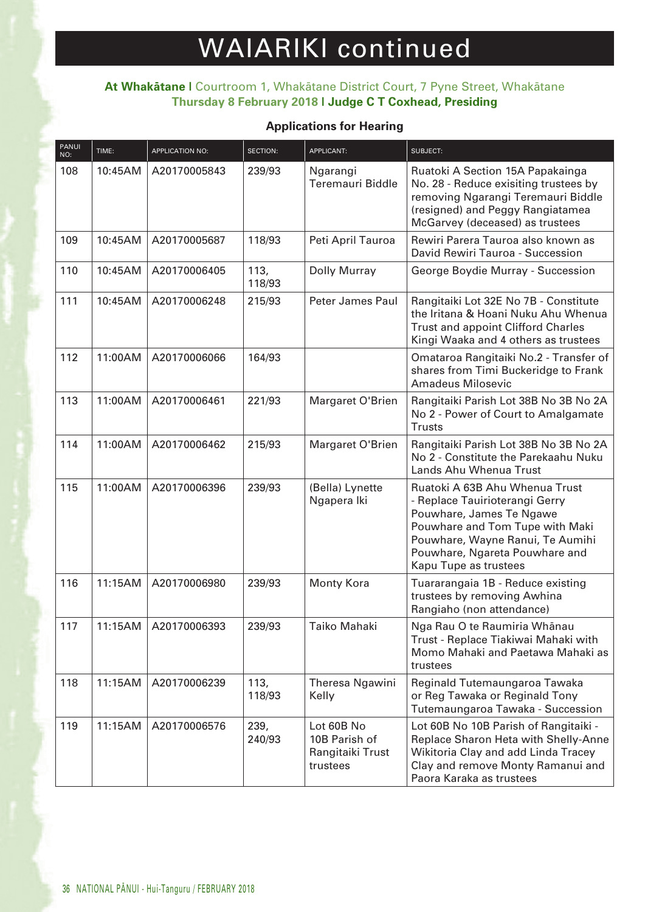# WAIARIKI continued

**At Whakātane** | Courtroom 1, Whakātane District Court, 7 Pyne Street, Whakātane
**Thursday 8 February 2018** | **Judge C T Coxhead, Presiding**

**Applications for Hearing**

| PANUI NO: | TIME: | APPLICATION NO: | SECTION: | APPLICANT: | SUBJECT: |
|---|---|---|---|---|---|
| 108 | 10:45AM | A20170005843 | 239/93 | Ngarangi Teremauri Biddle | Ruatoki A Section 15A Papakainga No. 28 - Reduce exisiting trustees by removing Ngarangi Teremauri Biddle (resigned) and Peggy Rangiatamea McGarvey (deceased) as trustees |
| 109 | 10:45AM | A20170005687 | 118/93 | Peti April Tauroa | Rewiri Parera Tauroa also known as David Rewiri Tauroa - Succession |
| 110 | 10:45AM | A20170006405 | 113, 118/93 | Dolly Murray | George Boydie Murray - Succession |
| 111 | 10:45AM | A20170006248 | 215/93 | Peter James Paul | Rangitaiki Lot 32E No 7B - Constitute the Iritana & Hoani Nuku Ahu Whenua Trust and appoint Clifford Charles Kingi Waaka and 4 others as trustees |
| 112 | 11:00AM | A20170006066 | 164/93 | | Omataroa Rangitaiki No.2 - Transfer of shares from Timi Buckeridge to Frank Amadeus Milosevic |
| 113 | 11:00AM | A20170006461 | 221/93 | Margaret O'Brien | Rangitaiki Parish Lot 38B No 3B No 2A No 2 - Power of Court to Amalgamate Trusts |
| 114 | 11:00AM | A20170006462 | 215/93 | Margaret O'Brien | Rangitaiki Parish Lot 38B No 3B No 2A No 2 - Constitute the Parekaahu Nuku Lands Ahu Whenua Trust |
| 115 | 11:00AM | A20170006396 | 239/93 | (Bella) Lynette Ngapera Iki | Ruatoki A 63B Ahu Whenua Trust - Replace Tauirioterangi Gerry Pouwhare, James Te Ngawe Pouwhare and Tom Tupe with Maki Pouwhare, Wayne Ranui, Te Aumihi Pouwhare, Ngareta Pouwhare and Kapu Tupe as trustees |
| 116 | 11:15AM | A20170006980 | 239/93 | Monty Kora | Tuararangaia 1B - Reduce existing trustees by removing Awhina Rangiaho (non attendance) |
| 117 | 11:15AM | A20170006393 | 239/93 | Taiko Mahaki | Nga Rau O te Raumiria Whānau Trust - Replace Tiakiwai Mahaki with Momo Mahaki and Paetawa Mahaki as trustees |
| 118 | 11:15AM | A20170006239 | 113, 118/93 | Theresa Ngawini Kelly | Reginald Tutemaungaroa Tawaka or Reg Tawaka or Reginald Tony Tutemaungaroa Tawaka - Succession |
| 119 | 11:15AM | A20170006576 | 239, 240/93 | Lot 60B No 10B Parish of Rangitaiki Trust trustees | Lot 60B No 10B Parish of Rangitaiki - Replace Sharon Heta with Shelly-Anne Wikitoria Clay and add Linda Tracey Clay and remove Monty Ramanui and Paora Karaka as trustees |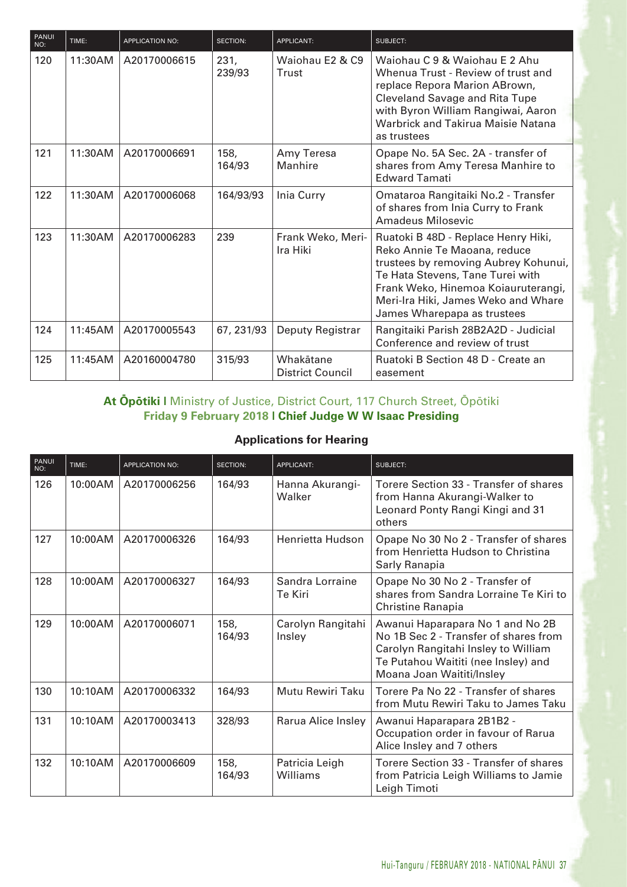| PANUI NO: | TIME: | APPLICATION NO: | SECTION: | APPLICANT: | SUBJECT: |
|---|---|---|---|---|---|
| 120 | 11:30AM | A20170006615 | 231, 239/93 | Waiohau E2 & C9 Trust | Waiohau C 9 & Waiohau E 2 Ahu Whenua Trust - Review of trust and replace Repora Marion ABrown, Cleveland Savage and Rita Tupe with Byron William Rangiwai, Aaron Warbrick and Takirua Maisie Natana as trustees |
| 121 | 11:30AM | A20170006691 | 158, 164/93 | Amy Teresa Manhire | Opape No. 5A Sec. 2A - transfer of shares from Amy Teresa Manhire to Edward Tamati |
| 122 | 11:30AM | A20170006068 | 164/93/93 | Inia Curry | Omataroa Rangitaiki No.2 - Transfer of shares from Inia Curry to Frank Amadeus Milosevic |
| 123 | 11:30AM | A20170006283 | 239 | Frank Weko, Meri-Ira Hiki | Ruatoki B 48D - Replace Henry Hiki, Reko Annie Te Maoana, reduce trustees by removing Aubrey Kohunui, Te Hata Stevens, Tane Turei with Frank Weko, Hinemoa Koiauruterangi, Meri-Ira Hiki, James Weko and Whare James Wharepapa as trustees |
| 124 | 11:45AM | A20170005543 | 67, 231/93 | Deputy Registrar | Rangitaiki Parish 28B2A2D - Judicial Conference and review of trust |
| 125 | 11:45AM | A20160004780 | 315/93 | Whakātane District Council | Ruatoki B Section 48 D - Create an easement |

**At Ōpōtiki |** Ministry of Justice, District Court, 117 Church Street, Ōpōtiki
**Friday 9 February 2018 | Chief Judge W W Isaac Presiding**

### Applications for Hearing

| PANUI NO: | TIME: | APPLICATION NO: | SECTION: | APPLICANT: | SUBJECT: |
|---|---|---|---|---|---|
| 126 | 10:00AM | A20170006256 | 164/93 | Hanna Akurangi-Walker | Torere Section 33 - Transfer of shares from Hanna Akurangi-Walker to Leonard Ponty Rangi Kingi and 31 others |
| 127 | 10:00AM | A20170006326 | 164/93 | Henrietta Hudson | Opape No 30 No 2 - Transfer of shares from Henrietta Hudson to Christina Sarly Ranapia |
| 128 | 10:00AM | A20170006327 | 164/93 | Sandra Lorraine Te Kiri | Opape No 30 No 2 - Transfer of shares from Sandra Lorraine Te Kiri to Christine Ranapia |
| 129 | 10:00AM | A20170006071 | 158, 164/93 | Carolyn Rangitahi Insley | Awanui Haparapara No 1 and No 2B No 1B Sec 2 - Transfer of shares from Carolyn Rangitahi Insley to William Te Putahou Waititi (nee Insley) and Moana Joan Waititi/Insley |
| 130 | 10:10AM | A20170006332 | 164/93 | Mutu Rewiri Taku | Torere Pa No 22 - Transfer of shares from Mutu Rewiri Taku to James Taku |
| 131 | 10:10AM | A20170003413 | 328/93 | Rarua Alice Insley | Awanui Haparapara 2B1B2 - Occupation order in favour of Rarua Alice Insley and 7 others |
| 132 | 10:10AM | A20170006609 | 158, 164/93 | Patricia Leigh Williams | Torere Section 33 - Transfer of shares from Patricia Leigh Williams to Jamie Leigh Timoti |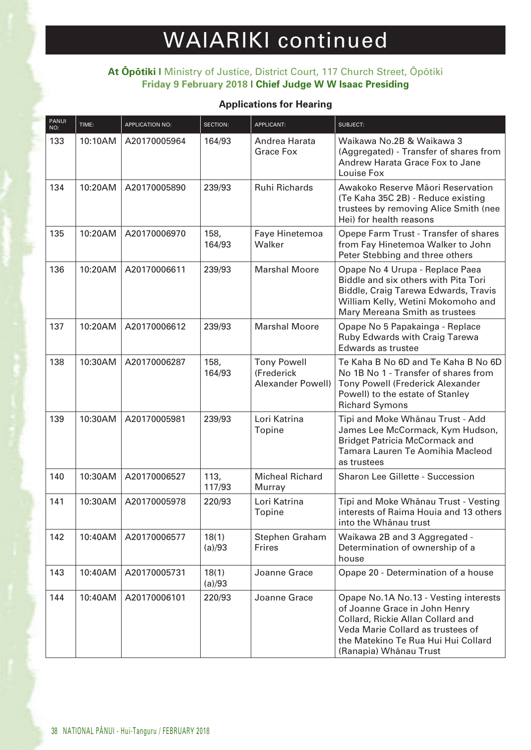# WAIARIKI continued

**At Ōpōtiki |** Ministry of Justice, District Court, 117 Church Street, Ōpōtiki
**Friday 9 February 2018 | Chief Judge W W Isaac Presiding**

**Applications for Hearing**

| PANUI NO: | TIME: | APPLICATION NO: | SECTION: | APPLICANT: | SUBJECT: |
|---|---|---|---|---|---|
| 133 | 10:10AM | A20170005964 | 164/93 | Andrea Harata Grace Fox | Waikawa No.2B & Waikawa 3 (Aggregated) - Transfer of shares from Andrew Harata Grace Fox to Jane Louise Fox |
| 134 | 10:20AM | A20170005890 | 239/93 | Ruhi Richards | Awakoko Reserve Māori Reservation (Te Kaha 35C 2B) - Reduce existing trustees by removing Alice Smith (nee Hei) for health reasons |
| 135 | 10:20AM | A20170006970 | 158, 164/93 | Faye Hinetemoa Walker | Opepe Farm Trust - Transfer of shares from Fay Hinetemoa Walker to John Peter Stebbing and three others |
| 136 | 10:20AM | A20170006611 | 239/93 | Marshal Moore | Opape No 4 Urupa - Replace Paea Biddle and six others with Pita Tori Biddle, Craig Tarewa Edwards, Travis William Kelly, Wetini Mokomoho and Mary Mereana Smith as trustees |
| 137 | 10:20AM | A20170006612 | 239/93 | Marshal Moore | Opape No 5 Papakainga - Replace Ruby Edwards with Craig Tarewa Edwards as trustee |
| 138 | 10:30AM | A20170006287 | 158, 164/93 | Tony Powell (Frederick Alexander Powell) | Te Kaha B No 6D and Te Kaha B No 6D No 1B No 1 - Transfer of shares from Tony Powell (Frederick Alexander Powell) to the estate of Stanley Richard Symons |
| 139 | 10:30AM | A20170005981 | 239/93 | Lori Katrina Topine | Tipi and Moke Whānau Trust - Add James Lee McCormack, Kym Hudson, Bridget Patricia McCormack and Tamara Lauren Te Aomihia Macleod as trustees |
| 140 | 10:30AM | A20170006527 | 113, 117/93 | Micheal Richard Murray | Sharon Lee Gillette - Succession |
| 141 | 10:30AM | A20170005978 | 220/93 | Lori Katrina Topine | Tipi and Moke Whānau Trust - Vesting interests of Raima Houia and 13 others into the Whānau trust |
| 142 | 10:40AM | A20170006577 | 18(1)(a)/93 | Stephen Graham Frires | Waikawa 2B and 3 Aggregated - Determination of ownership of a house |
| 143 | 10:40AM | A20170005731 | 18(1)(a)/93 | Joanne Grace | Opape 20 - Determination of a house |
| 144 | 10:40AM | A20170006101 | 220/93 | Joanne Grace | Opape No.1A No.13 - Vesting interests of Joanne Grace in John Henry Collard, Rickie Allan Collard and Veda Marie Collard as trustees of the Matekino Te Rua Hui Hui Collard (Ranapia) Whānau Trust |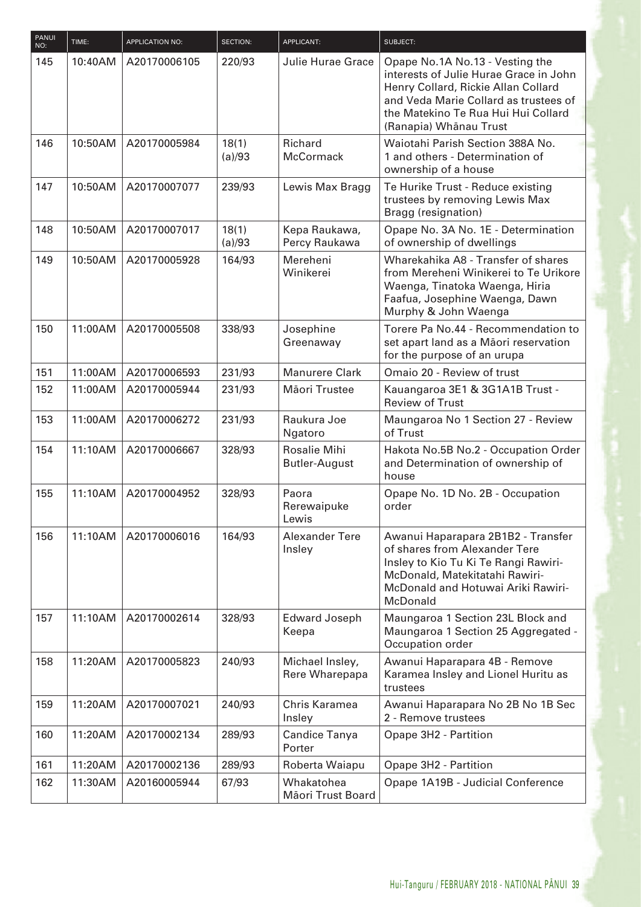| PANUI NO: | TIME: | APPLICATION NO: | SECTION: | APPLICANT: | SUBJECT: |
|---|---|---|---|---|---|
| 145 | 10:40AM | A20170006105 | 220/93 | Julie Hurae Grace | Opape No.1A No.13 - Vesting the interests of Julie Hurae Grace in John Henry Collard, Rickie Allan Collard and Veda Marie Collard as trustees of the Matekino Te Rua Hui Hui Collard (Ranapia) Whānau Trust |
| 146 | 10:50AM | A20170005984 | 18(1)(a)/93 | Richard McCormack | Waiotahi Parish Section 388A No. 1 and others - Determination of ownership of a house |
| 147 | 10:50AM | A20170007077 | 239/93 | Lewis Max Bragg | Te Hurike Trust - Reduce existing trustees by removing Lewis Max Bragg (resignation) |
| 148 | 10:50AM | A20170007017 | 18(1)(a)/93 | Kepa Raukawa, Percy Raukawa | Opape No. 3A No. 1E - Determination of ownership of dwellings |
| 149 | 10:50AM | A20170005928 | 164/93 | Mereheni Winikerei | Wharekahika A8 - Transfer of shares from Mereheni Winikerei to Te Urikore Waenga, Tinatoka Waenga, Hiria Faafua, Josephine Waenga, Dawn Murphy & John Waenga |
| 150 | 11:00AM | A20170005508 | 338/93 | Josephine Greenaway | Torere Pa No.44 - Recommendation to set apart land as a Māori reservation for the purpose of an urupa |
| 151 | 11:00AM | A20170006593 | 231/93 | Manurere Clark | Omaio 20 - Review of trust |
| 152 | 11:00AM | A20170005944 | 231/93 | Māori Trustee | Kauangaroa 3E1 & 3G1A1B Trust - Review of Trust |
| 153 | 11:00AM | A20170006272 | 231/93 | Raukura Joe Ngatoro | Maungaroa No 1 Section 27 - Review of Trust |
| 154 | 11:10AM | A20170006667 | 328/93 | Rosalie Mihi Butler-August | Hakota No.5B No.2 - Occupation Order and Determination of ownership of house |
| 155 | 11:10AM | A20170004952 | 328/93 | Paora Rerewaipuke Lewis | Opape No. 1D No. 2B - Occupation order |
| 156 | 11:10AM | A20170006016 | 164/93 | Alexander Tere Insley | Awanui Haparapara 2B1B2 - Transfer of shares from Alexander Tere Insley to Kio Tu Ki Te Rangi Rawiri-McDonald, Matekitatahi Rawiri-McDonald and Hotuwai Ariki Rawiri-McDonald |
| 157 | 11:10AM | A20170002614 | 328/93 | Edward Joseph Keepa | Maungaroa 1 Section 23L Block and Maungaroa 1 Section 25 Aggregated - Occupation order |
| 158 | 11:20AM | A20170005823 | 240/93 | Michael Insley, Rere Wharepapa | Awanui Haparapara 4B - Remove Karamea Insley and Lionel Huritu as trustees |
| 159 | 11:20AM | A20170007021 | 240/93 | Chris Karamea Insley | Awanui Haparapara No 2B No 1B Sec 2 - Remove trustees |
| 160 | 11:20AM | A20170002134 | 289/93 | Candice Tanya Porter | Opape 3H2 - Partition |
| 161 | 11:20AM | A20170002136 | 289/93 | Roberta Waiapu | Opape 3H2 - Partition |
| 162 | 11:30AM | A20160005944 | 67/93 | Whakatohea Māori Trust Board | Opape 1A19B - Judicial Conference |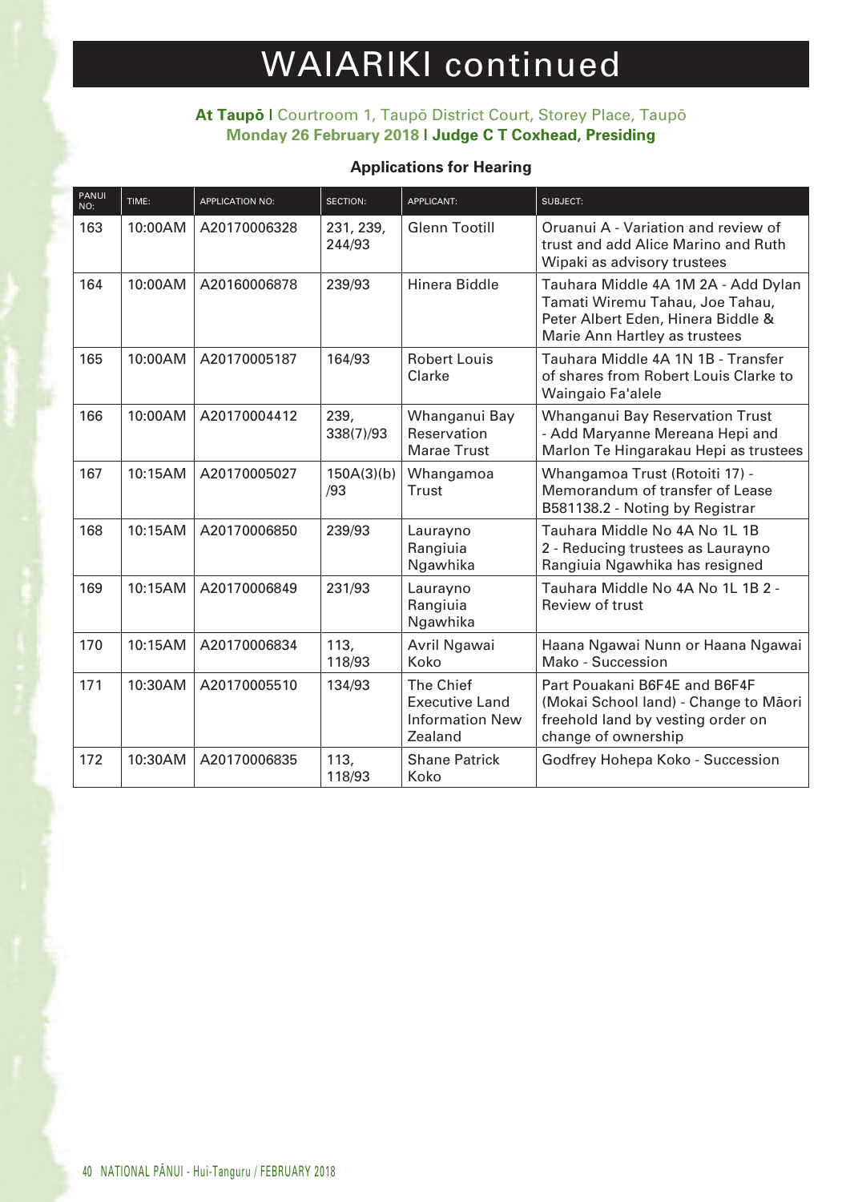# WAIARIKI continued

**At Taupō |** Courtroom 1, Taupō District Court, Storey Place, Taupō
**Monday 26 February 2018 | Judge C T Coxhead, Presiding**

### Applications for Hearing

| PANUI NO: | TIME: | APPLICATION NO: | SECTION: | APPLICANT: | SUBJECT: |
|---|---|---|---|---|---|
| 163 | 10:00AM | A20170006328 | 231, 239, 244/93 | Glenn Tootill | Oruanui A - Variation and review of trust and add Alice Marino and Ruth Wipaki as advisory trustees |
| 164 | 10:00AM | A20160006878 | 239/93 | Hinera Biddle | Tauhara Middle 4A 1M 2A - Add Dylan Tamati Wiremu Tahau, Joe Tahau, Peter Albert Eden, Hinera Biddle & Marie Ann Hartley as trustees |
| 165 | 10:00AM | A20170005187 | 164/93 | Robert Louis Clarke | Tauhara Middle 4A 1N 1B - Transfer of shares from Robert Louis Clarke to Waingaio Fa'alele |
| 166 | 10:00AM | A20170004412 | 239, 338(7)/93 | Whanganui Bay Reservation Marae Trust | Whanganui Bay Reservation Trust - Add Maryanne Mereana Hepi and Marlon Te Hingarakau Hepi as trustees |
| 167 | 10:15AM | A20170005027 | 150A(3)(b)/93 | Whangamoa Trust | Whangamoa Trust (Rotoiti 17) - Memorandum of transfer of Lease B581138.2 - Noting by Registrar |
| 168 | 10:15AM | A20170006850 | 239/93 | Laurayno Rangiuia Ngawhika | Tauhara Middle No 4A No 1L 1B 2 - Reducing trustees as Laurayno Rangiuia Ngawhika has resigned |
| 169 | 10:15AM | A20170006849 | 231/93 | Laurayno Rangiuia Ngawhika | Tauhara Middle No 4A No 1L 1B 2 - Review of trust |
| 170 | 10:15AM | A20170006834 | 113, 118/93 | Avril Ngawai Koko | Haana Ngawai Nunn or Haana Ngawai Mako - Succession |
| 171 | 10:30AM | A20170005510 | 134/93 | The Chief Executive Land Information New Zealand | Part Pouakani B6F4E and B6F4F (Mokai School land) - Change to Māori freehold land by vesting order on change of ownership |
| 172 | 10:30AM | A20170006835 | 113, 118/93 | Shane Patrick Koko | Godfrey Hohepa Koko - Succession |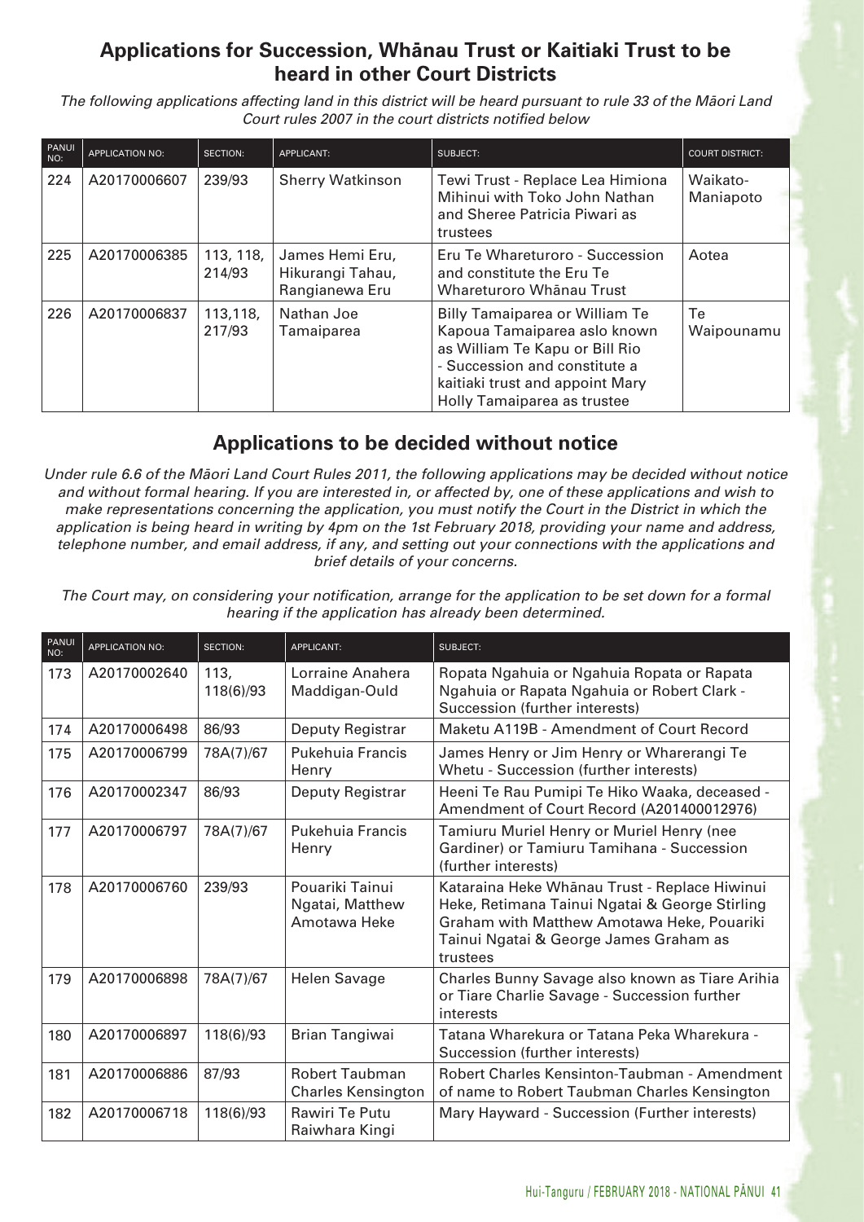## Applications for Succession, Whānau Trust or Kaitiaki Trust to be heard in other Court Districts

*The following applications affecting land in this district will be heard pursuant to rule 33 of the Māori Land Court rules 2007 in the court districts notified below*

| PANUI NO: | APPLICATION NO: | SECTION: | APPLICANT: | SUBJECT: | COURT DISTRICT: |
|---|---|---|---|---|---|
| 224 | A20170006607 | 239/93 | Sherry Watkinson | Tewi Trust - Replace Lea Himiona Mihinui with Toko John Nathan and Sheree Patricia Piwari as trustees | Waikato-Maniapoto |
| 225 | A20170006385 | 113, 118, 214/93 | James Hemi Eru, Hikurangi Tahau, Rangianewa Eru | Eru Te Whareturoro - Succession and constitute the Eru Te Whareturoro Whānau Trust | Aotea |
| 226 | A20170006837 | 113,118, 217/93 | Nathan Joe Tamaiparea | Billy Tamaiparea or William Te Kapoua Tamaiparea aslo known as William Te Kapu or Bill Rio - Succession and constitute a kaitiaki trust and appoint Mary Holly Tamaiparea as trustee | Te Waipounamu |

## Applications to be decided without notice

*Under rule 6.6 of the Māori Land Court Rules 2011, the following applications may be decided without notice and without formal hearing. If you are interested in, or affected by, one of these applications and wish to make representations concerning the application, you must notify the Court in the District in which the application is being heard in writing by 4pm on the 1st February 2018, providing your name and address, telephone number, and email address, if any, and setting out your connections with the applications and brief details of your concerns.*

*The Court may, on considering your notification, arrange for the application to be set down for a formal hearing if the application has already been determined.*

| PANUI NO: | APPLICATION NO: | SECTION: | APPLICANT: | SUBJECT: |
|---|---|---|---|---|
| 173 | A20170002640 | 113, 118(6)/93 | Lorraine Anahera Maddigan-Ould | Ropata Ngahuia or Ngahuia Ropata or Rapata Ngahuia or Rapata Ngahuia or Robert Clark - Succession (further interests) |
| 174 | A20170006498 | 86/93 | Deputy Registrar | Maketu A119B - Amendment of Court Record |
| 175 | A20170006799 | 78A(7)/67 | Pukehuia Francis Henry | James Henry or Jim Henry or Wharerangi Te Whetu - Succession (further interests) |
| 176 | A20170002347 | 86/93 | Deputy Registrar | Heeni Te Rau Pumipi Te Hiko Waaka, deceased - Amendment of Court Record (A201400012976) |
| 177 | A20170006797 | 78A(7)/67 | Pukehuia Francis Henry | Tamiuru Muriel Henry or Muriel Henry (nee Gardiner) or Tamiuru Tamihana - Succession (further interests) |
| 178 | A20170006760 | 239/93 | Pouariki Tainui Ngatai, Matthew Amotawa Heke | Kataraina Heke Whānau Trust - Replace Hiwinui Heke, Retimana Tainui Ngatai & George Stirling Graham with Matthew Amotawa Heke, Pouariki Tainui Ngatai & George James Graham as trustees |
| 179 | A20170006898 | 78A(7)/67 | Helen Savage | Charles Bunny Savage also known as Tiare Arihia or Tiare Charlie Savage - Succession further interests |
| 180 | A20170006897 | 118(6)/93 | Brian Tangiwai | Tatana Wharekura or Tatana Peka Wharekura - Succession (further interests) |
| 181 | A20170006886 | 87/93 | Robert Taubman Charles Kensington | Robert Charles Kensinton-Taubman - Amendment of name to Robert Taubman Charles Kensington |
| 182 | A20170006718 | 118(6)/93 | Rawiri Te Putu Raiwhara Kingi | Mary Hayward - Succession (Further interests) |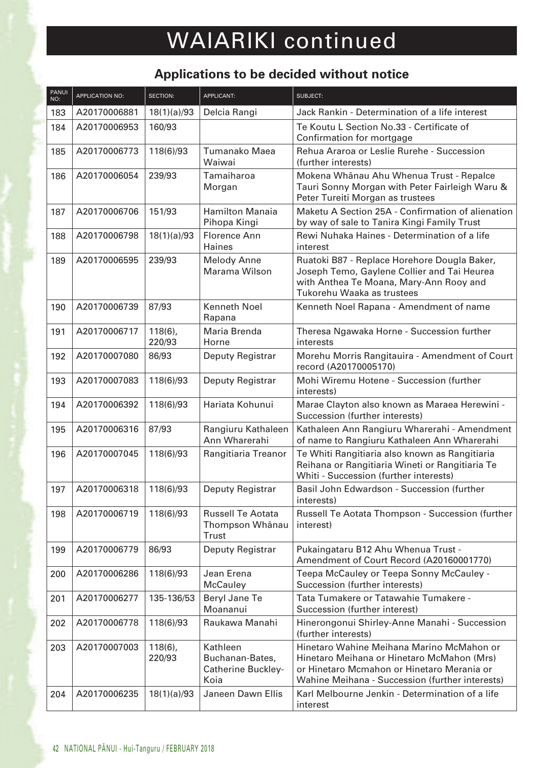# WAIARIKI continued

## Applications to be decided without notice

| PANUI NO: | APPLICATION NO: | SECTION: | APPLICANT: | SUBJECT: |
|---|---|---|---|---|
| 183 | A20170006881 | 18(1)(a)/93 | Delcia Rangi | Jack Rankin - Determination of a life interest |
| 184 | A20170006953 | 160/93 | | Te Koutu L Section No.33 - Certificate of Confirmation for mortgage |
| 185 | A20170006773 | 118(6)/93 | Tumanako Maea Waiwai | Rehua Araroa or Leslie Rurehe - Succession (further interests) |
| 186 | A20170006054 | 239/93 | Tamaiharoa Morgan | Mokena Whānau Ahu Whenua Trust - Repalce Tauri Sonny Morgan with Peter Fairleigh Waru & Peter Tureiti Morgan as trustees |
| 187 | A20170006706 | 151/93 | Hamilton Manaia Pihopa Kingi | Maketu A Section 25A - Confirmation of alienation by way of sale to Tanira Kingi Family Trust |
| 188 | A20170006798 | 18(1)(a)/93 | Florence Ann Haines | Rewi Nuhaka Haines - Determination of a life interest |
| 189 | A20170006595 | 239/93 | Melody Anne Marama Wilson | Ruatoki B87 - Replace Horehore Dougla Baker, Joseph Temo, Gaylene Collier and Tai Heurea with Anthea Te Moana, Mary-Ann Rooy and Tukorehu Waaka as trustees |
| 190 | A20170006739 | 87/93 | Kenneth Noel Rapana | Kenneth Noel Rapana - Amendment of name |
| 191 | A20170006717 | 118(6), 220/93 | Maria Brenda Horne | Theresa Ngawaka Horne - Succession further interests |
| 192 | A20170007080 | 86/93 | Deputy Registrar | Morehu Morris Rangitauira - Amendment of Court record (A20170005170) |
| 193 | A20170007083 | 118(6)/93 | Deputy Registrar | Mohi Wiremu Hotene - Succession (further interests) |
| 194 | A20170006392 | 118(6)/93 | Hariata Kohunui | Marae Clayton also known as Maraea Herewini - Succession (further interests) |
| 195 | A20170006316 | 87/93 | Rangiuru Kathaleen Ann Wharerahi | Kathaleen Ann Rangiuru Wharerahi - Amendment of name to Rangiuru Kathaleen Ann Wharerahi |
| 196 | A20170007045 | 118(6)/93 | Rangitiaria Treanor | Te Whiti Rangitiaria also known as Rangitiaria Reihana or Rangitiaria Wineti or Rangitiaria Te Whiti - Succession (further interests) |
| 197 | A20170006318 | 118(6)/93 | Deputy Registrar | Basil John Edwardson - Succession (further interests) |
| 198 | A20170006719 | 118(6)/93 | Russell Te Aotata Thompson Whānau Trust | Russell Te Aotata Thompson - Succession (further interest) |
| 199 | A20170006779 | 86/93 | Deputy Registrar | Pukaingataru B12 Ahu Whenua Trust - Amendment of Court Record (A20160001770) |
| 200 | A20170006286 | 118(6)/93 | Jean Erena McCauley | Teepa McCauley or Teepa Sonny McCauley - Succession (further interests) |
| 201 | A20170006277 | 135-136/53 | Beryl Jane Te Moananui | Tata Tumakere or Tatawahie Tumakere - Succession (further interest) |
| 202 | A20170006778 | 118(6)/93 | Raukawa Manahi | Hinerongonui Shirley-Anne Manahi - Succession (further interests) |
| 203 | A20170007003 | 118(6), 220/93 | Kathleen Buchanan-Bates, Catherine Buckley-Koia | Hinetaro Wahine Meihana Marino McMahon or Hinetaro Meihana or Hinetaro McMahon (Mrs) or Hinetaro Mcmahon or Hinetaro Merania or Wahine Meihana - Succession (further interests) |
| 204 | A20170006235 | 18(1)(a)/93 | Janeen Dawn Ellis | Karl Melbourne Jenkin - Determination of a life interest |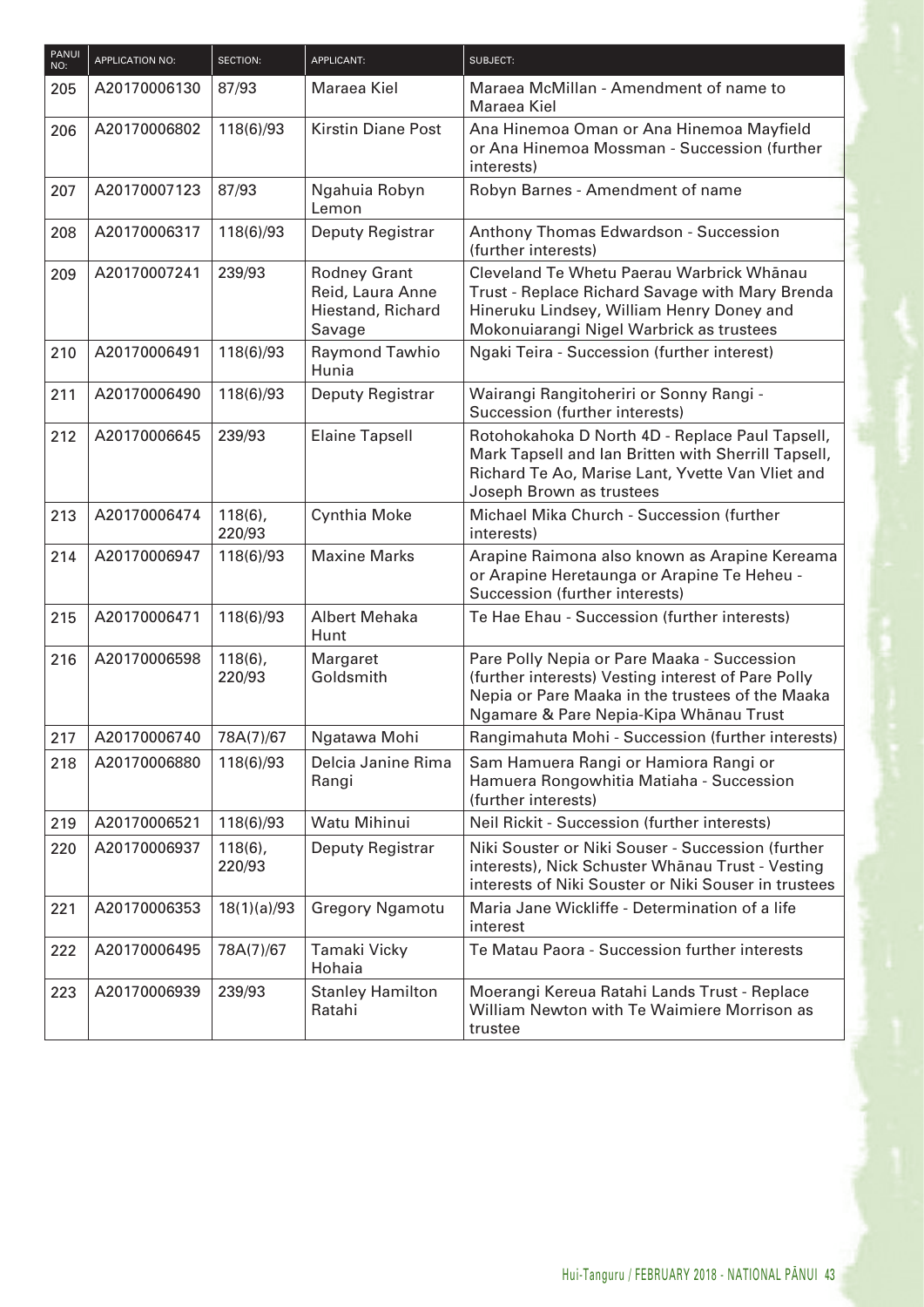| PANUI NO: | APPLICATION NO: | SECTION: | APPLICANT: | SUBJECT: |
|---|---|---|---|---|
| 205 | A20170006130 | 87/93 | Maraea Kiel | Maraea McMillan - Amendment of name to Maraea Kiel |
| 206 | A20170006802 | 118(6)/93 | Kirstin Diane Post | Ana Hinemoa Oman or Ana Hinemoa Mayfield or Ana Hinemoa Mossman - Succession (further interests) |
| 207 | A20170007123 | 87/93 | Ngahuia Robyn Lemon | Robyn Barnes - Amendment of name |
| 208 | A20170006317 | 118(6)/93 | Deputy Registrar | Anthony Thomas Edwardson - Succession (further interests) |
| 209 | A20170007241 | 239/93 | Rodney Grant Reid, Laura Anne Hiestand, Richard Savage | Cleveland Te Whetu Paerau Warbrick Whānau Trust - Replace Richard Savage with Mary Brenda Hineruku Lindsey, William Henry Doney and Mokonuiarangi Nigel Warbrick as trustees |
| 210 | A20170006491 | 118(6)/93 | Raymond Tawhio Hunia | Ngaki Teira - Succession (further interest) |
| 211 | A20170006490 | 118(6)/93 | Deputy Registrar | Wairangi Rangitoheriri or Sonny Rangi - Succession (further interests) |
| 212 | A20170006645 | 239/93 | Elaine Tapsell | Rotohokahoka D North 4D - Replace Paul Tapsell, Mark Tapsell and Ian Britten with Sherrill Tapsell, Richard Te Ao, Marise Lant, Yvette Van Vliet and Joseph Brown as trustees |
| 213 | A20170006474 | 118(6), 220/93 | Cynthia Moke | Michael Mika Church - Succession (further interests) |
| 214 | A20170006947 | 118(6)/93 | Maxine Marks | Arapine Raimona also known as Arapine Kereama or Arapine Heretaunga or Arapine Te Heheu - Succession (further interests) |
| 215 | A20170006471 | 118(6)/93 | Albert Mehaka Hunt | Te Hae Ehau - Succession (further interests) |
| 216 | A20170006598 | 118(6), 220/93 | Margaret Goldsmith | Pare Polly Nepia or Pare Maaka - Succession (further interests) Vesting interest of Pare Polly Nepia or Pare Maaka in the trustees of the Maaka Ngamare & Pare Nepia-Kipa Whānau Trust |
| 217 | A20170006740 | 78A(7)/67 | Ngatawa Mohi | Rangimahuta Mohi - Succession (further interests) |
| 218 | A20170006880 | 118(6)/93 | Delcia Janine Rima Rangi | Sam Hamuera Rangi or Hamiora Rangi or Hamuera Rongowhitia Matiaha - Succession (further interests) |
| 219 | A20170006521 | 118(6)/93 | Watu Mihinui | Neil Rickit - Succession (further interests) |
| 220 | A20170006937 | 118(6), 220/93 | Deputy Registrar | Niki Souster or Niki Souser - Succession (further interests), Nick Schuster Whānau Trust - Vesting interests of Niki Souster or Niki Souser in trustees |
| 221 | A20170006353 | 18(1)(a)/93 | Gregory Ngamotu | Maria Jane Wickliffe - Determination of a life interest |
| 222 | A20170006495 | 78A(7)/67 | Tamaki Vicky Hohaia | Te Matau Paora - Succession further interests |
| 223 | A20170006939 | 239/93 | Stanley Hamilton Ratahi | Moerangi Kereua Ratahi Lands Trust - Replace William Newton with Te Waimiere Morrison as trustee |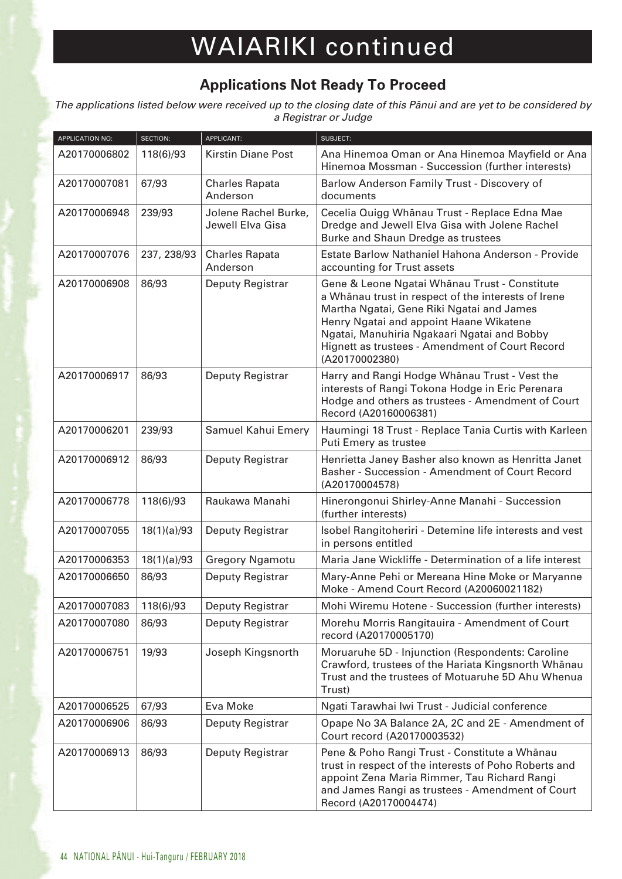# WAIARIKI continued

## Applications Not Ready To Proceed

*The applications listed below were received up to the closing date of this Pānui and are yet to be considered by a Registrar or Judge*

| APPLICATION NO: | SECTION: | APPLICANT: | SUBJECT: |
|---|---|---|---|
| A20170006802 | 118(6)/93 | Kirstin Diane Post | Ana Hinemoa Oman or Ana Hinemoa Mayfield or Ana Hinemoa Mossman - Succession (further interests) |
| A20170007081 | 67/93 | Charles Rapata Anderson | Barlow Anderson Family Trust - Discovery of documents |
| A20170006948 | 239/93 | Jolene Rachel Burke, Jewell Elva Gisa | Cecelia Quigg Whānau Trust - Replace Edna Mae Dredge and Jewell Elva Gisa with Jolene Rachel Burke and Shaun Dredge as trustees |
| A20170007076 | 237, 238/93 | Charles Rapata Anderson | Estate Barlow Nathaniel Hahona Anderson - Provide accounting for Trust assets |
| A20170006908 | 86/93 | Deputy Registrar | Gene & Leone Ngatai Whānau Trust - Constitute a Whānau trust in respect of the interests of Irene Martha Ngatai, Gene Riki Ngatai and James Henry Ngatai and appoint Haane Wikatene Ngatai, Manuhiria Ngakaari Ngatai and Bobby Hignett as trustees - Amendment of Court Record (A20170002380) |
| A20170006917 | 86/93 | Deputy Registrar | Harry and Rangi Hodge Whānau Trust - Vest the interests of Rangi Tokona Hodge in Eric Perenara Hodge and others as trustees - Amendment of Court Record (A20160006381) |
| A20170006201 | 239/93 | Samuel Kahui Emery | Haumingi 18 Trust - Replace Tania Curtis with Karleen Puti Emery as trustee |
| A20170006912 | 86/93 | Deputy Registrar | Henrietta Janey Basher also known as Henritta Janet Basher - Succession - Amendment of Court Record (A20170004578) |
| A20170006778 | 118(6)/93 | Raukawa Manahi | Hinerongonui Shirley-Anne Manahi - Succession (further interests) |
| A20170007055 | 18(1)(a)/93 | Deputy Registrar | Isobel Rangitoheriri - Detemine life interests and vest in persons entitled |
| A20170006353 | 18(1)(a)/93 | Gregory Ngamotu | Maria Jane Wickliffe - Determination of a life interest |
| A20170006650 | 86/93 | Deputy Registrar | Mary-Anne Pehi or Mereana Hine Moke or Maryanne Moke - Amend Court Record (A20060021182) |
| A20170007083 | 118(6)/93 | Deputy Registrar | Mohi Wiremu Hotene - Succession (further interests) |
| A20170007080 | 86/93 | Deputy Registrar | Morehu Morris Rangitauira - Amendment of Court record (A20170005170) |
| A20170006751 | 19/93 | Joseph Kingsnorth | Moruaruhe 5D - Injunction (Respondents: Caroline Crawford, trustees of the Hariata Kingsnorth Whānau Trust and the trustees of Motuaruhe 5D Ahu Whenua Trust) |
| A20170006525 | 67/93 | Eva Moke | Ngati Tarawhai Iwi Trust - Judicial conference |
| A20170006906 | 86/93 | Deputy Registrar | Opape No 3A Balance 2A, 2C and 2E - Amendment of Court record (A20170003532) |
| A20170006913 | 86/93 | Deputy Registrar | Pene & Poho Rangi Trust - Constitute a Whānau trust in respect of the interests of Poho Roberts and appoint Zena Maria Rimmer, Tau Richard Rangi and James Rangi as trustees - Amendment of Court Record (A20170004474) |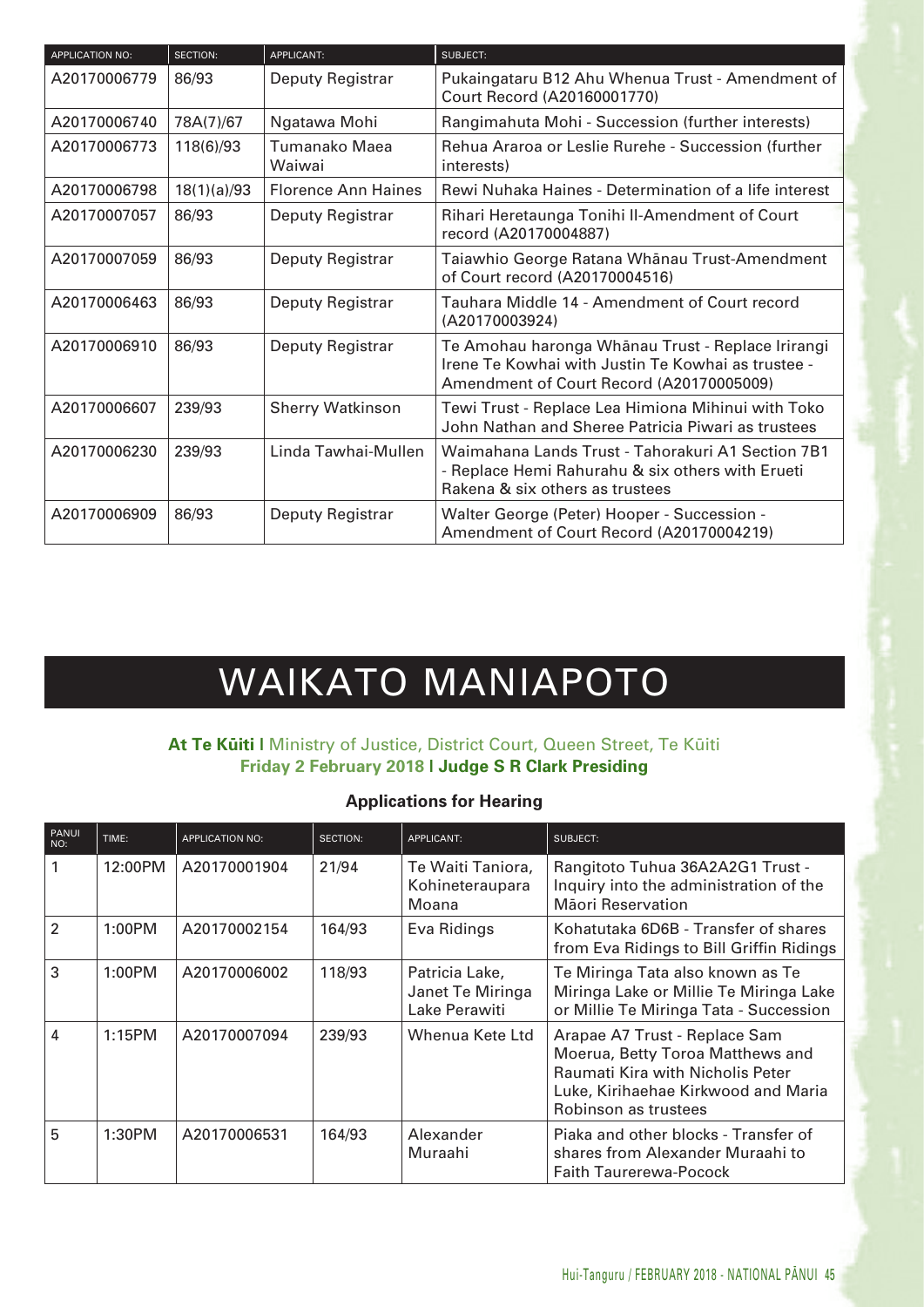| APPLICATION NO: | SECTION: | APPLICANT: | SUBJECT: |
|---|---|---|---|
| A20170006779 | 86/93 | Deputy Registrar | Pukaingataru B12 Ahu Whenua Trust - Amendment of Court Record (A20160001770) |
| A20170006740 | 78A(7)/67 | Ngatawa Mohi | Rangimahuta Mohi - Succession (further interests) |
| A20170006773 | 118(6)/93 | Tumanako Maea Waiwai | Rehua Araroa or Leslie Rurehe - Succession (further interests) |
| A20170006798 | 18(1)(a)/93 | Florence Ann Haines | Rewi Nuhaka Haines - Determination of a life interest |
| A20170007057 | 86/93 | Deputy Registrar | Rihari Heretaunga Tonihi II-Amendment of Court record (A20170004887) |
| A20170007059 | 86/93 | Deputy Registrar | Taiawhio George Ratana Whānau Trust-Amendment of Court record (A20170004516) |
| A20170006463 | 86/93 | Deputy Registrar | Tauhara Middle 14 - Amendment of Court record (A20170003924) |
| A20170006910 | 86/93 | Deputy Registrar | Te Amohau haronga Whānau Trust - Replace Irirangi Irene Te Kowhai with Justin Te Kowhai as trustee - Amendment of Court Record (A20170005009) |
| A20170006607 | 239/93 | Sherry Watkinson | Tewi Trust - Replace Lea Himiona Mihinui with Toko John Nathan and Sheree Patricia Piwari as trustees |
| A20170006230 | 239/93 | Linda Tawhai-Mullen | Waimahana Lands Trust - Tahorakuri A1 Section 7B1 - Replace Hemi Rahurahu & six others with Erueti Rakena & six others as trustees |
| A20170006909 | 86/93 | Deputy Registrar | Walter George (Peter) Hooper - Succession - Amendment of Court Record (A20170004219) |

# WAIKATO MANIAPOTO

**At Te Kūiti |** Ministry of Justice, District Court, Queen Street, Te Kūiti
**Friday 2 February 2018 | Judge S R Clark Presiding**

### Applications for Hearing

| PANUI NO: | TIME: | APPLICATION NO: | SECTION: | APPLICANT: | SUBJECT: |
|---|---|---|---|---|---|
| 1 | 12:00PM | A20170001904 | 21/94 | Te Waiti Taniora, Kohineteraupara Moana | Rangitoto Tuhua 36A2A2G1 Trust - Inquiry into the administration of the Māori Reservation |
| 2 | 1:00PM | A20170002154 | 164/93 | Eva Ridings | Kohatutaka 6D6B - Transfer of shares from Eva Ridings to Bill Griffin Ridings |
| 3 | 1:00PM | A20170006002 | 118/93 | Patricia Lake, Janet Te Miringa Lake Perawiti | Te Miringa Tata also known as Te Miringa Lake or Millie Te Miringa Lake or Millie Te Miringa Tata - Succession |
| 4 | 1:15PM | A20170007094 | 239/93 | Whenua Kete Ltd | Arapae A7 Trust - Replace Sam Moerua, Betty Toroa Matthews and Raumati Kira with Nicholis Peter Luke, Kirihaehae Kirkwood and Maria Robinson as trustees |
| 5 | 1:30PM | A20170006531 | 164/93 | Alexander Muraahi | Piaka and other blocks - Transfer of shares from Alexander Muraahi to Faith Taurerewa-Pocock |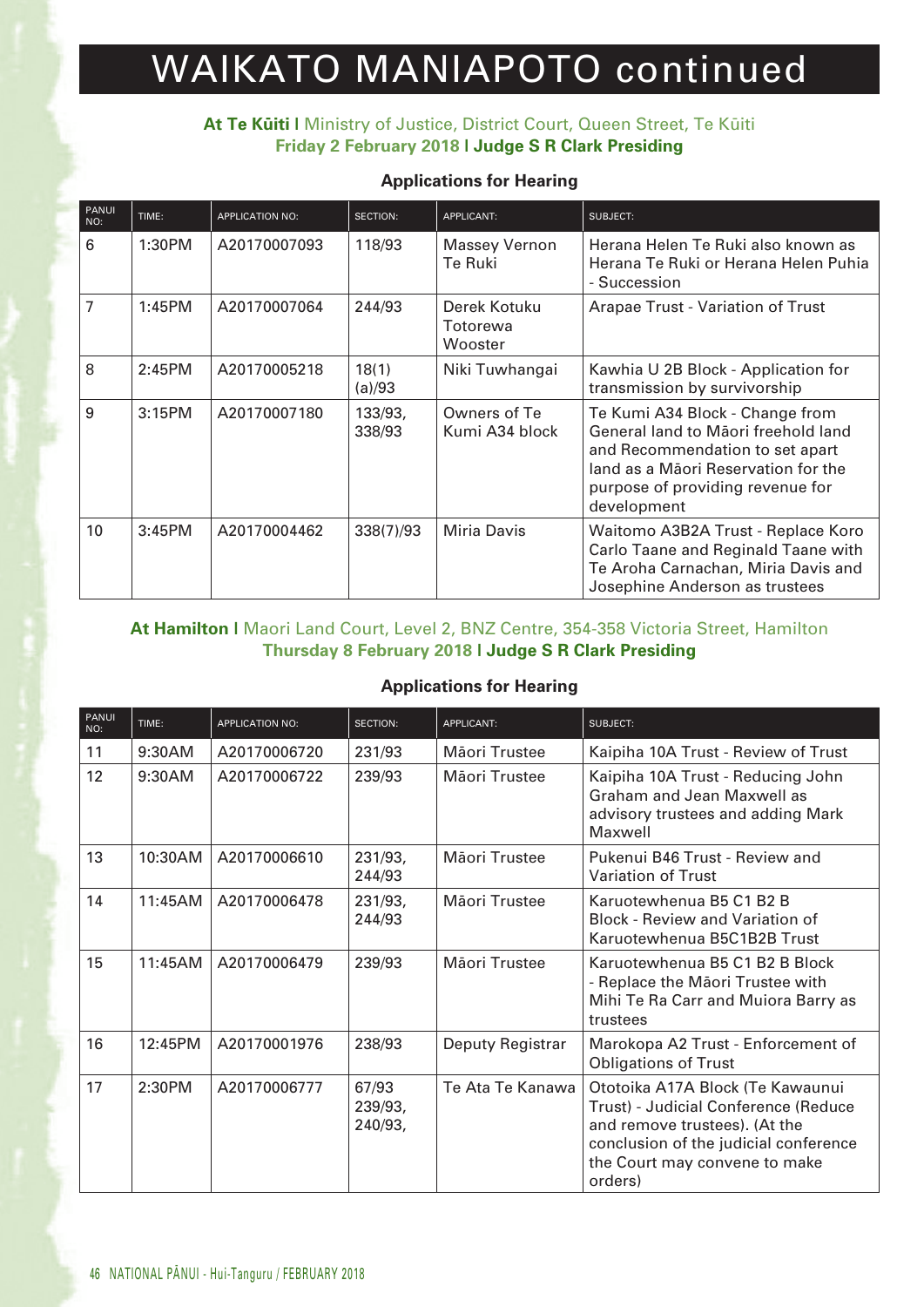# WAIKATO MANIAPOTO continued

**At Te Kūiti |** Ministry of Justice, District Court, Queen Street, Te Kūiti
**Friday 2 February 2018 | Judge S R Clark Presiding**

### Applications for Hearing

| PANUI NO: | TIME: | APPLICATION NO: | SECTION: | APPLICANT: | SUBJECT: |
|---|---|---|---|---|---|
| 6 | 1:30PM | A20170007093 | 118/93 | Massey Vernon Te Ruki | Herana Helen Te Ruki also known as Herana Te Ruki or Herana Helen Puhia - Succession |
| 7 | 1:45PM | A20170007064 | 244/93 | Derek Kotuku Totorewa Wooster | Arapae Trust - Variation of Trust |
| 8 | 2:45PM | A20170005218 | 18(1)(a)/93 | Niki Tuwhangai | Kawhia U 2B Block - Application for transmission by survivorship |
| 9 | 3:15PM | A20170007180 | 133/93, 338/93 | Owners of Te Kumi A34 block | Te Kumi A34 Block - Change from General land to Māori freehold land and Recommendation to set apart land as a Māori Reservation for the purpose of providing revenue for development |
| 10 | 3:45PM | A20170004462 | 338(7)/93 | Miria Davis | Waitomo A3B2A Trust - Replace Koro Carlo Taane and Reginald Taane with Te Aroha Carnachan, Miria Davis and Josephine Anderson as trustees |

**At Hamilton |** Maori Land Court, Level 2, BNZ Centre, 354-358 Victoria Street, Hamilton
**Thursday 8 February 2018 | Judge S R Clark Presiding**

### Applications for Hearing

| PANUI NO: | TIME: | APPLICATION NO: | SECTION: | APPLICANT: | SUBJECT: |
|---|---|---|---|---|---|
| 11 | 9:30AM | A20170006720 | 231/93 | Māori Trustee | Kaipiha 10A Trust - Review of Trust |
| 12 | 9:30AM | A20170006722 | 239/93 | Māori Trustee | Kaipiha 10A Trust - Reducing John Graham and Jean Maxwell as advisory trustees and adding Mark Maxwell |
| 13 | 10:30AM | A20170006610 | 231/93, 244/93 | Māori Trustee | Pukenui B46 Trust - Review and Variation of Trust |
| 14 | 11:45AM | A20170006478 | 231/93, 244/93 | Māori Trustee | Karuotewhenua B5 C1 B2 B Block - Review and Variation of Karuotewhenua B5C1B2B Trust |
| 15 | 11:45AM | A20170006479 | 239/93 | Māori Trustee | Karuotewhenua B5 C1 B2 B Block - Replace the Māori Trustee with Mihi Te Ra Carr and Muiora Barry as trustees |
| 16 | 12:45PM | A20170001976 | 238/93 | Deputy Registrar | Marokopa A2 Trust - Enforcement of Obligations of Trust |
| 17 | 2:30PM | A20170006777 | 67/93 239/93, 240/93, | Te Ata Te Kanawa | Ototoika A17A Block (Te Kawaunui Trust) - Judicial Conference (Reduce and remove trustees). (At the conclusion of the judicial conference the Court may convene to make orders) |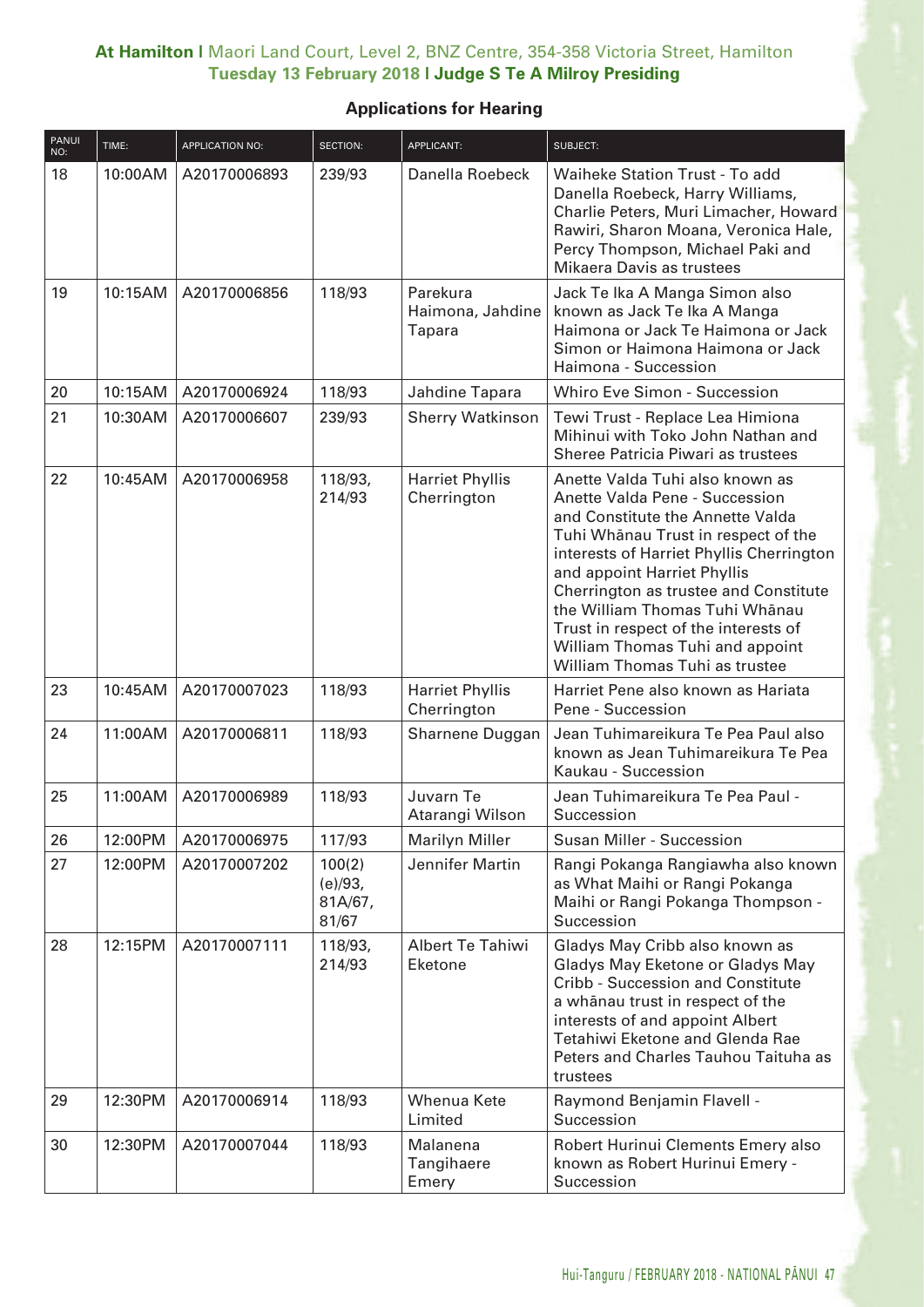**At Hamilton |** Maori Land Court, Level 2, BNZ Centre, 354-358 Victoria Street, Hamilton
**Tuesday 13 February 2018 | Judge S Te A Milroy Presiding**

## Applications for Hearing

| PANUI NO: | TIME: | APPLICATION NO: | SECTION: | APPLICANT: | SUBJECT: |
|---|---|---|---|---|---|
| 18 | 10:00AM | A20170006893 | 239/93 | Danella Roebeck | Waiheke Station Trust - To add Danella Roebeck, Harry Williams, Charlie Peters, Muri Limacher, Howard Rawiri, Sharon Moana, Veronica Hale, Percy Thompson, Michael Paki and Mikaera Davis as trustees |
| 19 | 10:15AM | A20170006856 | 118/93 | Parekura Haimona, Jahdine Tapara | Jack Te Ika A Manga Simon also known as Jack Te Ika A Manga Haimona or Jack Te Haimona or Jack Simon or Haimona Haimona or Jack Haimona - Succession |
| 20 | 10:15AM | A20170006924 | 118/93 | Jahdine Tapara | Whiro Eve Simon - Succession |
| 21 | 10:30AM | A20170006607 | 239/93 | Sherry Watkinson | Tewi Trust - Replace Lea Himiona Mihinui with Toko John Nathan and Sheree Patricia Piwari as trustees |
| 22 | 10:45AM | A20170006958 | 118/93, 214/93 | Harriet Phyllis Cherrington | Anette Valda Tuhi also known as Anette Valda Pene - Succession and Constitute the Annette Valda Tuhi Whānau Trust in respect of the interests of Harriet Phyllis Cherrington and appoint Harriet Phyllis Cherrington as trustee and Constitute the William Thomas Tuhi Whānau Trust in respect of the interests of William Thomas Tuhi and appoint William Thomas Tuhi as trustee |
| 23 | 10:45AM | A20170007023 | 118/93 | Harriet Phyllis Cherrington | Harriet Pene also known as Hariata Pene - Succession |
| 24 | 11:00AM | A20170006811 | 118/93 | Sharnene Duggan | Jean Tuhimareikura Te Pea Paul also known as Jean Tuhimareikura Te Pea Kaukau - Succession |
| 25 | 11:00AM | A20170006989 | 118/93 | Juvarn Te Atarangi Wilson | Jean Tuhimareikura Te Pea Paul - Succession |
| 26 | 12:00PM | A20170006975 | 117/93 | Marilyn Miller | Susan Miller - Succession |
| 27 | 12:00PM | A20170007202 | 100(2)(e)/93, 81A/67, 81/67 | Jennifer Martin | Rangi Pokanga Rangiawha also known as What Maihi or Rangi Pokanga Maihi or Rangi Pokanga Thompson - Succession |
| 28 | 12:15PM | A20170007111 | 118/93, 214/93 | Albert Te Tahiwi Eketone | Gladys May Cribb also known as Gladys May Eketone or Gladys May Cribb - Succession and Constitute a whānau trust in respect of the interests of and appoint Albert Tetahiwi Eketone and Glenda Rae Peters and Charles Tauhou Taituha as trustees |
| 29 | 12:30PM | A20170006914 | 118/93 | Whenua Kete Limited | Raymond Benjamin Flavell - Succession |
| 30 | 12:30PM | A20170007044 | 118/93 | Malanena Tangihaere Emery | Robert Hurinui Clements Emery also known as Robert Hurinui Emery - Succession |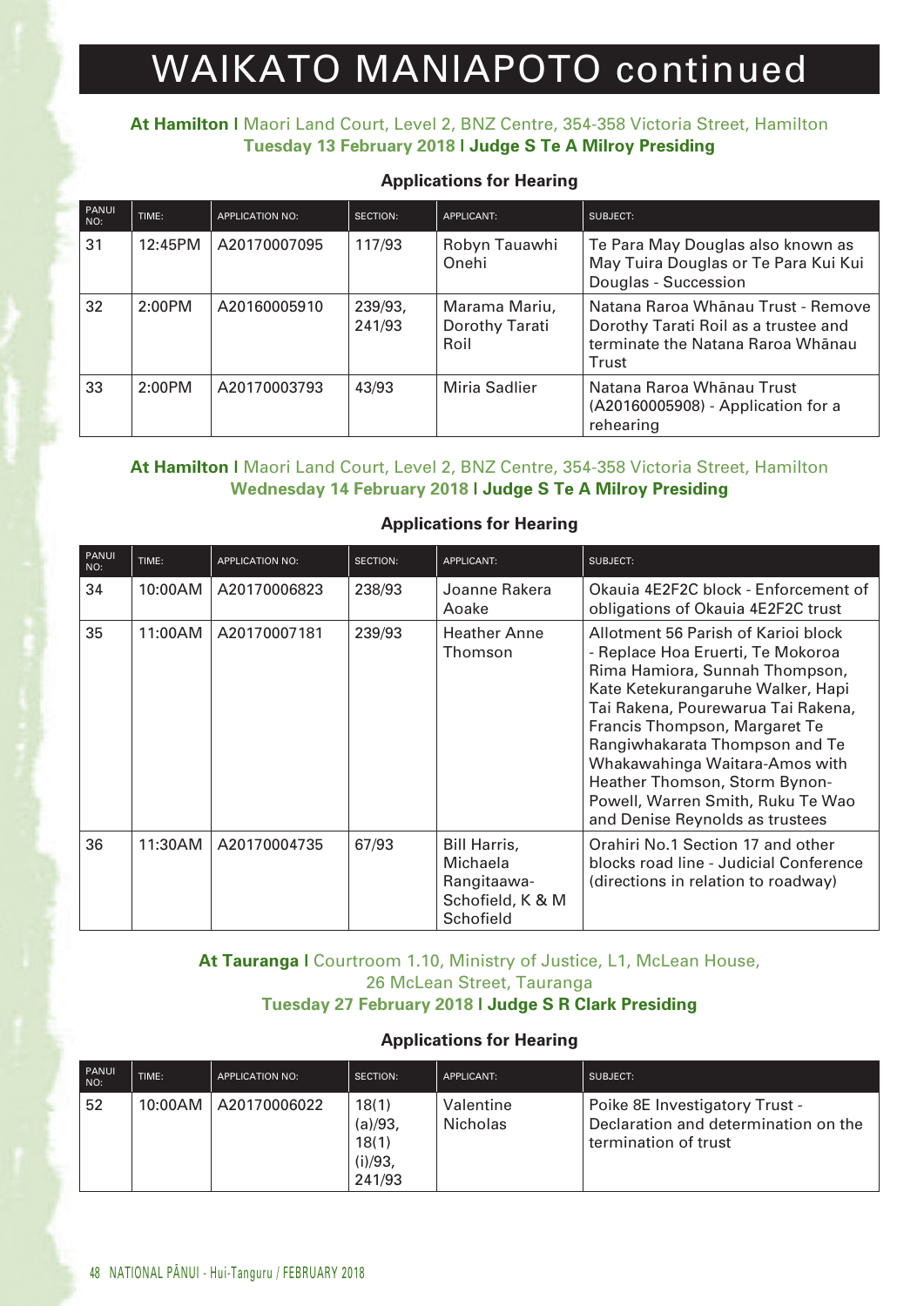# WAIKATO MANIAPOTO continued

**At Hamilton |** Maori Land Court, Level 2, BNZ Centre, 354-358 Victoria Street, Hamilton
**Tuesday 13 February 2018 | Judge S Te A Milroy Presiding**

### Applications for Hearing

| PANUI NO: | TIME: | APPLICATION NO: | SECTION: | APPLICANT: | SUBJECT: |
|---|---|---|---|---|---|
| 31 | 12:45PM | A20170007095 | 117/93 | Robyn Tauawhi Onehi | Te Para May Douglas also known as May Tuira Douglas or Te Para Kui Kui Douglas - Succession |
| 32 | 2:00PM | A20160005910 | 239/93, 241/93 | Marama Mariu, Dorothy Tarati Roil | Natana Raroa Whānau Trust - Remove Dorothy Tarati Roil as a trustee and terminate the Natana Raroa Whānau Trust |
| 33 | 2:00PM | A20170003793 | 43/93 | Miria Sadlier | Natana Raroa Whānau Trust (A20160005908) - Application for a rehearing |

**At Hamilton |** Maori Land Court, Level 2, BNZ Centre, 354-358 Victoria Street, Hamilton
**Wednesday 14 February 2018 | Judge S Te A Milroy Presiding**

### Applications for Hearing

| PANUI NO: | TIME: | APPLICATION NO: | SECTION: | APPLICANT: | SUBJECT: |
|---|---|---|---|---|---|
| 34 | 10:00AM | A20170006823 | 238/93 | Joanne Rakera Aoake | Okauia 4E2F2C block - Enforcement of obligations of Okauia 4E2F2C trust |
| 35 | 11:00AM | A20170007181 | 239/93 | Heather Anne Thomson | Allotment 56 Parish of Karioi block - Replace Hoa Eruerti, Te Mokoroa Rima Hamiora, Sunnah Thompson, Kate Ketekurangaruhe Walker, Hapi Tai Rakena, Pourewarua Tai Rakena, Francis Thompson, Margaret Te Rangiwhakarata Thompson and Te Whakawahinga Waitara-Amos with Heather Thomson, Storm Bynon-Powell, Warren Smith, Ruku Te Wao and Denise Reynolds as trustees |
| 36 | 11:30AM | A20170004735 | 67/93 | Bill Harris, Michaela Rangitaawa-Schofield, K & M Schofield | Orahiri No.1 Section 17 and other blocks road line - Judicial Conference (directions in relation to roadway) |

**At Tauranga |** Courtroom 1.10, Ministry of Justice, L1, McLean House, 26 McLean Street, Tauranga
**Tuesday 27 February 2018 | Judge S R Clark Presiding**

### Applications for Hearing

| PANUI NO: | TIME: | APPLICATION NO: | SECTION: | APPLICANT: | SUBJECT: |
|---|---|---|---|---|---|
| 52 | 10:00AM | A20170006022 | 18(1)(a)/93, 18(1)(i)/93, 241/93 | Valentine Nicholas | Poike 8E Investigatory Trust - Declaration and determination on the termination of trust |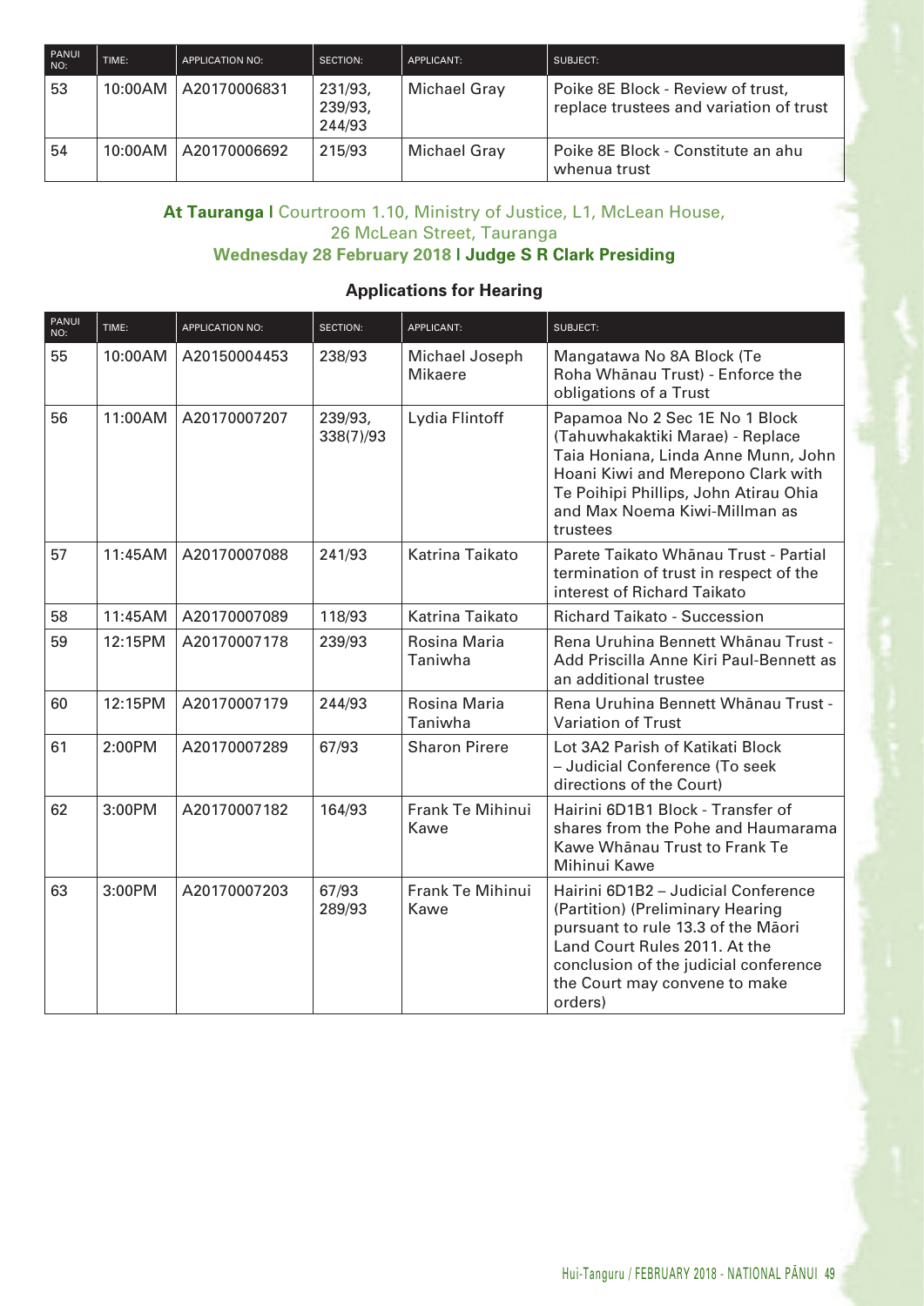| PANUI NO: | TIME: | APPLICATION NO: | SECTION: | APPLICANT: | SUBJECT: |
|---|---|---|---|---|---|
| 53 | 10:00AM | A20170006831 | 231/93, 239/93, 244/93 | Michael Gray | Poike 8E Block - Review of trust, replace trustees and variation of trust |
| 54 | 10:00AM | A20170006692 | 215/93 | Michael Gray | Poike 8E Block - Constitute an ahu whenua trust |

**At Tauranga |** Courtroom 1.10, Ministry of Justice, L1, McLean House, 26 McLean Street, Tauranga
**Wednesday 28 February 2018 | Judge S R Clark Presiding**

**Applications for Hearing**

| PANUI NO: | TIME: | APPLICATION NO: | SECTION: | APPLICANT: | SUBJECT: |
|---|---|---|---|---|---|
| 55 | 10:00AM | A20150004453 | 238/93 | Michael Joseph Mikaere | Mangatawa No 8A Block (Te Roha Whānau Trust) - Enforce the obligations of a Trust |
| 56 | 11:00AM | A20170007207 | 239/93, 338(7)/93 | Lydia Flintoff | Papamoa No 2 Sec 1E No 1 Block (Tahuwhakaktiki Marae) - Replace Taia Honiana, Linda Anne Munn, John Hoani Kiwi and Merepono Clark with Te Poihipi Phillips, John Atirau Ohia and Max Noema Kiwi-Millman as trustees |
| 57 | 11:45AM | A20170007088 | 241/93 | Katrina Taikato | Parete Taikato Whānau Trust - Partial termination of trust in respect of the interest of Richard Taikato |
| 58 | 11:45AM | A20170007089 | 118/93 | Katrina Taikato | Richard Taikato - Succession |
| 59 | 12:15PM | A20170007178 | 239/93 | Rosina Maria Taniwha | Rena Uruhina Bennett Whānau Trust - Add Priscilla Anne Kiri Paul-Bennett as an additional trustee |
| 60 | 12:15PM | A20170007179 | 244/93 | Rosina Maria Taniwha | Rena Uruhina Bennett Whānau Trust - Variation of Trust |
| 61 | 2:00PM | A20170007289 | 67/93 | Sharon Pirere | Lot 3A2 Parish of Katikati Block – Judicial Conference (To seek directions of the Court) |
| 62 | 3:00PM | A20170007182 | 164/93 | Frank Te Mihinui Kawe | Hairini 6D1B1 Block - Transfer of shares from the Pohe and Haumarama Kawe Whānau Trust to Frank Te Mihinui Kawe |
| 63 | 3:00PM | A20170007203 | 67/93 289/93 | Frank Te Mihinui Kawe | Hairini 6D1B2 – Judicial Conference (Partition) (Preliminary Hearing pursuant to rule 13.3 of the Māori Land Court Rules 2011. At the conclusion of the judicial conference the Court may convene to make orders) |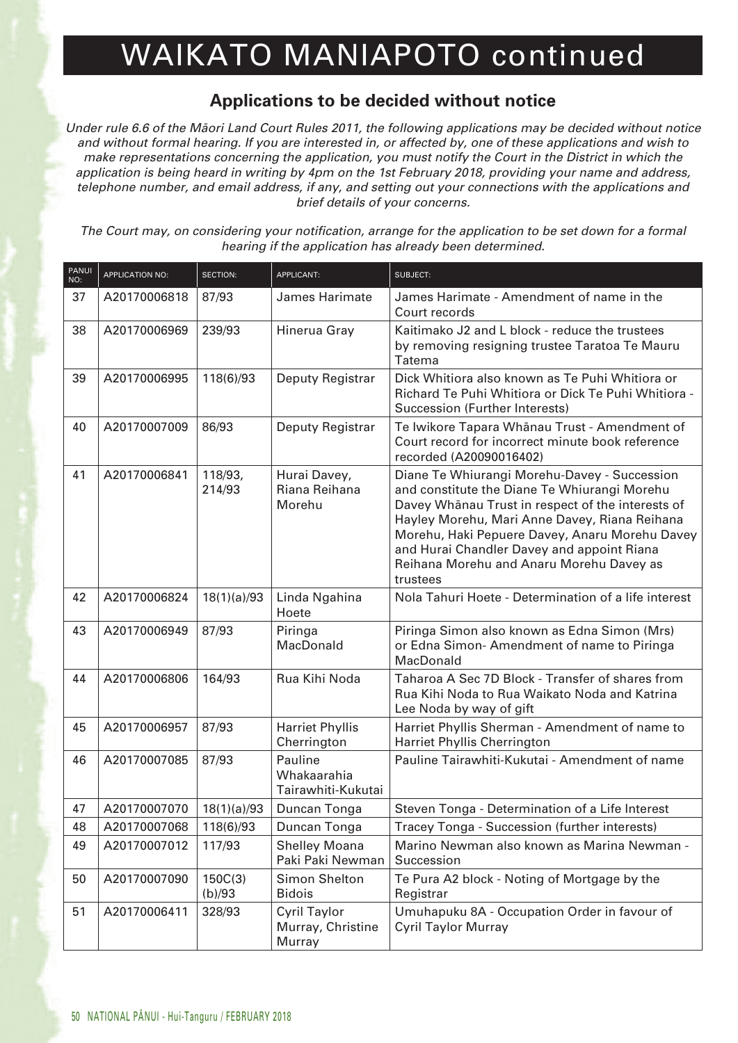# WAIKATO MANIAPOTO continued

## Applications to be decided without notice

*Under rule 6.6 of the Māori Land Court Rules 2011, the following applications may be decided without notice and without formal hearing. If you are interested in, or affected by, one of these applications and wish to make representations concerning the application, you must notify the Court in the District in which the application is being heard in writing by 4pm on the 1st February 2018, providing your name and address, telephone number, and email address, if any, and setting out your connections with the applications and brief details of your concerns.*

*The Court may, on considering your notification, arrange for the application to be set down for a formal hearing if the application has already been determined.*

| PANUI NO: | APPLICATION NO: | SECTION: | APPLICANT: | SUBJECT: |
|---|---|---|---|---|
| 37 | A20170006818 | 87/93 | James Harimate | James Harimate - Amendment of name in the Court records |
| 38 | A20170006969 | 239/93 | Hinerua Gray | Kaitimako J2 and L block - reduce the trustees by removing resigning trustee Taratoa Te Mauru Tatema |
| 39 | A20170006995 | 118(6)/93 | Deputy Registrar | Dick Whitiora also known as Te Puhi Whitiora or Richard Te Puhi Whitiora or Dick Te Puhi Whitiora - Succession (Further Interests) |
| 40 | A20170007009 | 86/93 | Deputy Registrar | Te Iwikore Tapara Whānau Trust - Amendment of Court record for incorrect minute book reference recorded (A20090016402) |
| 41 | A20170006841 | 118/93, 214/93 | Hurai Davey, Riana Reihana Morehu | Diane Te Whiurangi Morehu-Davey - Succession and constitute the Diane Te Whiurangi Morehu Davey Whānau Trust in respect of the interests of Hayley Morehu, Mari Anne Davey, Riana Reihana Morehu, Haki Pepuere Davey, Anaru Morehu Davey and Hurai Chandler Davey and appoint Riana Reihana Morehu and Anaru Morehu Davey as trustees |
| 42 | A20170006824 | 18(1)(a)/93 | Linda Ngahina Hoete | Nola Tahuri Hoete - Determination of a life interest |
| 43 | A20170006949 | 87/93 | Piringa MacDonald | Piringa Simon also known as Edna Simon (Mrs) or Edna Simon- Amendment of name to Piringa MacDonald |
| 44 | A20170006806 | 164/93 | Rua Kihi Noda | Taharoa A Sec 7D Block - Transfer of shares from Rua Kihi Noda to Rua Waikato Noda and Katrina Lee Noda by way of gift |
| 45 | A20170006957 | 87/93 | Harriet Phyllis Cherrington | Harriet Phyllis Sherman - Amendment of name to Harriet Phyllis Cherrington |
| 46 | A20170007085 | 87/93 | Pauline Whakaarahia Tairawhiti-Kukutai | Pauline Tairawhiti-Kukutai - Amendment of name |
| 47 | A20170007070 | 18(1)(a)/93 | Duncan Tonga | Steven Tonga - Determination of a Life Interest |
| 48 | A20170007068 | 118(6)/93 | Duncan Tonga | Tracey Tonga - Succession (further interests) |
| 49 | A20170007012 | 117/93 | Shelley Moana Paki Paki Newman | Marino Newman also known as Marina Newman - Succession |
| 50 | A20170007090 | 150C(3)(b)/93 | Simon Shelton Bidois | Te Pura A2 block - Noting of Mortgage by the Registrar |
| 51 | A20170006411 | 328/93 | Cyril Taylor Murray, Christine Murray | Umuhapuku 8A - Occupation Order in favour of Cyril Taylor Murray |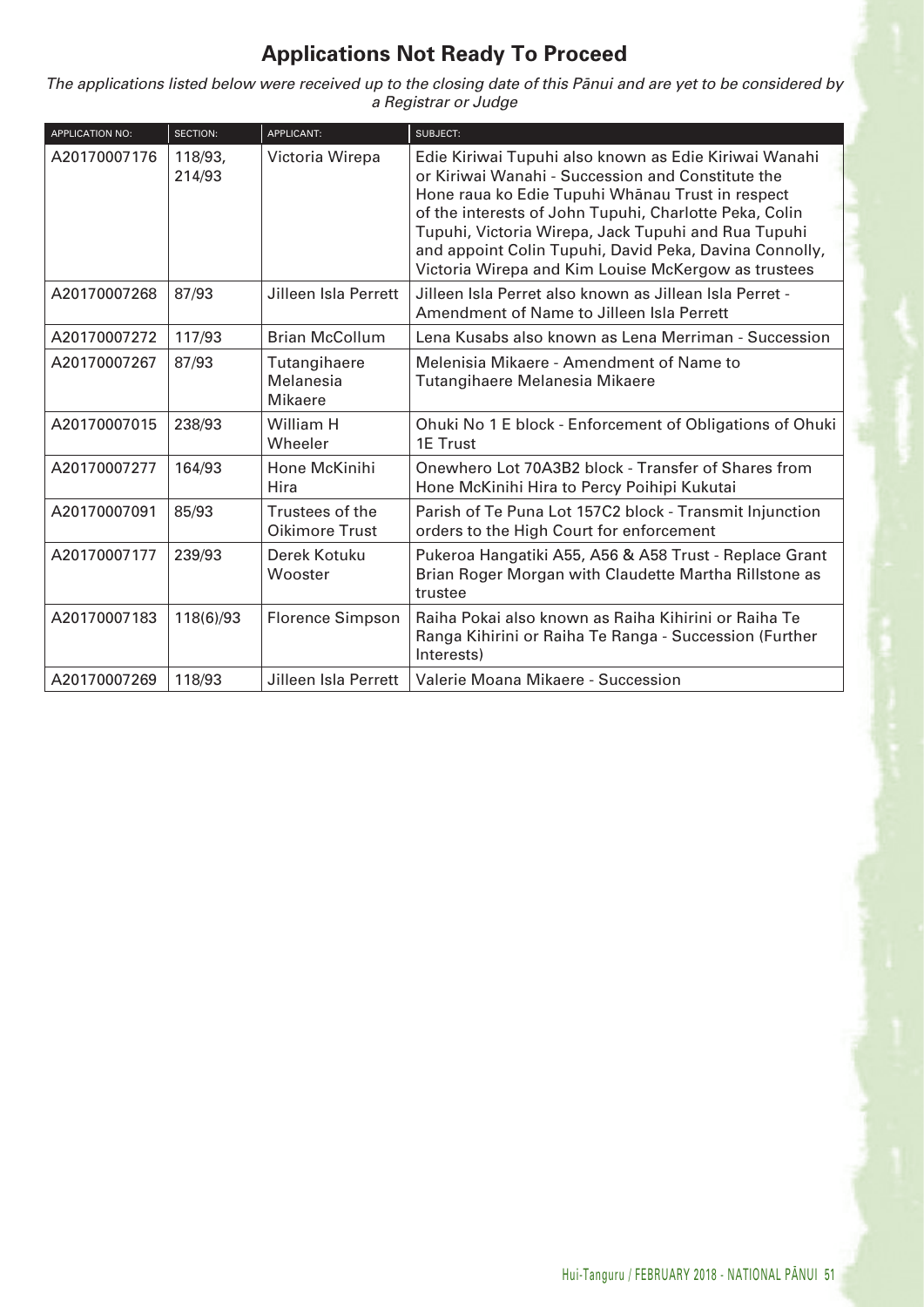## Applications Not Ready To Proceed

*The applications listed below were received up to the closing date of this Pānui and are yet to be considered by a Registrar or Judge*

| APPLICATION NO: | SECTION: | APPLICANT: | SUBJECT: |
|---|---|---|---|
| A20170007176 | 118/93, 214/93 | Victoria Wirepa | Edie Kiriwai Tupuhi also known as Edie Kiriwai Wanahi or Kiriwai Wanahi - Succession and Constitute the Hone raua ko Edie Tupuhi Whānau Trust in respect of the interests of John Tupuhi, Charlotte Peka, Colin Tupuhi, Victoria Wirepa, Jack Tupuhi and Rua Tupuhi and appoint Colin Tupuhi, David Peka, Davina Connolly, Victoria Wirepa and Kim Louise McKergow as trustees |
| A20170007268 | 87/93 | Jilleen Isla Perrett | Jilleen Isla Perret also known as Jillean Isla Perret - Amendment of Name to Jilleen Isla Perrett |
| A20170007272 | 117/93 | Brian McCollum | Lena Kusabs also known as Lena Merriman - Succession |
| A20170007267 | 87/93 | Tutangihaere Melanesia Mikaere | Melenisia Mikaere - Amendment of Name to Tutangihaere Melanesia Mikaere |
| A20170007015 | 238/93 | William H Wheeler | Ohuki No 1 E block - Enforcement of Obligations of Ohuki 1E Trust |
| A20170007277 | 164/93 | Hone McKinihi Hira | Onewhero Lot 70A3B2 block - Transfer of Shares from Hone McKinihi Hira to Percy Poihipi Kukutai |
| A20170007091 | 85/93 | Trustees of the Oikimore Trust | Parish of Te Puna Lot 157C2 block - Transmit Injunction orders to the High Court for enforcement |
| A20170007177 | 239/93 | Derek Kotuku Wooster | Pukeroa Hangatiki A55, A56 & A58 Trust - Replace Grant Brian Roger Morgan with Claudette Martha Rillstone as trustee |
| A20170007183 | 118(6)/93 | Florence Simpson | Raiha Pokai also known as Raiha Kihirini or Raiha Te Ranga Kihirini or Raiha Te Ranga - Succession (Further Interests) |
| A20170007269 | 118/93 | Jilleen Isla Perrett | Valerie Moana Mikaere - Succession |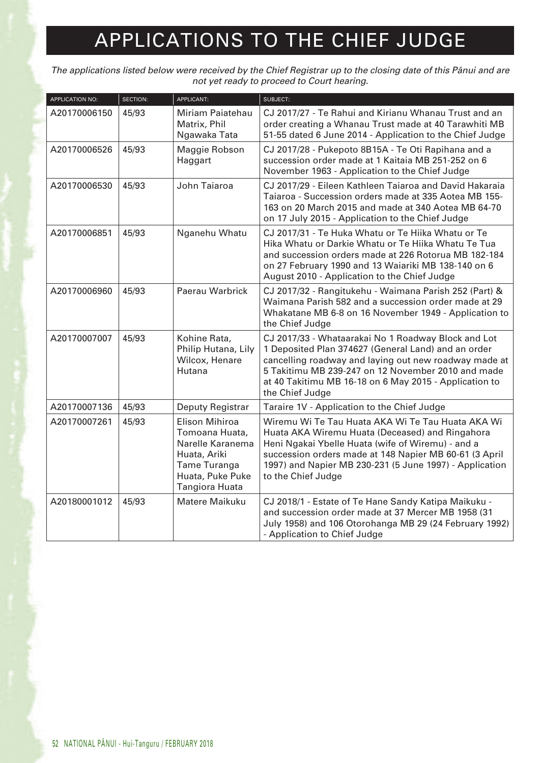# APPLICATIONS TO THE CHIEF JUDGE

*The applications listed below were received by the Chief Registrar up to the closing date of this Pānui and are not yet ready to proceed to Court hearing.*

| APPLICATION NO: | SECTION: | APPLICANT: | SUBJECT: |
|---|---|---|---|
| A20170006150 | 45/93 | Miriam Paiatehau Matrix, Phil Ngawaka Tata | CJ 2017/27 - Te Rahui and Kirianu Whanau Trust and an order creating a Whanau Trust made at 40 Tarawhiti MB 51-55 dated 6 June 2014 - Application to the Chief Judge |
| A20170006526 | 45/93 | Maggie Robson Haggart | CJ 2017/28 - Pukepoto 8B15A - Te Oti Rapihana and a succession order made at 1 Kaitaia MB 251-252 on 6 November 1963 - Application to the Chief Judge |
| A20170006530 | 45/93 | John Taiaroa | CJ 2017/29 - Eileen Kathleen Taiaroa and David Hakaraia Taiaroa - Succession orders made at 335 Aotea MB 155-163 on 20 March 2015 and made at 340 Aotea MB 64-70 on 17 July 2015 - Application to the Chief Judge |
| A20170006851 | 45/93 | Nganehu Whatu | CJ 2017/31 - Te Huka Whatu or Te Hiika Whatu or Te Hika Whatu or Darkie Whatu or Te Hiika Whatu Te Tua and succession orders made at 226 Rotorua MB 182-184 on 27 February 1990 and 13 Waiariki MB 138-140 on 6 August 2010 - Application to the Chief Judge |
| A20170006960 | 45/93 | Paerau Warbrick | CJ 2017/32 - Rangitukehu - Waimana Parish 252 (Part) & Waimana Parish 582 and a succession order made at 29 Whakatane MB 6-8 on 16 November 1949 - Application to the Chief Judge |
| A20170007007 | 45/93 | Kohine Rata, Philip Hutana, Lily Wilcox, Henare Hutana | CJ 2017/33 - Whataarakai No 1 Roadway Block and Lot 1 Deposited Plan 374627 (General Land) and an order cancelling roadway and laying out new roadway made at 5 Takitimu MB 239-247 on 12 November 2010 and made at 40 Takitimu MB 16-18 on 6 May 2015 - Application to the Chief Judge |
| A20170007136 | 45/93 | Deputy Registrar | Taraire 1V - Application to the Chief Judge |
| A20170007261 | 45/93 | Elison Mihiroa Tomoana Huata, Narelle Karanema Huata, Ariki Tame Turanga Huata, Puke Puke Tangiora Huata | Wiremu Wi Te Tau Huata AKA Wi Te Tau Huata AKA Wi Huata AKA Wiremu Huata (Deceased) and Ringahora Heni Ngakai Ybelle Huata (wife of Wiremu) - and a succession orders made at 148 Napier MB 60-61 (3 April 1997) and Napier MB 230-231 (5 June 1997) - Application to the Chief Judge |
| A20180001012 | 45/93 | Matere Maikuku | CJ 2018/1 - Estate of Te Hane Sandy Katipa Maikuku - and succession order made at 37 Mercer MB 1958 (31 July 1958) and 106 Otorohanga MB 29 (24 February 1992) - Application to Chief Judge |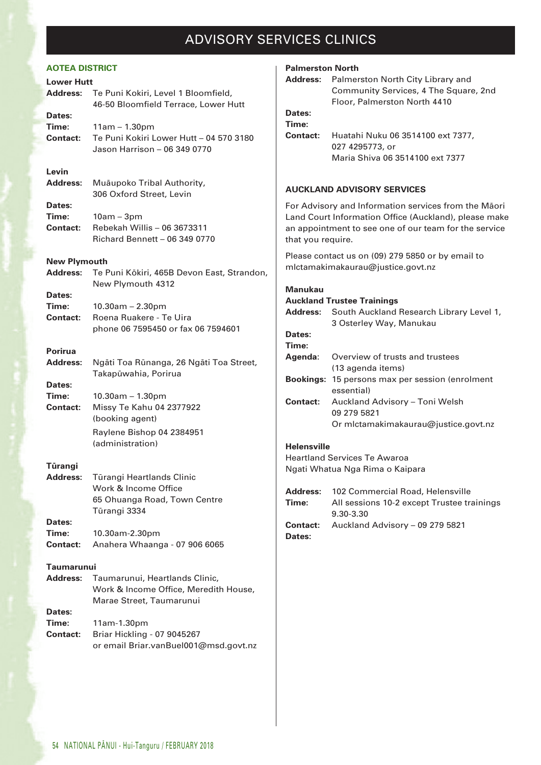# ADVISORY SERVICES CLINICS

## AOTEA DISTRICT

### Lower Hutt

**Address:** Te Puni Kokiri, Level 1 Bloomfield, 46-50 Bloomfield Terrace, Lower Hutt
**Dates:**
**Time:** 11am – 1.30pm
**Contact:** Te Puni Kokiri Lower Hutt – 04 570 3180
Jason Harrison – 06 349 0770

### Levin

**Address:** Muāupoko Tribal Authority, 306 Oxford Street, Levin
**Dates:**
**Time:** 10am – 3pm
**Contact:** Rebekah Willis – 06 3673311
Richard Bennett – 06 349 0770

### New Plymouth

**Address:** Te Puni Kōkiri, 465B Devon East, Strandon, New Plymouth 4312
**Dates:**
**Time:** 10.30am – 2.30pm
**Contact:** Roena Ruakere - Te Uira
phone 06 7595450 or fax 06 7594601

### Porirua

**Address:** Ngāti Toa Rūnanga, 26 Ngāti Toa Street, Takapūwahia, Porirua
**Dates:**
**Time:** 10.30am – 1.30pm
**Contact:** Missy Te Kahu 04 2377922 (booking agent)
Raylene Bishop 04 2384951 (administration)

### Tūrangi

**Address:** Tūrangi Heartlands Clinic
Work & Income Office
65 Ohuanga Road, Town Centre
Tūrangi 3334
**Dates:**
**Time:** 10.30am-2.30pm
**Contact:** Anahera Whaanga - 07 906 6065

### Taumarunui

**Address:** Taumarunui, Heartlands Clinic, Work & Income Office, Meredith House, Marae Street, Taumarunui
**Dates:**
**Time:** 11am-1.30pm
**Contact:** Briar Hickling - 07 9045267
or email Briar.vanBuel001@msd.govt.nz

### Palmerston North

**Address:** Palmerston North City Library and Community Services, 4 The Square, 2nd Floor, Palmerston North 4410
**Dates:**
**Time:**
**Contact:** Huatahi Nuku 06 3514100 ext 7377, 027 4295773, or
Maria Shiva 06 3514100 ext 7377

## AUCKLAND ADVISORY SERVICES

For Advisory and Information services from the Māori Land Court Information Office (Auckland), please make an appointment to see one of our team for the service that you require.

Please contact us on (09) 279 5850 or by email to mlctamakimakaurau@justice.govt.nz

### Manukau

**Auckland Trustee Trainings**

**Address:** South Auckland Research Library Level 1, 3 Osterley Way, Manukau
**Dates:**
**Time:**
**Agenda:** Overview of trusts and trustees (13 agenda items)
**Bookings:** 15 persons max per session (enrolment essential)
**Contact:** Auckland Advisory – Toni Welsh 09 279 5821
Or mlctamakimakaurau@justice.govt.nz

### Helensville

Heartland Services Te Awaroa
Ngati Whatua Nga Rima o Kaipara

**Address:** 102 Commercial Road, Helensville
**Time:** All sessions 10-2 except Trustee trainings 9.30-3.30
**Contact:** Auckland Advisory – 09 279 5821
**Dates:**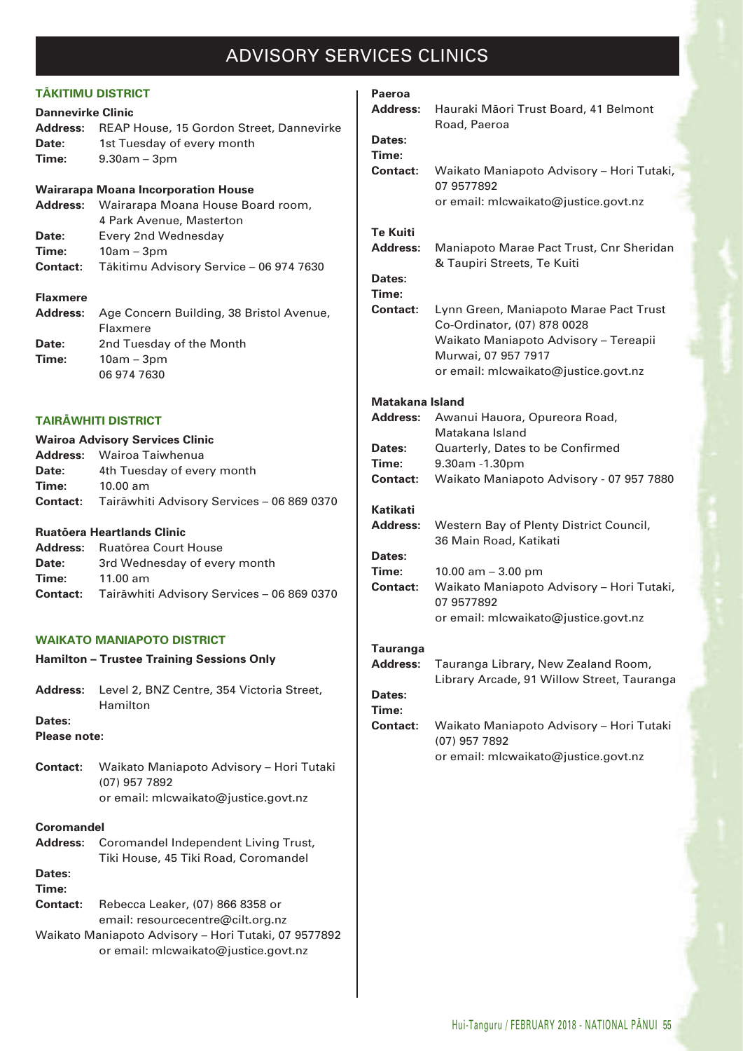# ADVISORY SERVICES CLINICS

## TĀKITIMU DISTRICT

### Dannevirke Clinic

**Address:** REAP House, 15 Gordon Street, Dannevirke
**Date:** 1st Tuesday of every month
**Time:** 9.30am – 3pm

### Wairarapa Moana Incorporation House

**Address:** Wairarapa Moana House Board room, 4 Park Avenue, Masterton
**Date:** Every 2nd Wednesday
**Time:** 10am – 3pm
**Contact:** Tākitimu Advisory Service – 06 974 7630

### Flaxmere

**Address:** Age Concern Building, 38 Bristol Avenue, Flaxmere
**Date:** 2nd Tuesday of the Month
**Time:** 10am – 3pm
06 974 7630

## TAIRĀWHITI DISTRICT

### Wairoa Advisory Services Clinic

**Address:** Wairoa Taiwhenua
**Date:** 4th Tuesday of every month
**Time:** 10.00 am
**Contact:** Tairāwhiti Advisory Services – 06 869 0370

### Ruatōera Heartlands Clinic

**Address:** Ruatōrea Court House
**Date:** 3rd Wednesday of every month
**Time:** 11.00 am
**Contact:** Tairāwhiti Advisory Services – 06 869 0370

## WAIKATO MANIAPOTO DISTRICT

### Hamilton – Trustee Training Sessions Only

**Address:** Level 2, BNZ Centre, 354 Victoria Street, Hamilton
**Dates:**
**Please note:**

**Contact:** Waikato Maniapoto Advisory – Hori Tutaki (07) 957 7892
or email: mlcwaikato@justice.govt.nz

### Coromandel

**Address:** Coromandel Independent Living Trust, Tiki House, 45 Tiki Road, Coromandel
**Dates:**
**Time:**
**Contact:** Rebecca Leaker, (07) 866 8358 or email: resourcecentre@cilt.org.nz
Waikato Maniapoto Advisory – Hori Tutaki, 07 9577892
or email: mlcwaikato@justice.govt.nz

### Paeroa

**Address:** Hauraki Māori Trust Board, 41 Belmont Road, Paeroa
**Dates:**
**Time:**
**Contact:** Waikato Maniapoto Advisory – Hori Tutaki, 07 9577892
or email: mlcwaikato@justice.govt.nz

### Te Kuiti

**Address:** Maniapoto Marae Pact Trust, Cnr Sheridan & Taupiri Streets, Te Kuiti
**Dates:**
**Time:**
**Contact:** Lynn Green, Maniapoto Marae Pact Trust Co-Ordinator, (07) 878 0028
Waikato Maniapoto Advisory – Tereapii Murwai, 07 957 7917
or email: mlcwaikato@justice.govt.nz

### Matakana Island

**Address:** Awanui Hauora, Opureora Road, Matakana Island
**Dates:** Quarterly, Dates to be Confirmed
**Time:** 9.30am -1.30pm
**Contact:** Waikato Maniapoto Advisory - 07 957 7880

### Katikati

**Address:** Western Bay of Plenty District Council, 36 Main Road, Katikati
**Dates:**
**Time:** 10.00 am – 3.00 pm
**Contact:** Waikato Maniapoto Advisory – Hori Tutaki, 07 9577892
or email: mlcwaikato@justice.govt.nz

### Tauranga

**Address:** Tauranga Library, New Zealand Room, Library Arcade, 91 Willow Street, Tauranga
**Dates:**
**Time:**
**Contact:** Waikato Maniapoto Advisory – Hori Tutaki (07) 957 7892
or email: mlcwaikato@justice.govt.nz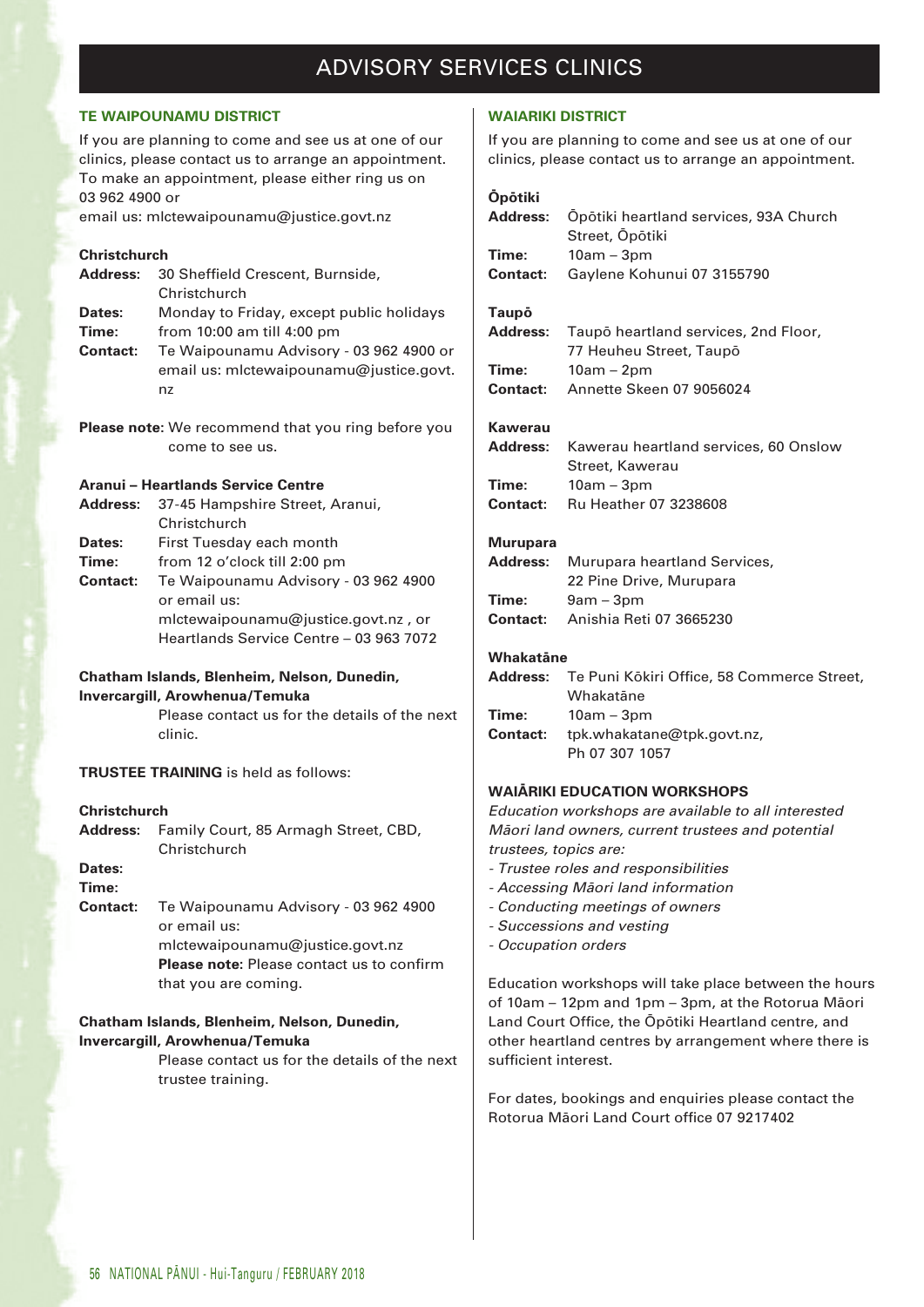# ADVISORY SERVICES CLINICS

## TE WAIPOUNAMU DISTRICT

If you are planning to come and see us at one of our clinics, please contact us to arrange an appointment. To make an appointment, please either ring us on 03 962 4900 or
email us: mlctewaipounamu@justice.govt.nz

### Christchurch

**Address:** 30 Sheffield Crescent, Burnside, Christchurch
**Dates:** Monday to Friday, except public holidays
**Time:** from 10:00 am till 4:00 pm
**Contact:** Te Waipounamu Advisory - 03 962 4900 or email us: mlctewaipounamu@justice.govt.nz

**Please note:** We recommend that you ring before you come to see us.

### Aranui – Heartlands Service Centre

**Address:** 37-45 Hampshire Street, Aranui, Christchurch
**Dates:** First Tuesday each month
**Time:** from 12 o'clock till 2:00 pm
**Contact:** Te Waipounamu Advisory - 03 962 4900 or email us: mlctewaipounamu@justice.govt.nz , or Heartlands Service Centre – 03 963 7072

### Chatham Islands, Blenheim, Nelson, Dunedin, Invercargill, Arowhenua/Temuka

Please contact us for the details of the next clinic.

**TRUSTEE TRAINING** is held as follows:

### Christchurch

**Address:** Family Court, 85 Armagh Street, CBD, Christchurch
**Dates:**
**Time:**
**Contact:** Te Waipounamu Advisory - 03 962 4900 or email us: mlctewaipounamu@justice.govt.nz
**Please note:** Please contact us to confirm that you are coming.

### Chatham Islands, Blenheim, Nelson, Dunedin, Invercargill, Arowhenua/Temuka

Please contact us for the details of the next trustee training.

## WAIARIKI DISTRICT

If you are planning to come and see us at one of our clinics, please contact us to arrange an appointment.

### Ōpōtiki

**Address:** Ōpōtiki heartland services, 93A Church Street, Ōpōtiki
**Time:** 10am – 3pm
**Contact:** Gaylene Kohunui 07 3155790

### Taupō

**Address:** Taupō heartland services, 2nd Floor, 77 Heuheu Street, Taupō
**Time:** 10am – 2pm
**Contact:** Annette Skeen 07 9056024

### Kawerau

**Address:** Kawerau heartland services, 60 Onslow Street, Kawerau
**Time:** 10am – 3pm
**Contact:** Ru Heather 07 3238608

### Murupara

**Address:** Murupara heartland Services, 22 Pine Drive, Murupara
**Time:** 9am – 3pm
**Contact:** Anishia Reti 07 3665230

### Whakatāne

**Address:** Te Puni Kōkiri Office, 58 Commerce Street, Whakatāne
**Time:** 10am – 3pm
**Contact:** tpk.whakatane@tpk.govt.nz, Ph 07 307 1057

## WAIĀRIKI EDUCATION WORKSHOPS

*Education workshops are available to all interested Māori land owners, current trustees and potential trustees, topics are:*

- *Trustee roles and responsibilities*
- *Accessing Māori land information*
- *Conducting meetings of owners*
- *Successions and vesting*
- *Occupation orders*

Education workshops will take place between the hours of 10am – 12pm and 1pm – 3pm, at the Rotorua Māori Land Court Office, the Ōpōtiki Heartland centre, and other heartland centres by arrangement where there is sufficient interest.

For dates, bookings and enquiries please contact the Rotorua Māori Land Court office 07 9217402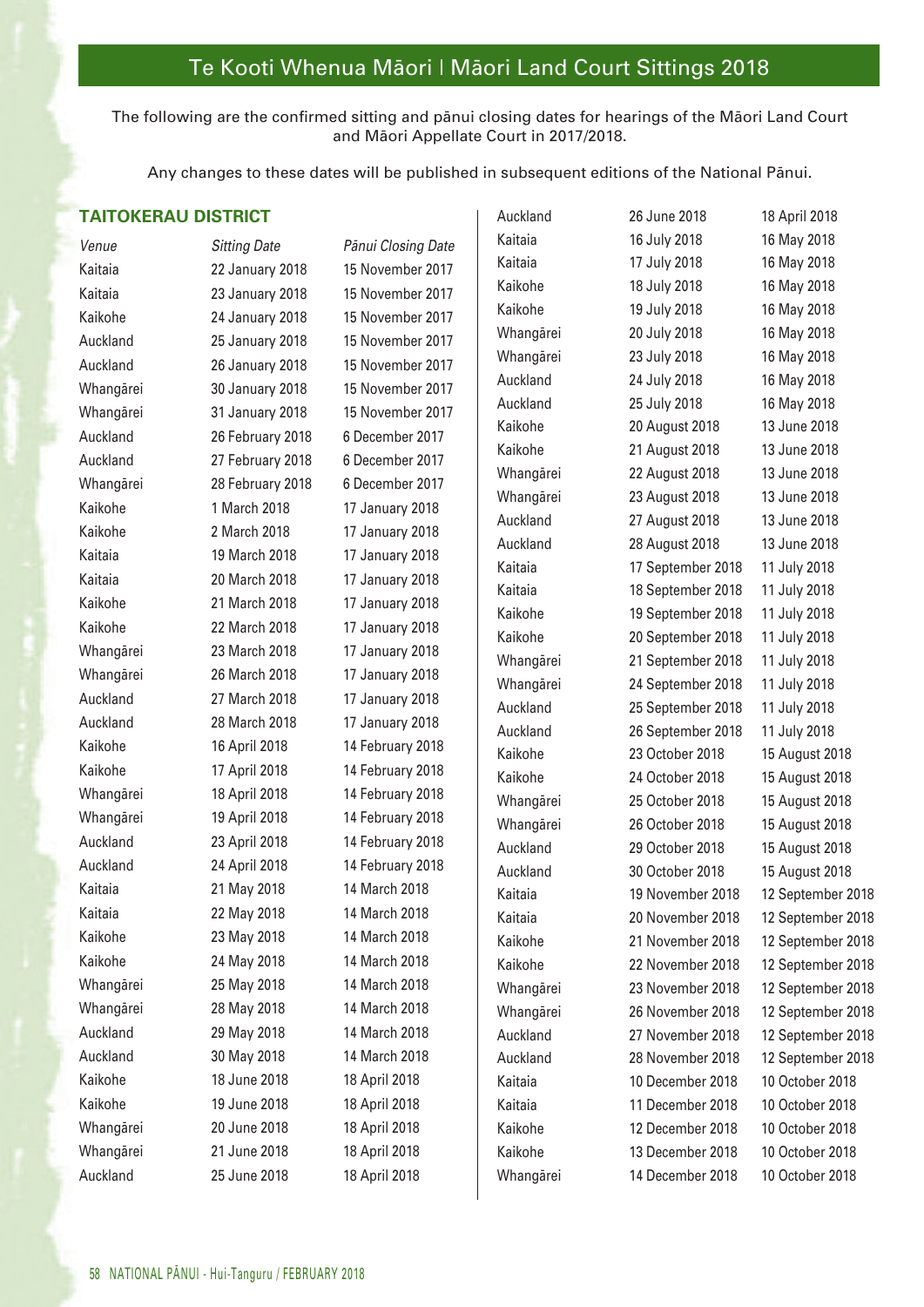## Te Kooti Whenua Māori | Māori Land Court Sittings 2018

The following are the confirmed sitting and pānui closing dates for hearings of the Māori Land Court and Māori Appellate Court in 2017/2018.

Any changes to these dates will be published in subsequent editions of the National Pānui.

### TAITOKERAU DISTRICT

| *Venue* | *Sitting Date* | *Pānui Closing Date* |
|---|---|---|
| Kaitaia | 22 January 2018 | 15 November 2017 |
| Kaitaia | 23 January 2018 | 15 November 2017 |
| Kaikohe | 24 January 2018 | 15 November 2017 |
| Auckland | 25 January 2018 | 15 November 2017 |
| Auckland | 26 January 2018 | 15 November 2017 |
| Whangārei | 30 January 2018 | 15 November 2017 |
| Whangārei | 31 January 2018 | 15 November 2017 |
| Auckland | 26 February 2018 | 6 December 2017 |
| Auckland | 27 February 2018 | 6 December 2017 |
| Whangārei | 28 February 2018 | 6 December 2017 |
| Kaikohe | 1 March 2018 | 17 January 2018 |
| Kaikohe | 2 March 2018 | 17 January 2018 |
| Kaitaia | 19 March 2018 | 17 January 2018 |
| Kaitaia | 20 March 2018 | 17 January 2018 |
| Kaikohe | 21 March 2018 | 17 January 2018 |
| Kaikohe | 22 March 2018 | 17 January 2018 |
| Whangārei | 23 March 2018 | 17 January 2018 |
| Whangārei | 26 March 2018 | 17 January 2018 |
| Auckland | 27 March 2018 | 17 January 2018 |
| Auckland | 28 March 2018 | 17 January 2018 |
| Kaikohe | 16 April 2018 | 14 February 2018 |
| Kaikohe | 17 April 2018 | 14 February 2018 |
| Whangārei | 18 April 2018 | 14 February 2018 |
| Whangārei | 19 April 2018 | 14 February 2018 |
| Auckland | 23 April 2018 | 14 February 2018 |
| Auckland | 24 April 2018 | 14 February 2018 |
| Kaitaia | 21 May 2018 | 14 March 2018 |
| Kaitaia | 22 May 2018 | 14 March 2018 |
| Kaikohe | 23 May 2018 | 14 March 2018 |
| Kaikohe | 24 May 2018 | 14 March 2018 |
| Whangārei | 25 May 2018 | 14 March 2018 |
| Whangārei | 28 May 2018 | 14 March 2018 |
| Auckland | 29 May 2018 | 14 March 2018 |
| Auckland | 30 May 2018 | 14 March 2018 |
| Kaikohe | 18 June 2018 | 18 April 2018 |
| Kaikohe | 19 June 2018 | 18 April 2018 |
| Whangārei | 20 June 2018 | 18 April 2018 |
| Whangārei | 21 June 2018 | 18 April 2018 |
| Auckland | 25 June 2018 | 18 April 2018 |
| Auckland | 26 June 2018 | 18 April 2018 |
| Kaitaia | 16 July 2018 | 16 May 2018 |
| Kaitaia | 17 July 2018 | 16 May 2018 |
| Kaikohe | 18 July 2018 | 16 May 2018 |
| Kaikohe | 19 July 2018 | 16 May 2018 |
| Whangārei | 20 July 2018 | 16 May 2018 |
| Whangārei | 23 July 2018 | 16 May 2018 |
| Auckland | 24 July 2018 | 16 May 2018 |
| Auckland | 25 July 2018 | 16 May 2018 |
| Kaikohe | 20 August 2018 | 13 June 2018 |
| Kaikohe | 21 August 2018 | 13 June 2018 |
| Whangārei | 22 August 2018 | 13 June 2018 |
| Whangārei | 23 August 2018 | 13 June 2018 |
| Auckland | 27 August 2018 | 13 June 2018 |
| Auckland | 28 August 2018 | 13 June 2018 |
| Kaitaia | 17 September 2018 | 11 July 2018 |
| Kaitaia | 18 September 2018 | 11 July 2018 |
| Kaikohe | 19 September 2018 | 11 July 2018 |
| Kaikohe | 20 September 2018 | 11 July 2018 |
| Whangārei | 21 September 2018 | 11 July 2018 |
| Whangārei | 24 September 2018 | 11 July 2018 |
| Auckland | 25 September 2018 | 11 July 2018 |
| Auckland | 26 September 2018 | 11 July 2018 |
| Kaikohe | 23 October 2018 | 15 August 2018 |
| Kaikohe | 24 October 2018 | 15 August 2018 |
| Whangārei | 25 October 2018 | 15 August 2018 |
| Whangārei | 26 October 2018 | 15 August 2018 |
| Auckland | 29 October 2018 | 15 August 2018 |
| Auckland | 30 October 2018 | 15 August 2018 |
| Kaitaia | 19 November 2018 | 12 September 2018 |
| Kaitaia | 20 November 2018 | 12 September 2018 |
| Kaikohe | 21 November 2018 | 12 September 2018 |
| Kaikohe | 22 November 2018 | 12 September 2018 |
| Whangārei | 23 November 2018 | 12 September 2018 |
| Whangārei | 26 November 2018 | 12 September 2018 |
| Auckland | 27 November 2018 | 12 September 2018 |
| Auckland | 28 November 2018 | 12 September 2018 |
| Kaitaia | 10 December 2018 | 10 October 2018 |
| Kaitaia | 11 December 2018 | 10 October 2018 |
| Kaikohe | 12 December 2018 | 10 October 2018 |
| Kaikohe | 13 December 2018 | 10 October 2018 |
| Whangārei | 14 December 2018 | 10 October 2018 |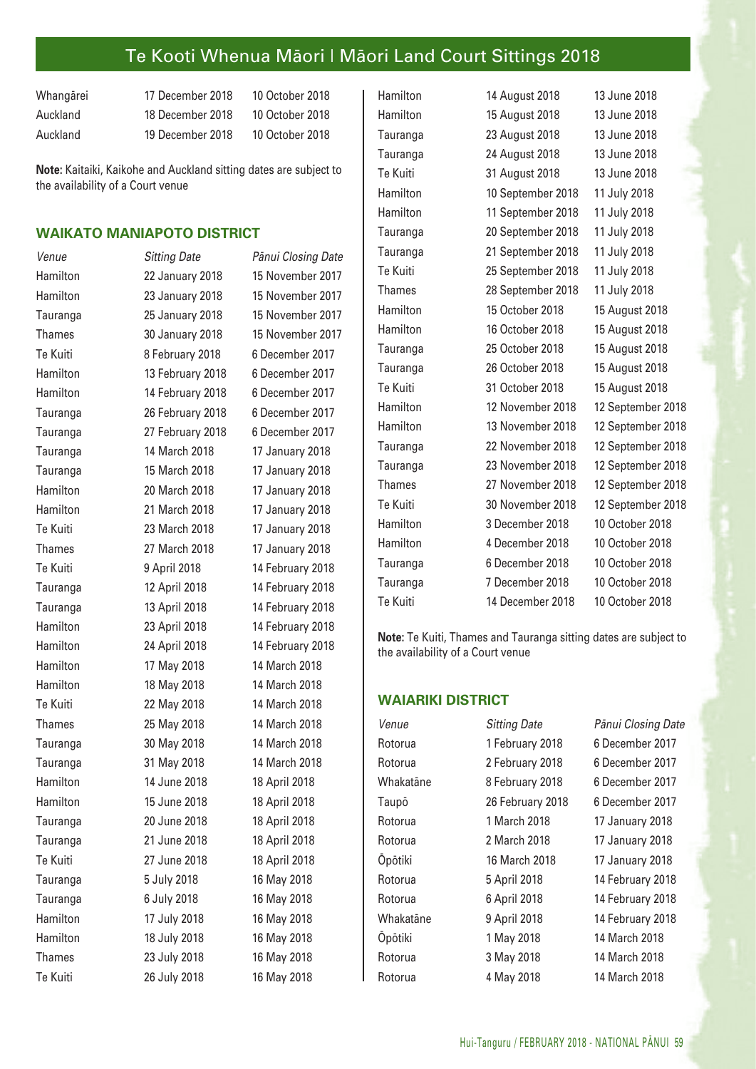| Whangārei | 17 December 2018 | 10 October 2018 |
|---|---|---|
| Auckland | 18 December 2018 | 10 October 2018 |
| Auckland | 19 December 2018 | 10 October 2018 |

**Note:** Kaitaiki, Kaikohe and Auckland sitting dates are subject to the availability of a Court venue

### WAIKATO MANIAPOTO DISTRICT

| *Venue* | *Sitting Date* | *Pānui Closing Date* |
|---|---|---|
| Hamilton | 22 January 2018 | 15 November 2017 |
| Hamilton | 23 January 2018 | 15 November 2017 |
| Tauranga | 25 January 2018 | 15 November 2017 |
| Thames | 30 January 2018 | 15 November 2017 |
| Te Kuiti | 8 February 2018 | 6 December 2017 |
| Hamilton | 13 February 2018 | 6 December 2017 |
| Hamilton | 14 February 2018 | 6 December 2017 |
| Tauranga | 26 February 2018 | 6 December 2017 |
| Tauranga | 27 February 2018 | 6 December 2017 |
| Tauranga | 14 March 2018 | 17 January 2018 |
| Tauranga | 15 March 2018 | 17 January 2018 |
| Hamilton | 20 March 2018 | 17 January 2018 |
| Hamilton | 21 March 2018 | 17 January 2018 |
| Te Kuiti | 23 March 2018 | 17 January 2018 |
| Thames | 27 March 2018 | 17 January 2018 |
| Te Kuiti | 9 April 2018 | 14 February 2018 |
| Tauranga | 12 April 2018 | 14 February 2018 |
| Tauranga | 13 April 2018 | 14 February 2018 |
| Hamilton | 23 April 2018 | 14 February 2018 |
| Hamilton | 24 April 2018 | 14 February 2018 |
| Hamilton | 17 May 2018 | 14 March 2018 |
| Hamilton | 18 May 2018 | 14 March 2018 |
| Te Kuiti | 22 May 2018 | 14 March 2018 |
| Thames | 25 May 2018 | 14 March 2018 |
| Tauranga | 30 May 2018 | 14 March 2018 |
| Tauranga | 31 May 2018 | 14 March 2018 |
| Hamilton | 14 June 2018 | 18 April 2018 |
| Hamilton | 15 June 2018 | 18 April 2018 |
| Tauranga | 20 June 2018 | 18 April 2018 |
| Tauranga | 21 June 2018 | 18 April 2018 |
| Te Kuiti | 27 June 2018 | 18 April 2018 |
| Tauranga | 5 July 2018 | 16 May 2018 |
| Tauranga | 6 July 2018 | 16 May 2018 |
| Hamilton | 17 July 2018 | 16 May 2018 |
| Hamilton | 18 July 2018 | 16 May 2018 |
| Thames | 23 July 2018 | 16 May 2018 |
| Te Kuiti | 26 July 2018 | 16 May 2018 |
| Hamilton | 14 August 2018 | 13 June 2018 |
| Hamilton | 15 August 2018 | 13 June 2018 |
| Tauranga | 23 August 2018 | 13 June 2018 |
| Tauranga | 24 August 2018 | 13 June 2018 |
| Te Kuiti | 31 August 2018 | 13 June 2018 |
| Hamilton | 10 September 2018 | 11 July 2018 |
| Hamilton | 11 September 2018 | 11 July 2018 |
| Tauranga | 20 September 2018 | 11 July 2018 |
| Tauranga | 21 September 2018 | 11 July 2018 |
| Te Kuiti | 25 September 2018 | 11 July 2018 |
| Thames | 28 September 2018 | 11 July 2018 |
| Hamilton | 15 October 2018 | 15 August 2018 |
| Hamilton | 16 October 2018 | 15 August 2018 |
| Tauranga | 25 October 2018 | 15 August 2018 |
| Tauranga | 26 October 2018 | 15 August 2018 |
| Te Kuiti | 31 October 2018 | 15 August 2018 |
| Hamilton | 12 November 2018 | 12 September 2018 |
| Hamilton | 13 November 2018 | 12 September 2018 |
| Tauranga | 22 November 2018 | 12 September 2018 |
| Tauranga | 23 November 2018 | 12 September 2018 |
| Thames | 27 November 2018 | 12 September 2018 |
| Te Kuiti | 30 November 2018 | 12 September 2018 |
| Hamilton | 3 December 2018 | 10 October 2018 |
| Hamilton | 4 December 2018 | 10 October 2018 |
| Tauranga | 6 December 2018 | 10 October 2018 |
| Tauranga | 7 December 2018 | 10 October 2018 |
| Te Kuiti | 14 December 2018 | 10 October 2018 |

**Note:** Te Kuiti, Thames and Tauranga sitting dates are subject to the availability of a Court venue

### WAIARIKI DISTRICT

| *Venue* | *Sitting Date* | *Pānui Closing Date* |
|---|---|---|
| Rotorua | 1 February 2018 | 6 December 2017 |
| Rotorua | 2 February 2018 | 6 December 2017 |
| Whakatāne | 8 February 2018 | 6 December 2017 |
| Taupō | 26 February 2018 | 6 December 2017 |
| Rotorua | 1 March 2018 | 17 January 2018 |
| Rotorua | 2 March 2018 | 17 January 2018 |
| Ōpōtiki | 16 March 2018 | 17 January 2018 |
| Rotorua | 5 April 2018 | 14 February 2018 |
| Rotorua | 6 April 2018 | 14 February 2018 |
| Whakatāne | 9 April 2018 | 14 February 2018 |
| Ōpōtiki | 1 May 2018 | 14 March 2018 |
| Rotorua | 3 May 2018 | 14 March 2018 |
| Rotorua | 4 May 2018 | 14 March 2018 |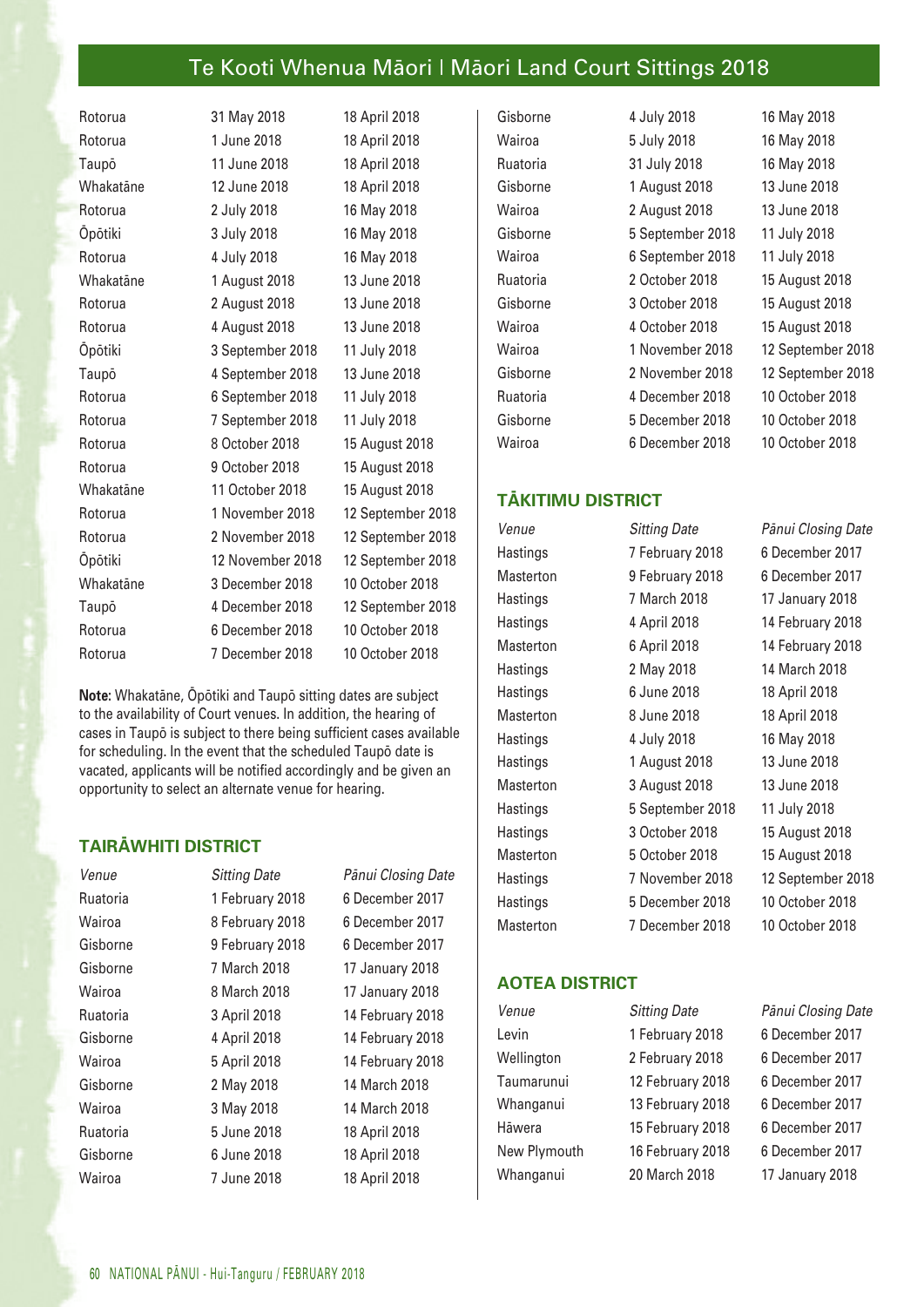## Te Kooti Whenua Māori | Māori Land Court Sittings 2018

| | | |
|---|---|---|
| Rotorua | 31 May 2018 | 18 April 2018 |
| Rotorua | 1 June 2018 | 18 April 2018 |
| Taupō | 11 June 2018 | 18 April 2018 |
| Whakatāne | 12 June 2018 | 18 April 2018 |
| Rotorua | 2 July 2018 | 16 May 2018 |
| Ōpōtiki | 3 July 2018 | 16 May 2018 |
| Rotorua | 4 July 2018 | 16 May 2018 |
| Whakatāne | 1 August 2018 | 13 June 2018 |
| Rotorua | 2 August 2018 | 13 June 2018 |
| Rotorua | 4 August 2018 | 13 June 2018 |
| Ōpōtiki | 3 September 2018 | 11 July 2018 |
| Taupō | 4 September 2018 | 13 June 2018 |
| Rotorua | 6 September 2018 | 11 July 2018 |
| Rotorua | 7 September 2018 | 11 July 2018 |
| Rotorua | 8 October 2018 | 15 August 2018 |
| Rotorua | 9 October 2018 | 15 August 2018 |
| Whakatāne | 11 October 2018 | 15 August 2018 |
| Rotorua | 1 November 2018 | 12 September 2018 |
| Rotorua | 2 November 2018 | 12 September 2018 |
| Ōpōtiki | 12 November 2018 | 12 September 2018 |
| Whakatāne | 3 December 2018 | 10 October 2018 |
| Taupō | 4 December 2018 | 12 September 2018 |
| Rotorua | 6 December 2018 | 10 October 2018 |
| Rotorua | 7 December 2018 | 10 October 2018 |

**Note**: Whakatāne, Ōpōtiki and Taupō sitting dates are subject to the availability of Court venues. In addition, the hearing of cases in Taupō is subject to there being sufficient cases available for scheduling. In the event that the scheduled Taupō date is vacated, applicants will be notified accordingly and be given an opportunity to select an alternate venue for hearing.

### TAIRĀWHITI DISTRICT

| *Venue* | *Sitting Date* | *Pānui Closing Date* |
|---|---|---|
| Ruatoria | 1 February 2018 | 6 December 2017 |
| Wairoa | 8 February 2018 | 6 December 2017 |
| Gisborne | 9 February 2018 | 6 December 2017 |
| Gisborne | 7 March 2018 | 17 January 2018 |
| Wairoa | 8 March 2018 | 17 January 2018 |
| Ruatoria | 3 April 2018 | 14 February 2018 |
| Gisborne | 4 April 2018 | 14 February 2018 |
| Wairoa | 5 April 2018 | 14 February 2018 |
| Gisborne | 2 May 2018 | 14 March 2018 |
| Wairoa | 3 May 2018 | 14 March 2018 |
| Ruatoria | 5 June 2018 | 18 April 2018 |
| Gisborne | 6 June 2018 | 18 April 2018 |
| Wairoa | 7 June 2018 | 18 April 2018 |
| Gisborne | 4 July 2018 | 16 May 2018 |
| Wairoa | 5 July 2018 | 16 May 2018 |
| Ruatoria | 31 July 2018 | 16 May 2018 |
| Gisborne | 1 August 2018 | 13 June 2018 |
| Wairoa | 2 August 2018 | 13 June 2018 |
| Gisborne | 5 September 2018 | 11 July 2018 |
| Wairoa | 6 September 2018 | 11 July 2018 |
| Ruatoria | 2 October 2018 | 15 August 2018 |
| Gisborne | 3 October 2018 | 15 August 2018 |
| Wairoa | 4 October 2018 | 15 August 2018 |
| Wairoa | 1 November 2018 | 12 September 2018 |
| Gisborne | 2 November 2018 | 12 September 2018 |
| Ruatoria | 4 December 2018 | 10 October 2018 |
| Gisborne | 5 December 2018 | 10 October 2018 |
| Wairoa | 6 December 2018 | 10 October 2018 |

### TĀKITIMU DISTRICT

| *Venue* | *Sitting Date* | *Pānui Closing Date* |
|---|---|---|
| Hastings | 7 February 2018 | 6 December 2017 |
| Masterton | 9 February 2018 | 6 December 2017 |
| Hastings | 7 March 2018 | 17 January 2018 |
| Hastings | 4 April 2018 | 14 February 2018 |
| Masterton | 6 April 2018 | 14 February 2018 |
| Hastings | 2 May 2018 | 14 March 2018 |
| Hastings | 6 June 2018 | 18 April 2018 |
| Masterton | 8 June 2018 | 18 April 2018 |
| Hastings | 4 July 2018 | 16 May 2018 |
| Hastings | 1 August 2018 | 13 June 2018 |
| Masterton | 3 August 2018 | 13 June 2018 |
| Hastings | 5 September 2018 | 11 July 2018 |
| Hastings | 3 October 2018 | 15 August 2018 |
| Masterton | 5 October 2018 | 15 August 2018 |
| Hastings | 7 November 2018 | 12 September 2018 |
| Hastings | 5 December 2018 | 10 October 2018 |
| Masterton | 7 December 2018 | 10 October 2018 |

### AOTEA DISTRICT

| *Venue* | *Sitting Date* | *Pānui Closing Date* |
|---|---|---|
| Levin | 1 February 2018 | 6 December 2017 |
| Wellington | 2 February 2018 | 6 December 2017 |
| Taumarunui | 12 February 2018 | 6 December 2017 |
| Whanganui | 13 February 2018 | 6 December 2017 |
| Hāwera | 15 February 2018 | 6 December 2017 |
| New Plymouth | 16 February 2018 | 6 December 2017 |
| Whanganui | 20 March 2018 | 17 January 2018 |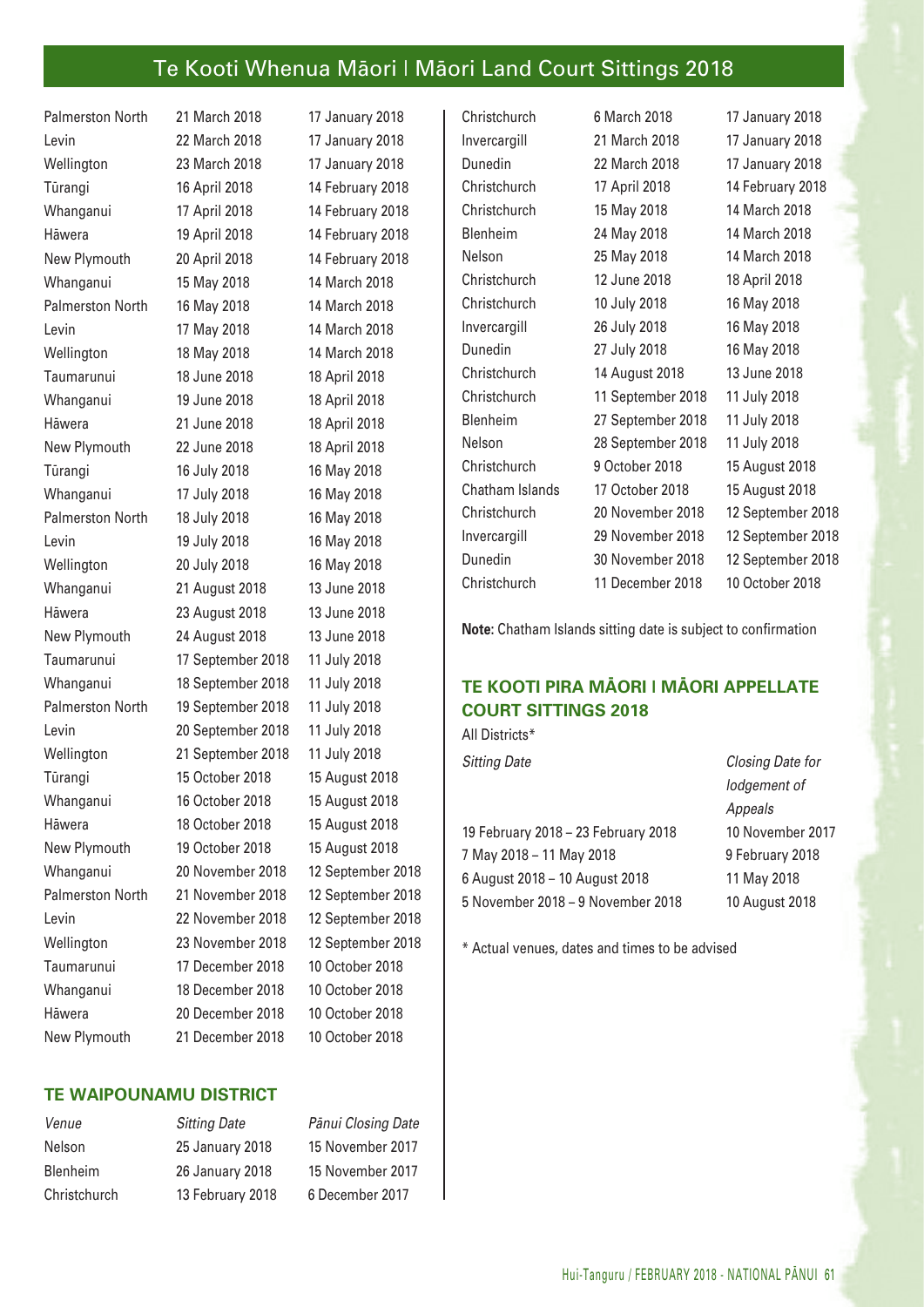# Te Kooti Whenua Māori | Māori Land Court Sittings 2018

| | | |
|---|---|---|
| Palmerston North | 21 March 2018 | 17 January 2018 |
| Levin | 22 March 2018 | 17 January 2018 |
| Wellington | 23 March 2018 | 17 January 2018 |
| Tūrangi | 16 April 2018 | 14 February 2018 |
| Whanganui | 17 April 2018 | 14 February 2018 |
| Hāwera | 19 April 2018 | 14 February 2018 |
| New Plymouth | 20 April 2018 | 14 February 2018 |
| Whanganui | 15 May 2018 | 14 March 2018 |
| Palmerston North | 16 May 2018 | 14 March 2018 |
| Levin | 17 May 2018 | 14 March 2018 |
| Wellington | 18 May 2018 | 14 March 2018 |
| Taumarunui | 18 June 2018 | 18 April 2018 |
| Whanganui | 19 June 2018 | 18 April 2018 |
| Hāwera | 21 June 2018 | 18 April 2018 |
| New Plymouth | 22 June 2018 | 18 April 2018 |
| Tūrangi | 16 July 2018 | 16 May 2018 |
| Whanganui | 17 July 2018 | 16 May 2018 |
| Palmerston North | 18 July 2018 | 16 May 2018 |
| Levin | 19 July 2018 | 16 May 2018 |
| Wellington | 20 July 2018 | 16 May 2018 |
| Whanganui | 21 August 2018 | 13 June 2018 |
| Hāwera | 23 August 2018 | 13 June 2018 |
| New Plymouth | 24 August 2018 | 13 June 2018 |
| Taumarunui | 17 September 2018 | 11 July 2018 |
| Whanganui | 18 September 2018 | 11 July 2018 |
| Palmerston North | 19 September 2018 | 11 July 2018 |
| Levin | 20 September 2018 | 11 July 2018 |
| Wellington | 21 September 2018 | 11 July 2018 |
| Tūrangi | 15 October 2018 | 15 August 2018 |
| Whanganui | 16 October 2018 | 15 August 2018 |
| Hāwera | 18 October 2018 | 15 August 2018 |
| New Plymouth | 19 October 2018 | 15 August 2018 |
| Whanganui | 20 November 2018 | 12 September 2018 |
| Palmerston North | 21 November 2018 | 12 September 2018 |
| Levin | 22 November 2018 | 12 September 2018 |
| Wellington | 23 November 2018 | 12 September 2018 |
| Taumarunui | 17 December 2018 | 10 October 2018 |
| Whanganui | 18 December 2018 | 10 October 2018 |
| Hāwera | 20 December 2018 | 10 October 2018 |
| New Plymouth | 21 December 2018 | 10 October 2018 |

## TE WAIPOUNAMU DISTRICT

| *Venue* | *Sitting Date* | *Pānui Closing Date* |
|---|---|---|
| Nelson | 25 January 2018 | 15 November 2017 |
| Blenheim | 26 January 2018 | 15 November 2017 |
| Christchurch | 13 February 2018 | 6 December 2017 |
| Christchurch | 6 March 2018 | 17 January 2018 |
| Invercargill | 21 March 2018 | 17 January 2018 |
| Dunedin | 22 March 2018 | 17 January 2018 |
| Christchurch | 17 April 2018 | 14 February 2018 |
| Christchurch | 15 May 2018 | 14 March 2018 |
| Blenheim | 24 May 2018 | 14 March 2018 |
| Nelson | 25 May 2018 | 14 March 2018 |
| Christchurch | 12 June 2018 | 18 April 2018 |
| Christchurch | 10 July 2018 | 16 May 2018 |
| Invercargill | 26 July 2018 | 16 May 2018 |
| Dunedin | 27 July 2018 | 16 May 2018 |
| Christchurch | 14 August 2018 | 13 June 2018 |
| Christchurch | 11 September 2018 | 11 July 2018 |
| Blenheim | 27 September 2018 | 11 July 2018 |
| Nelson | 28 September 2018 | 11 July 2018 |
| Christchurch | 9 October 2018 | 15 August 2018 |
| Chatham Islands | 17 October 2018 | 15 August 2018 |
| Christchurch | 20 November 2018 | 12 September 2018 |
| Invercargill | 29 November 2018 | 12 September 2018 |
| Dunedin | 30 November 2018 | 12 September 2018 |
| Christchurch | 11 December 2018 | 10 October 2018 |

**Note:** Chatham Islands sitting date is subject to confirmation

## TE KOOTI PIRA MĀORI | MĀORI APPELLATE COURT SITTINGS 2018

All Districts*

| *Sitting Date* | *Closing Date for lodgement of Appeals* |
|---|---|
| 19 February 2018 – 23 February 2018 | 10 November 2017 |
| 7 May 2018 – 11 May 2018 | 9 February 2018 |
| 6 August 2018 – 10 August 2018 | 11 May 2018 |
| 5 November 2018 – 9 November 2018 | 10 August 2018 |

* Actual venues, dates and times to be advised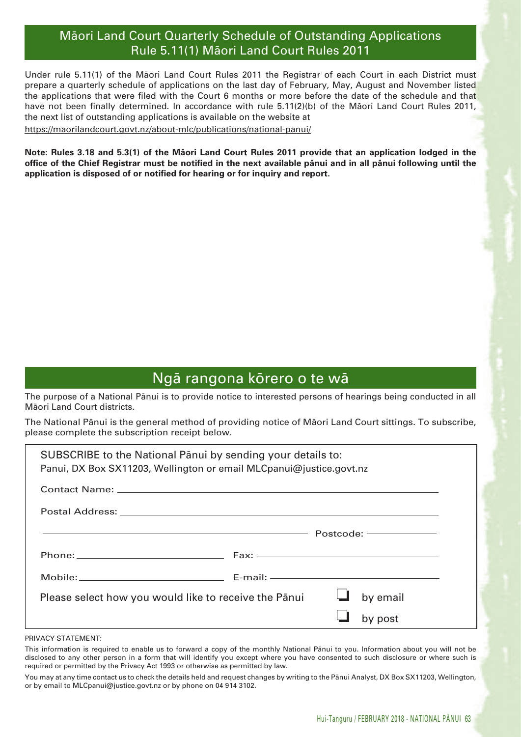## Māori Land Court Quarterly Schedule of Outstanding Applications Rule 5.11(1) Māori Land Court Rules 2011

Under rule 5.11(1) of the Māori Land Court Rules 2011 the Registrar of each Court in each District must prepare a quarterly schedule of applications on the last day of February, May, August and November listed the applications that were filed with the Court 6 months or more before the date of the schedule and that have not been finally determined. In accordance with rule 5.11(2)(b) of the Māori Land Court Rules 2011, the next list of outstanding applications is available on the website at https://maorilandcourt.govt.nz/about-mlc/publications/national-panui/

**Note: Rules 3.18 and 5.3(1) of the Māori Land Court Rules 2011 provide that an application lodged in the office of the Chief Registrar must be notified in the next available pānui and in all pānui following until the application is disposed of or notified for hearing or for inquiry and report.**

## Ngā rangona kōrero o te wā

The purpose of a National Pānui is to provide notice to interested persons of hearings being conducted in all Māori Land Court districts.

The National Pānui is the general method of providing notice of Māori Land Court sittings. To subscribe, please complete the subscription receipt below.

SUBSCRIBE to the National Pānui by sending your details to:
Panui, DX Box SX11203, Wellington or email MLCpanui@justice.govt.nz

Contact Name: ______________________________

Postal Address: ______________________________

______________________________ Postcode: ______________

Phone: ______________________________ Fax: ______________________________

Mobile: ______________________________ E-mail: ______________________________

Please select how you would like to receive the Pānui

- [ ] by email
- [ ] by post

PRIVACY STATEMENT:

This information is required to enable us to forward a copy of the monthly National Pānui to you. Information about you will not be disclosed to any other person in a form that will identify you except where you have consented to such disclosure or where such is required or permitted by the Privacy Act 1993 or otherwise as permitted by law.

You may at any time contact us to check the details held and request changes by writing to the Pānui Analyst, DX Box SX11203, Wellington, or by email to MLCpanui@justice.govt.nz or by phone on 04 914 3102.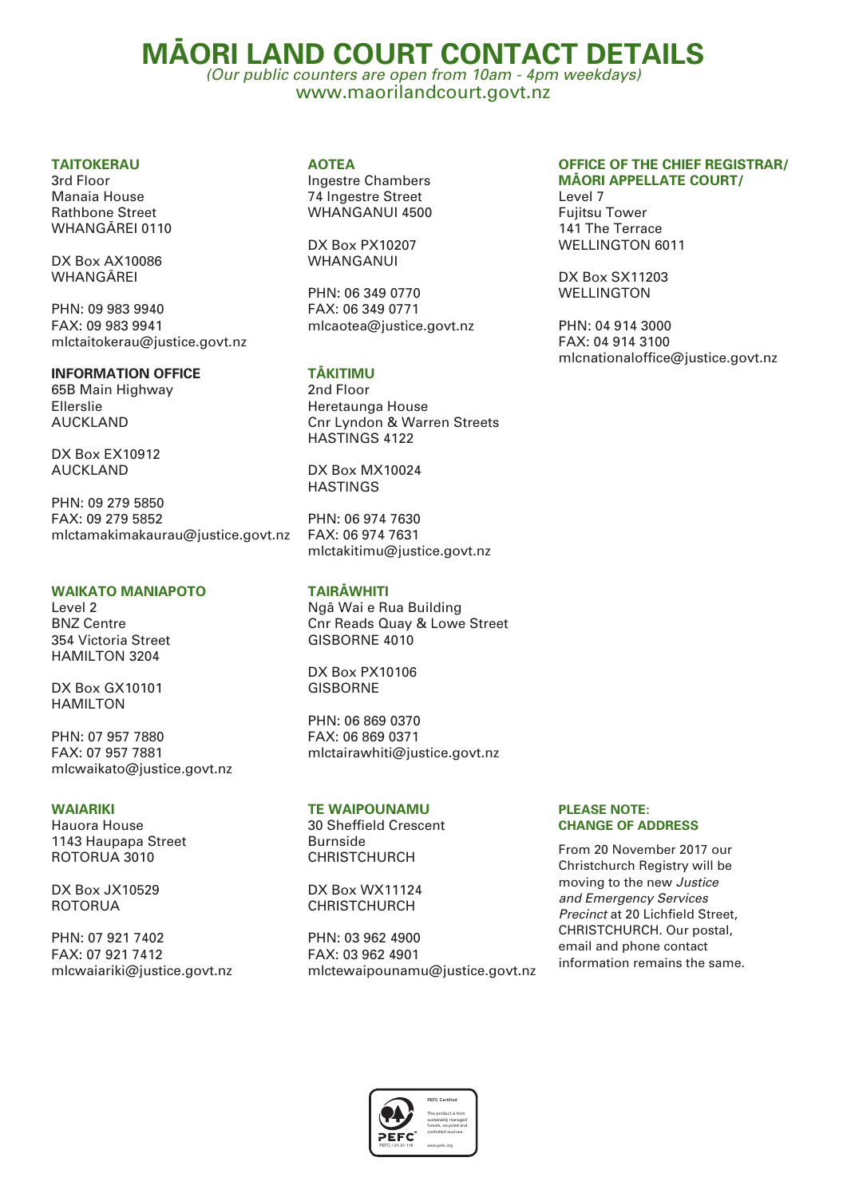# MĀORI LAND COURT CONTACT DETAILS

*(Our public counters are open from 10am - 4pm weekdays)*

www.maorilandcourt.govt.nz

**TAITOKERAU**
3rd Floor
Manaia House
Rathbone Street
WHANGĀREI 0110

DX Box AX10086
WHANGĀREI

PHN: 09 983 9940
FAX: 09 983 9941
mlctaitokerau@justice.govt.nz

**INFORMATION OFFICE**
65B Main Highway
Ellerslie
AUCKLAND

DX Box EX10912
AUCKLAND

PHN: 09 279 5850
FAX: 09 279 5852
mlctamakimakaurau@justice.govt.nz

**WAIKATO MANIAPOTO**
Level 2
BNZ Centre
354 Victoria Street
HAMILTON 3204

DX Box GX10101
HAMILTON

PHN: 07 957 7880
FAX: 07 957 7881
mlcwaikato@justice.govt.nz

**WAIARIKI**
Hauora House
1143 Haupapa Street
ROTORUA 3010

DX Box JX10529
ROTORUA

PHN: 07 921 7402
FAX: 07 921 7412
mlcwaiariki@justice.govt.nz

**AOTEA**
Ingestre Chambers
74 Ingestre Street
WHANGANUI 4500

DX Box PX10207
WHANGANUI

PHN: 06 349 0770
FAX: 06 349 0771
mlcaotea@justice.govt.nz

**TĀKITIMU**
2nd Floor
Heretaunga House
Cnr Lyndon & Warren Streets
HASTINGS 4122

DX Box MX10024
HASTINGS

PHN: 06 974 7630
FAX: 06 974 7631
mlctakitimu@justice.govt.nz

**TAIRĀWHITI**
Ngā Wai e Rua Building
Cnr Reads Quay & Lowe Street
GISBORNE 4010

DX Box PX10106
GISBORNE

PHN: 06 869 0370
FAX: 06 869 0371
mlctairawhiti@justice.govt.nz

**TE WAIPOUNAMU**
30 Sheffield Crescent
Burnside
CHRISTCHURCH

DX Box WX11124
CHRISTCHURCH

PHN: 03 962 4900
FAX: 03 962 4901
mlctewaipounamu@justice.govt.nz

**OFFICE OF THE CHIEF REGISTRAR/ MĀORI APPELLATE COURT/**
Level 7
Fujitsu Tower
141 The Terrace
WELLINGTON 6011

DX Box SX11203
WELLINGTON

PHN: 04 914 3000
FAX: 04 914 3100
mlcnationaloffice@justice.govt.nz

**PLEASE NOTE: CHANGE OF ADDRESS**

From 20 November 2017 our Christchurch Registry will be moving to the new *Justice and Emergency Services Precinct* at 20 Lichfield Street, CHRISTCHURCH. Our postal, email and phone contact information remains the same.

PEFC Certified
This product is from sustainably managed forests, recycled and controlled sources.
PEFC / 01-31-116
www.pefc.org